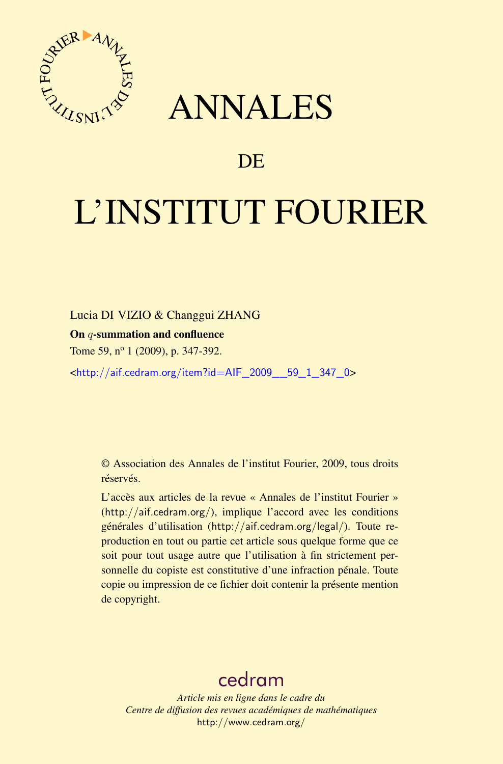# ANNALES

## DE

# L'INSTITUT FOURIER

Lucia DI VIZIO & Changgui ZHANG

**On $q$-summation and confluence**

Tome 59, nº 1 (2009), p. 347-392.

<http://aif.cedram.org/item?id=AIF_2009__59_1_347_0>

© Association des Annales de l'institut Fourier, 2009, tous droits réservés.

L'accès aux articles de la revue « Annales de l'institut Fourier » (http://aif.cedram.org/), implique l'accord avec les conditions générales d'utilisation (http://aif.cedram.org/legal/). Toute reproduction en tout ou partie cet article sous quelque forme que ce soit pour tout usage autre que l'utilisation à fin strictement personnelle du copiste est constitutive d'une infraction pénale. Toute copie ou impression de ce fichier doit contenir la présente mention de copyright.

cedram

*Article mis en ligne dans le cadre du*
*Centre de diffusion des revues académiques de mathématiques*
http://www.cedram.org/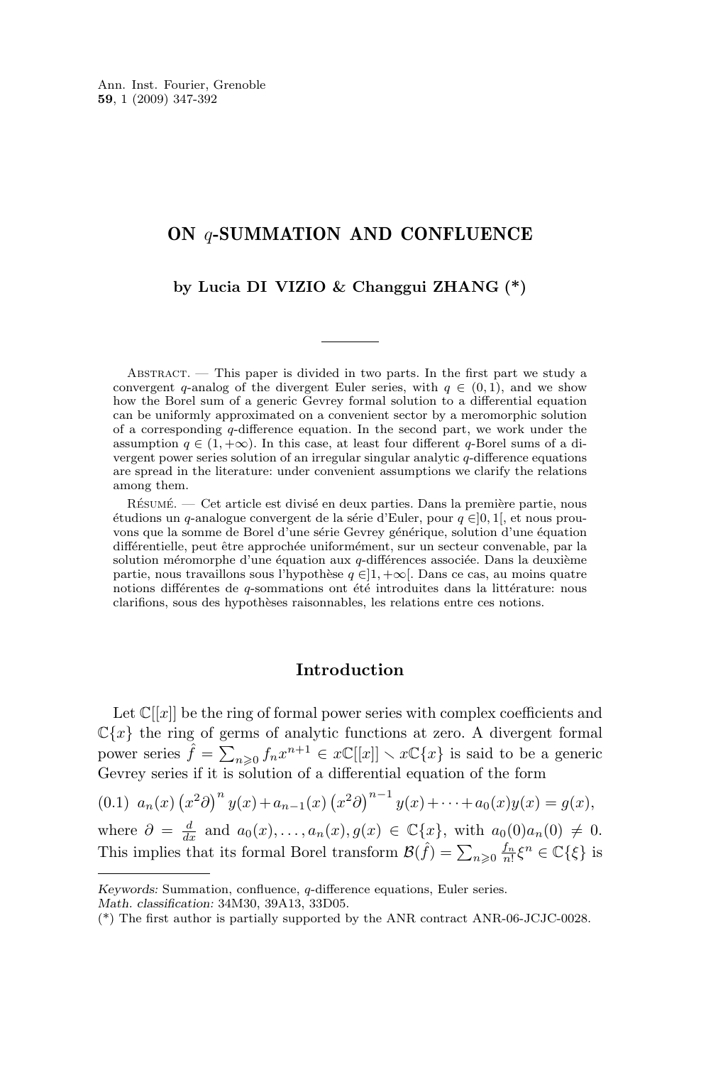# ON $q$-SUMMATION AND CONFLUENCE

**by Lucia DI VIZIO & Changgui ZHANG (\*)**

---

Abstract. — This paper is divided in two parts. In the first part we study a convergent $q$-analog of the divergent Euler series, with $q \in (0,1)$, and we show how the Borel sum of a generic Gevrey formal solution to a differential equation can be uniformly approximated on a convenient sector by a meromorphic solution of a corresponding $q$-difference equation. In the second part, we work under the assumption $q \in (1,+\infty)$. In this case, at least four different $q$-Borel sums of a divergent power series solution of an irregular singular analytic $q$-difference equations are spread in the literature: under convenient assumptions we clarify the relations among them.

Résumé. — Cet article est divisé en deux parties. Dans la première partie, nous étudions un $q$-analogue convergent de la série d'Euler, pour $q \in ]0,1[$, et nous prouvons que la somme de Borel d'une série Gevrey générique, solution d'une équation différentielle, peut être approchée uniformément, sur un secteur convenable, par la solution méromorphe d'une équation aux $q$-différences associée. Dans la deuxième partie, nous travaillons sous l'hypothèse $q \in ]1,+\infty[$. Dans ce cas, au moins quatre notions différentes de $q$-sommations ont été introduites dans la littérature: nous clarifions, sous des hypothèses raisonnables, les relations entre ces notions.

## Introduction

Let $\mathbb{C}[[x]]$ be the ring of formal power series with complex coefficients and $\mathbb{C}\{x\}$ the ring of germs of analytic functions at zero. A divergent formal power series $\hat{f} = \sum_{n \geqslant 0} f_n x^{n+1} \in x\mathbb{C}[[x]] \smallsetminus x\mathbb{C}\{x\}$ is said to be a generic Gevrey series if it is solution of a differential equation of the form

$$a_n(x)\left(x^2\partial\right)^n y(x) + a_{n-1}(x)\left(x^2\partial\right)^{n-1} y(x) + \cdots + a_0(x)y(x) = g(x), \tag{0.1}$$

where $\partial = \frac{d}{dx}$ and $a_0(x), \ldots, a_n(x), g(x) \in \mathbb{C}\{x\}$, with $a_0(0)a_n(0) \neq 0$. This implies that its formal Borel transform $\mathcal{B}(\hat{f}) = \sum_{n \geqslant 0} \frac{f_n}{n!} \xi^n \in \mathbb{C}\{\xi\}$ is

---

*Keywords:* Summation, confluence, $q$-difference equations, Euler series.
*Math. classification:* 34M30, 39A13, 33D05.
(\*) The first author is partially supported by the ANR contract ANR-06-JCJC-0028.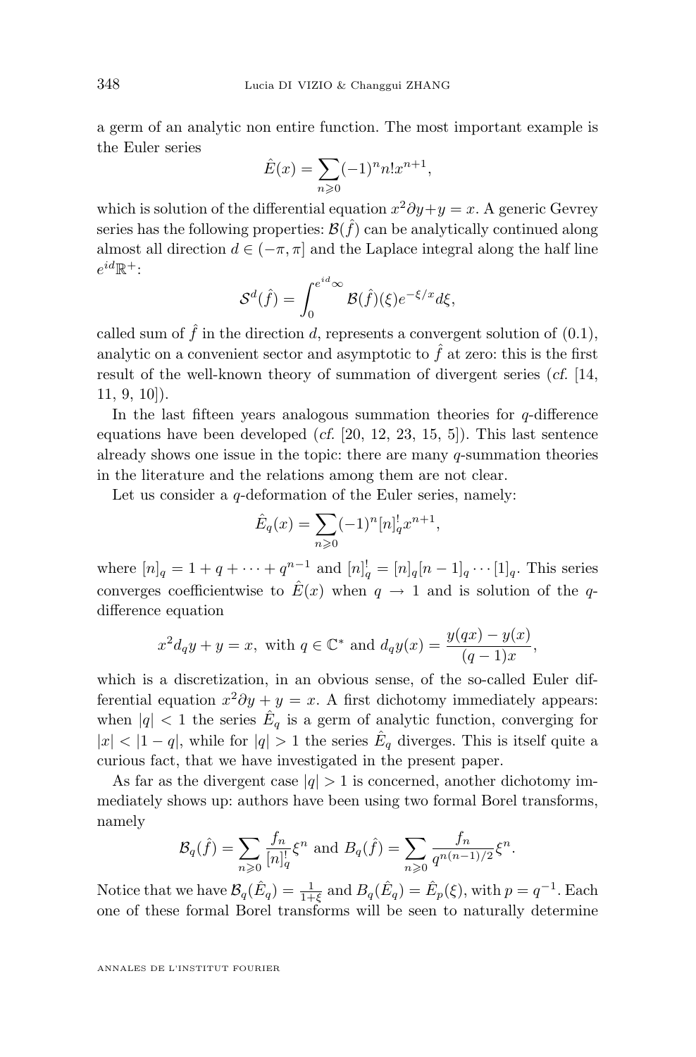a germ of an analytic non entire function. The most important example is the Euler series

$$\hat{E}(x) = \sum_{n \geqslant 0} (-1)^n n! x^{n+1},$$

which is solution of the differential equation $x^2 \partial y + y = x$. A generic Gevrey series has the following properties: $\mathcal{B}(\hat{f})$ can be analytically continued along almost all direction $d \in (-\pi, \pi]$ and the Laplace integral along the half line $e^{id}\mathbb{R}^+$:

$$\mathcal{S}^d(\hat{f}) = \int_0^{e^{id}\infty} \mathcal{B}(\hat{f})(\xi) e^{-\xi/x} d\xi,$$

called sum of $\hat{f}$ in the direction $d$, represents a convergent solution of (0.1), analytic on a convenient sector and asymptotic to $\hat{f}$ at zero: this is the first result of the well-known theory of summation of divergent series (*cf.* [14, 11, 9, 10]).

In the last fifteen years analogous summation theories for $q$-difference equations have been developed (*cf.* [20, 12, 23, 15, 5]). This last sentence already shows one issue in the topic: there are many $q$-summation theories in the literature and the relations among them are not clear.

Let us consider a $q$-deformation of the Euler series, namely:

$$\hat{E}_q(x) = \sum_{n \geqslant 0} (-1)^n [n]_q^! x^{n+1},$$

where $[n]_q = 1 + q + \cdots + q^{n-1}$ and $[n]_q^! = [n]_q [n-1]_q \cdots [1]_q$. This series converges coefficientwise to $\hat{E}(x)$ when $q \to 1$ and is solution of the $q$-difference equation

$$x^2 d_q y + y = x, \text{ with } q \in \mathbb{C}^* \text{ and } d_q y(x) = \frac{y(qx) - y(x)}{(q-1)x},$$

which is a discretization, in an obvious sense, of the so-called Euler differential equation $x^2 \partial y + y = x$. A first dichotomy immediately appears: when $|q| < 1$ the series $\hat{E}_q$ is a germ of analytic function, converging for $|x| < |1 - q|$, while for $|q| > 1$ the series $\hat{E}_q$ diverges. This is itself quite a curious fact, that we have investigated in the present paper.

As far as the divergent case $|q| > 1$ is concerned, another dichotomy immediately shows up: authors have been using two formal Borel transforms, namely

$$\mathcal{B}_q(\hat{f}) = \sum_{n \geqslant 0} \frac{f_n}{[n]_q^!} \xi^n \text{ and } B_q(\hat{f}) = \sum_{n \geqslant 0} \frac{f_n}{q^{n(n-1)/2}} \xi^n.$$

Notice that we have $\mathcal{B}_q(\hat{E}_q) = \frac{1}{1+\xi}$ and $B_q(\hat{E}_q) = \hat{E}_p(\xi)$, with $p = q^{-1}$. Each one of these formal Borel transforms will be seen to naturally determine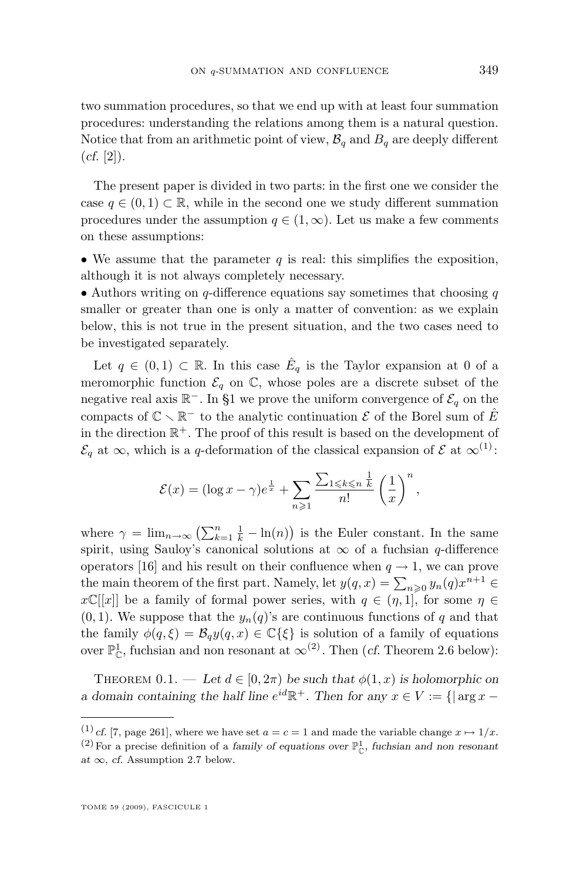two summation procedures, so that we end up with at least four summation procedures: understanding the relations among them is a natural question. Notice that from an arithmetic point of view, $\mathcal{B}_q$ and $B_q$ are deeply different (*cf.* [2]).

The present paper is divided in two parts: in the first one we consider the case $q \in (0,1) \subset \mathbb{R}$, while in the second one we study different summation procedures under the assumption $q \in (1, \infty)$. Let us make a few comments on these assumptions:

• We assume that the parameter $q$ is real: this simplifies the exposition, although it is not always completely necessary.

• Authors writing on $q$-difference equations say sometimes that choosing $q$ smaller or greater than one is only a matter of convention: as we explain below, this is not true in the present situation, and the two cases need to be investigated separately.

Let $q \in (0,1) \subset \mathbb{R}$. In this case $\hat{E}_q$ is the Taylor expansion at 0 of a meromorphic function $\mathcal{E}_q$ on $\mathbb{C}$, whose poles are a discrete subset of the negative real axis $\mathbb{R}^-$. In §1 we prove the uniform convergence of $\mathcal{E}_q$ on the compacts of $\mathbb{C} \smallsetminus \mathbb{R}^-$ to the analytic continuation $\mathcal{E}$ of the Borel sum of $\hat{E}$ in the direction $\mathbb{R}^+$. The proof of this result is based on the development of $\mathcal{E}_q$ at $\infty$, which is a $q$-deformation of the classical expansion of $\mathcal{E}$ at $\infty$[1]:

$$\mathcal{E}(x) = (\log x - \gamma)e^{\frac{1}{x}} + \sum_{n \geqslant 1} \frac{\sum_{1 \leqslant k \leqslant n} \frac{1}{k}}{n!} \left(\frac{1}{x}\right)^n,$$

where $\gamma = \lim_{n\to\infty} \left(\sum_{k=1}^n \frac{1}{k} - \ln(n)\right)$ is the Euler constant. In the same spirit, using Sauloy's canonical solutions at $\infty$ of a fuchsian $q$-difference operators [16] and his result on their confluence when $q \to 1$, we can prove the main theorem of the first part. Namely, let $y(q,x) = \sum_{n\geqslant 0} y_n(q)x^{n+1} \in x\mathbb{C}[[x]]$ be a family of formal power series, with $q \in (\eta, 1]$, for some $\eta \in (0,1)$. We suppose that the $y_n(q)$'s are continuous functions of $q$ and that the family $\phi(q,\xi) = \mathcal{B}_q y(q,x) \in \mathbb{C}\{\xi\}$ is solution of a family of equations over $\mathbb{P}^1_{\mathbb{C}}$, fuchsian and non resonant at $\infty$[2]. Then (*cf.* Theorem 2.6 below):

Theorem 0.1. — *Let $d \in [0, 2\pi)$ be such that $\phi(1,x)$ is holomorphic on a domain containing the half line $e^{id}\mathbb{R}^+$. Then for any $x \in V := \{|\arg x -$*

---

[1] *cf.* [7, page 261], where we have set $a = c = 1$ and made the variable change $x \mapsto 1/x$.

[2] For a precise definition of a *family of equations over $\mathbb{P}^1_{\mathbb{C}}$, fuchsian and non resonant at $\infty$*, *cf.* Assumption 2.7 below.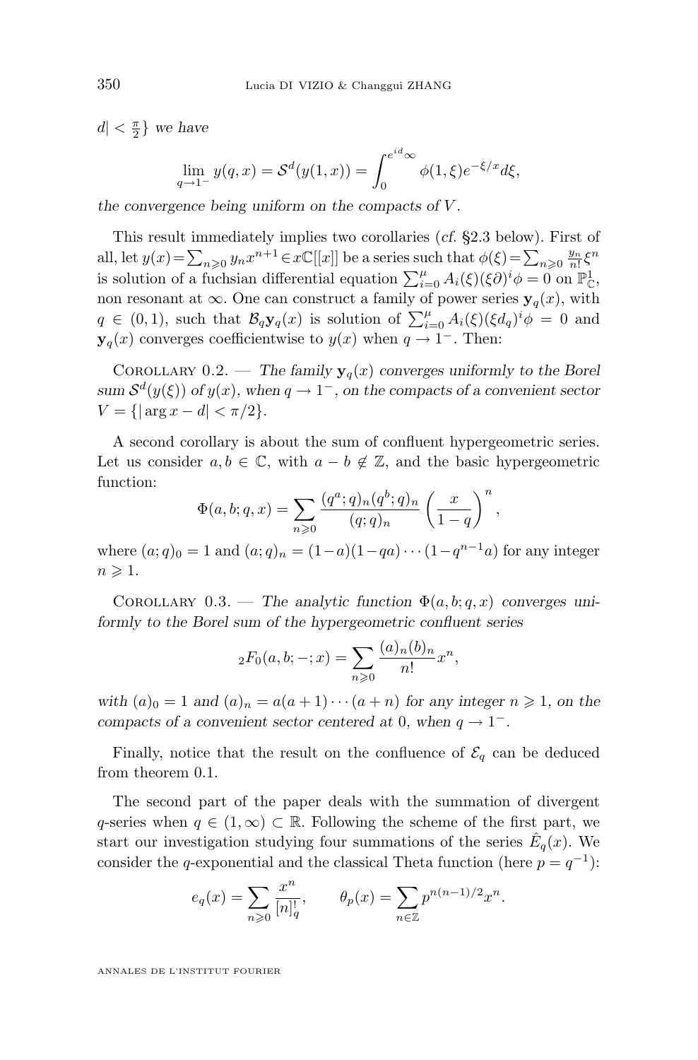$d| < \frac{\pi}{2}\}$ *we have*

$$\lim_{q\to 1^-} y(q,x) = \mathcal{S}^d(y(1,x)) = \int_0^{e^{id}\infty} \phi(1,\xi) e^{-\xi/x} d\xi,$$

*the convergence being uniform on the compacts of* $V$.

This result immediately implies two corollaries (*cf.* §2.3 below). First of all, let $y(x) = \sum_{n\geqslant 0} y_n x^{n+1} \in x\mathbb{C}[[x]]$ be a series such that $\phi(\xi) = \sum_{n\geqslant 0} \frac{y_n}{n!}\xi^n$ is solution of a fuchsian differential equation $\sum_{i=0}^{\mu} A_i(\xi)(\xi\partial)^i\phi = 0$ on $\mathbb{P}^1_{\mathbb{C}}$, non resonant at $\infty$. One can construct a family of power series $\mathbf{y}_q(x)$, with $q \in (0,1)$, such that $\mathcal{B}_q\mathbf{y}_q(x)$ is solution of $\sum_{i=0}^{\mu} A_i(\xi)(\xi d_q)^i\phi = 0$ and $\mathbf{y}_q(x)$ converges coefficientwise to $y(x)$ when $q \to 1^-$. Then:

Corollary 0.2. — *The family* $\mathbf{y}_q(x)$ *converges uniformly to the Borel sum* $\mathcal{S}^d(y(\xi))$ *of* $y(x)$, *when* $q \to 1^-$, *on the compacts of a convenient sector* $V = \{|\arg x - d| < \pi/2\}$.

A second corollary is about the sum of confluent hypergeometric series. Let us consider $a, b \in \mathbb{C}$, with $a - b \notin \mathbb{Z}$, and the basic hypergeometric function:

$$\Phi(a,b;q,x) = \sum_{n\geqslant 0} \frac{(q^a;q)_n (q^b;q)_n}{(q;q)_n} \left(\frac{x}{1-q}\right)^n,$$

where $(a;q)_0 = 1$ and $(a;q)_n = (1-a)(1-qa)\cdots(1-q^{n-1}a)$ for any integer $n \geqslant 1$.

Corollary 0.3. — *The analytic function* $\Phi(a,b;q,x)$ *converges uniformly to the Borel sum of the hypergeometric confluent series*

$${}_2F_0(a,b;-;x) = \sum_{n\geqslant 0} \frac{(a)_n (b)_n}{n!} x^n,$$

*with* $(a)_0 = 1$ *and* $(a)_n = a(a+1)\cdots(a+n)$ *for any integer* $n \geqslant 1$, *on the compacts of a convenient sector centered at* $0$, *when* $q \to 1^-$.

Finally, notice that the result on the confluence of $\mathcal{E}_q$ can be deduced from theorem 0.1.

The second part of the paper deals with the summation of divergent $q$-series when $q \in (1,\infty) \subset \mathbb{R}$. Following the scheme of the first part, we start our investigation studying four summations of the series $\hat{E}_q(x)$. We consider the $q$-exponential and the classical Theta function (here $p = q^{-1}$):

$$e_q(x) = \sum_{n\geqslant 0} \frac{x^n}{[n]_q^!}, \qquad \theta_p(x) = \sum_{n\in\mathbb{Z}} p^{n(n-1)/2} x^n.$$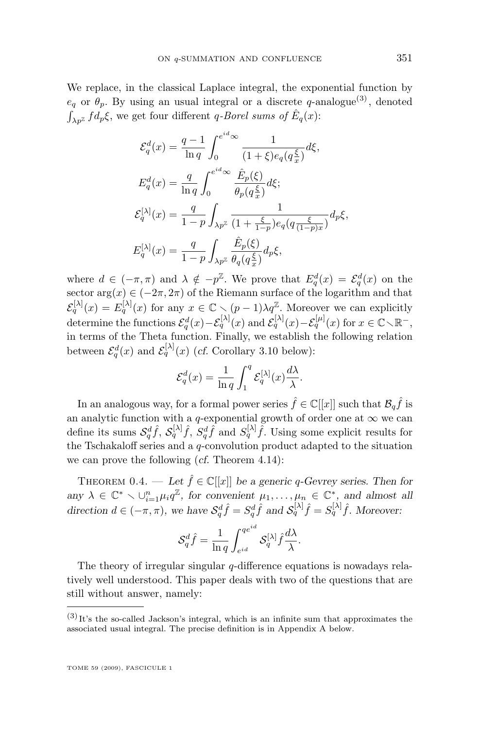We replace, in the classical Laplace integral, the exponential function by $e_q$ or $\theta_p$. By using an usual integral or a discrete $q$-analogue[3], denoted $\int_{\lambda p^{\mathbb{Z}}} f d_p\xi$, we get four different *$q$-Borel sums of* $\hat{E}_q(x)$:

$$\mathcal{E}_q^d(x) = \frac{q-1}{\ln q}\int_0^{e^{id}\infty} \frac{1}{(1+\xi)e_q(q\frac{\xi}{x})}d\xi,$$

$$E_q^d(x) = \frac{q}{\ln q}\int_0^{e^{id}\infty} \frac{\hat{E}_p(\xi)}{\theta_p(q\frac{\xi}{x})}d\xi;$$

$$\mathcal{E}_q^{[\lambda]}(x) = \frac{q}{1-p}\int_{\lambda p^{\mathbb{Z}}} \frac{1}{(1+\frac{\xi}{1-p})e_q(q\frac{\xi}{(1-p)x})}d_p\xi,$$

$$E_q^{[\lambda]}(x) = \frac{q}{1-p}\int_{\lambda p^{\mathbb{Z}}} \frac{\hat{E}_p(\xi)}{\theta_q(q\frac{\xi}{x})}d_p\xi,$$

where $d \in (-\pi,\pi)$ and $\lambda \notin -p^{\mathbb{Z}}$. We prove that $E_q^d(x) = \mathcal{E}_q^d(x)$ on the sector $\arg(x) \in (-2\pi, 2\pi)$ of the Riemann surface of the logarithm and that $\mathcal{E}_q^{[\lambda]}(x) = E_q^{[\lambda]}(x)$ for any $x \in \mathbb{C} \smallsetminus (p-1)\lambda q^{\mathbb{Z}}$. Moreover we can explicitly determine the functions $\mathcal{E}_q^d(x) - \mathcal{E}_q^{[\lambda]}(x)$ and $\mathcal{E}_q^{[\lambda]}(x) - \mathcal{E}_q^{[\mu]}(x)$ for $x \in \mathbb{C} \smallsetminus \mathbb{R}^-$, in terms of the Theta function. Finally, we establish the following relation between $\mathcal{E}_q^d(x)$ and $\mathcal{E}_q^{[\lambda]}(x)$ (*cf.* Corollary 3.10 below):

$$\mathcal{E}_q^d(x) = \frac{1}{\ln q}\int_1^q \mathcal{E}_q^{[\lambda]}(x)\frac{d\lambda}{\lambda}.$$

In an analogous way, for a formal power series $\hat{f} \in \mathbb{C}[[x]]$ such that $\mathcal{B}_q\hat{f}$ is an analytic function with a $q$-exponential growth of order one at $\infty$ we can define its sums $\mathcal{S}_q^d\hat{f}$, $\mathcal{S}_q^{[\lambda]}\hat{f}$, $S_q^d\hat{f}$ and $S_q^{[\lambda]}\hat{f}$. Using some explicit results for the Tschakaloff series and a $q$-convolution product adapted to the situation we can prove the following (*cf.* Theorem 4.14):

Theorem 0.4. — *Let $\hat{f} \in \mathbb{C}[[x]]$ be a generic $q$-Gevrey series. Then for any $\lambda \in \mathbb{C}^* \smallsetminus \cup_{i=1}^n \mu_i q^{\mathbb{Z}}$, for convenient $\mu_1, \dots, \mu_n \in \mathbb{C}^*$, and almost all direction $d \in (-\pi,\pi)$, we have $\mathcal{S}_q^d\hat{f} = S_q^d\hat{f}$ and $\mathcal{S}_q^{[\lambda]}\hat{f} = S_q^{[\lambda]}\hat{f}$. Moreover:*

$$\mathcal{S}_q^d\hat{f} = \frac{1}{\ln q}\int_{e^{id}}^{qe^{id}} \mathcal{S}_q^{[\lambda]}\hat{f}\frac{d\lambda}{\lambda}.$$

The theory of irregular singular $q$-difference equations is nowadays relatively well understood. This paper deals with two of the questions that are still without answer, namely:

[3] It's the so-called Jackson's integral, which is an infinite sum that approximates the associated usual integral. The precise definition is in Appendix A below.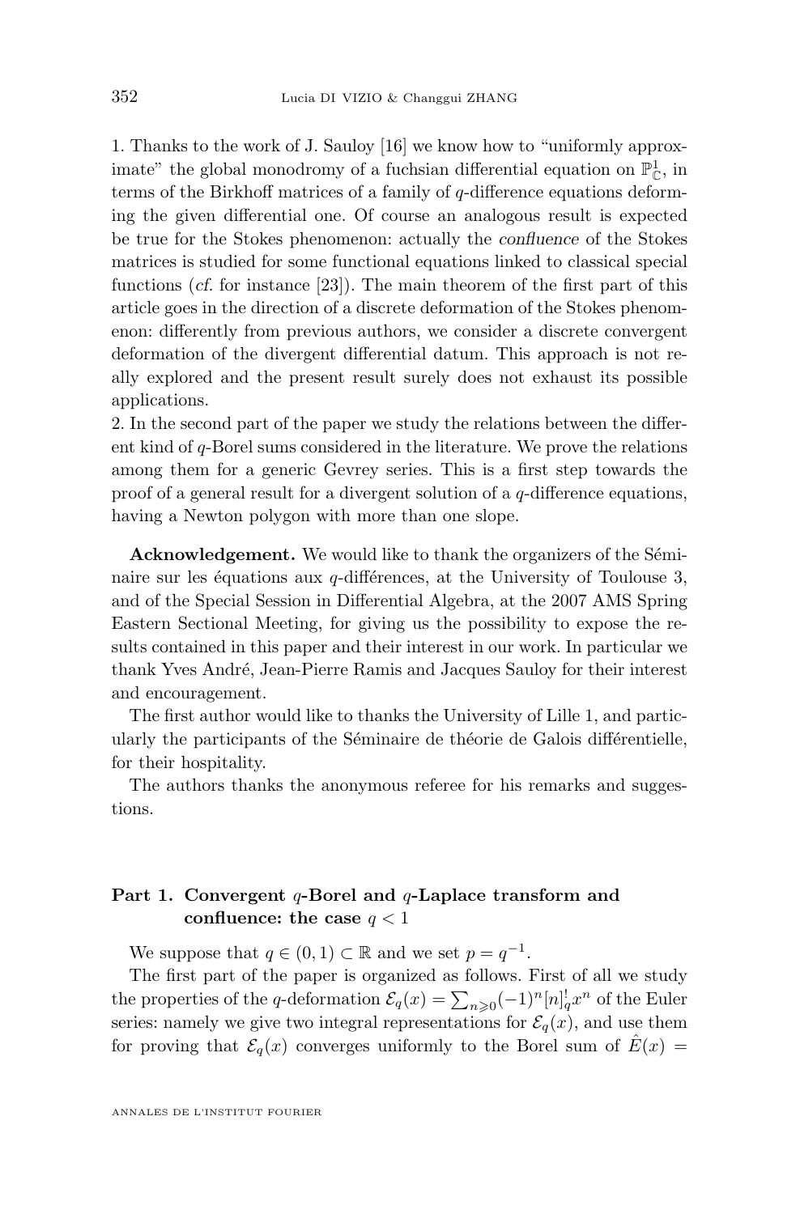1. Thanks to the work of J. Sauloy [16] we know how to "uniformly approximate" the global monodromy of a fuchsian differential equation on $\mathbb{P}^1_{\mathbb{C}}$, in terms of the Birkhoff matrices of a family of $q$-difference equations deforming the given differential one. Of course an analogous result is expected be true for the Stokes phenomenon: actually the *confluence* of the Stokes matrices is studied for some functional equations linked to classical special functions (*cf.* for instance [23]). The main theorem of the first part of this article goes in the direction of a discrete deformation of the Stokes phenomenon: differently from previous authors, we consider a discrete convergent deformation of the divergent differential datum. This approach is not really explored and the present result surely does not exhaust its possible applications.

2. In the second part of the paper we study the relations between the different kind of $q$-Borel sums considered in the literature. We prove the relations among them for a generic Gevrey series. This is a first step towards the proof of a general result for a divergent solution of a $q$-difference equations, having a Newton polygon with more than one slope.

**Acknowledgement.** We would like to thank the organizers of the Séminaire sur les équations aux $q$-différences, at the University of Toulouse 3, and of the Special Session in Differential Algebra, at the 2007 AMS Spring Eastern Sectional Meeting, for giving us the possibility to expose the results contained in this paper and their interest in our work. In particular we thank Yves André, Jean-Pierre Ramis and Jacques Sauloy for their interest and encouragement.

The first author would like to thanks the University of Lille 1, and particularly the participants of the Séminaire de théorie de Galois différentielle, for their hospitality.

The authors thanks the anonymous referee for his remarks and suggestions.

## Part 1. Convergent $q$-Borel and $q$-Laplace transform and confluence: the case $q < 1$

We suppose that $q \in (0,1) \subset \mathbb{R}$ and we set $p = q^{-1}$.

The first part of the paper is organized as follows. First of all we study the properties of the $q$-deformation $\mathcal{E}_q(x) = \sum_{n \geqslant 0} (-1)^n [n]_q^! x^n$ of the Euler series: namely we give two integral representations for $\mathcal{E}_q(x)$, and use them for proving that $\mathcal{E}_q(x)$ converges uniformly to the Borel sum of $\hat{E}(x) =$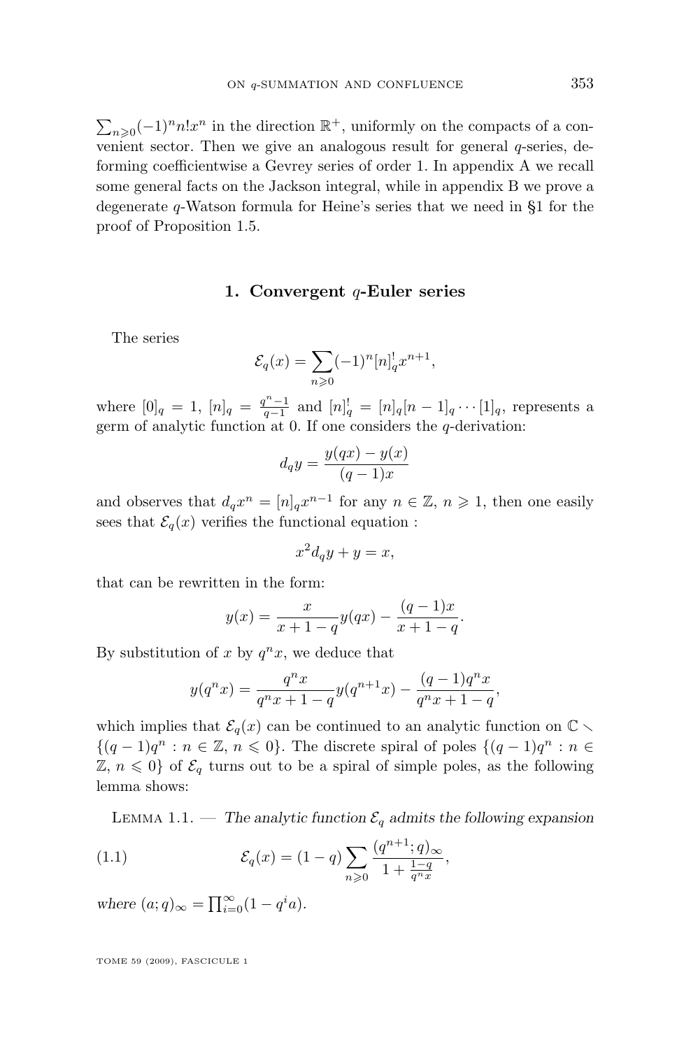$\sum_{n\geqslant 0}(-1)^n n! x^n$ in the direction $\mathbb{R}^+$, uniformly on the compacts of a convenient sector. Then we give an analogous result for general $q$-series, deforming coefficientwise a Gevrey series of order 1. In appendix A we recall some general facts on the Jackson integral, while in appendix B we prove a degenerate $q$-Watson formula for Heine's series that we need in §1 for the proof of Proposition 1.5.

## 1. Convergent $q$-Euler series

The series

$$\mathcal{E}_q(x) = \sum_{n\geqslant 0}(-1)^n [n]_q^! x^{n+1},$$

where $[0]_q = 1$, $[n]_q = \frac{q^n-1}{q-1}$ and $[n]_q^! = [n]_q[n-1]_q \cdots [1]_q$, represents a germ of analytic function at 0. If one considers the $q$-derivation:

$$d_q y = \frac{y(qx) - y(x)}{(q-1)x}$$

and observes that $d_q x^n = [n]_q x^{n-1}$ for any $n \in \mathbb{Z}$, $n \geqslant 1$, then one easily sees that $\mathcal{E}_q(x)$ verifies the functional equation :

$$x^2 d_q y + y = x,$$

that can be rewritten in the form:

$$y(x) = \frac{x}{x+1-q} y(qx) - \frac{(q-1)x}{x+1-q}.$$

By substitution of $x$ by $q^n x$, we deduce that

$$y(q^n x) = \frac{q^n x}{q^n x + 1 - q} y(q^{n+1}x) - \frac{(q-1)q^n x}{q^n x + 1 - q},$$

which implies that $\mathcal{E}_q(x)$ can be continued to an analytic function on $\mathbb{C} \smallsetminus \{(q-1)q^n : n \in \mathbb{Z},\, n \leqslant 0\}$. The discrete spiral of poles $\{(q-1)q^n : n \in \mathbb{Z},\, n \leqslant 0\}$ of $\mathcal{E}_q$ turns out to be a spiral of simple poles, as the following lemma shows:

Lemma 1.1. — *The analytic function $\mathcal{E}_q$ admits the following expansion*

$$\mathcal{E}_q(x) = (1-q)\sum_{n\geqslant 0} \frac{(q^{n+1};q)_\infty}{1 + \frac{1-q}{q^n x}}, \tag{1.1}$$

*where $(a;q)_\infty = \prod_{i=0}^{\infty}(1-q^i a)$.*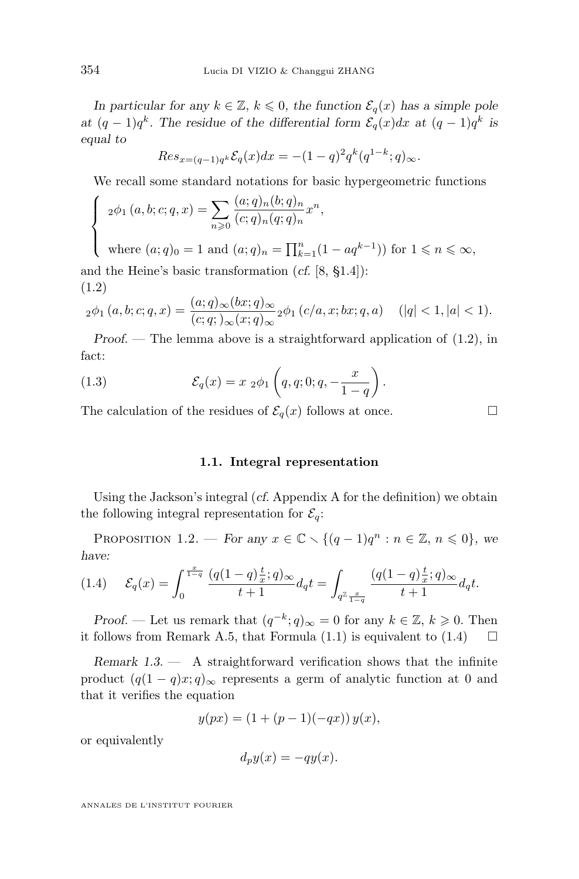*In particular for any $k \in \mathbb{Z}$, $k \leqslant 0$, the function $\mathcal{E}_q(x)$ has a simple pole at $(q-1)q^k$. The residue of the differential form $\mathcal{E}_q(x)dx$ at $(q-1)q^k$ is equal to*

$$Res_{x=(q-1)q^k}\mathcal{E}_q(x)dx = -(1-q)^2 q^k (q^{1-k};q)_\infty.$$

We recall some standard notations for basic hypergeometric functions

$$\begin{cases} {}_2\phi_1\left(a,b;c;q,x\right) = \displaystyle\sum_{n\geqslant 0} \frac{(a;q)_n (b;q)_n}{(c;q)_n (q;q)_n} x^n, \\ \text{where } (a;q)_0 = 1 \text{ and } (a;q)_n = \prod_{k=1}^n (1-aq^{k-1})) \text{ for } 1 \leqslant n \leqslant \infty, \end{cases}$$

and the Heine's basic transformation (*cf.* [8, §1.4]):

(1.2)

$${}_2\phi_1\left(a,b;c;q,x\right) = \frac{(a;q)_\infty (bx;q)_\infty}{(c;q;)_\infty (x;q)_\infty} {}_2\phi_1\left(c/a,x;bx;q,a\right) \quad (|q|<1, |a|<1).$$

*Proof.* — The lemma above is a straightforward application of (1.2), in fact:

$$\mathcal{E}_q(x) = x\ {}_2\phi_1\left(q,q;0;q,-\frac{x}{1-q}\right). \tag{1.3}$$

The calculation of the residues of $\mathcal{E}_q(x)$ follows at once. □

### 1.1. Integral representation

Using the Jackson's integral (*cf.* Appendix A for the definition) we obtain the following integral representation for $\mathcal{E}_q$:

Proposition 1.2. — *For any $x \in \mathbb{C} \smallsetminus \{(q-1)q^n : n \in \mathbb{Z}, n \leqslant 0\}$, we have:*

$$\mathcal{E}_q(x) = \int_0^{\frac{x}{1-q}} \frac{(q(1-q)\frac{t}{x};q)_\infty}{t+1} d_q t = \int_{q^{\mathbb{Z}}\frac{x}{1-q}} \frac{(q(1-q)\frac{t}{x};q)_\infty}{t+1} d_q t. \tag{1.4}$$

*Proof.* — Let us remark that $(q^{-k};q)_\infty = 0$ for any $k \in \mathbb{Z}$, $k \geqslant 0$. Then it follows from Remark A.5, that Formula (1.1) is equivalent to (1.4) □

*Remark 1.3.* — A straightforward verification shows that the infinite product $(q(1-q)x;q)_\infty$ represents a germ of analytic function at 0 and that it verifies the equation

$$y(px) = (1+(p-1)(-qx))\,y(x),$$

or equivalently

$$d_p y(x) = -qy(x).$$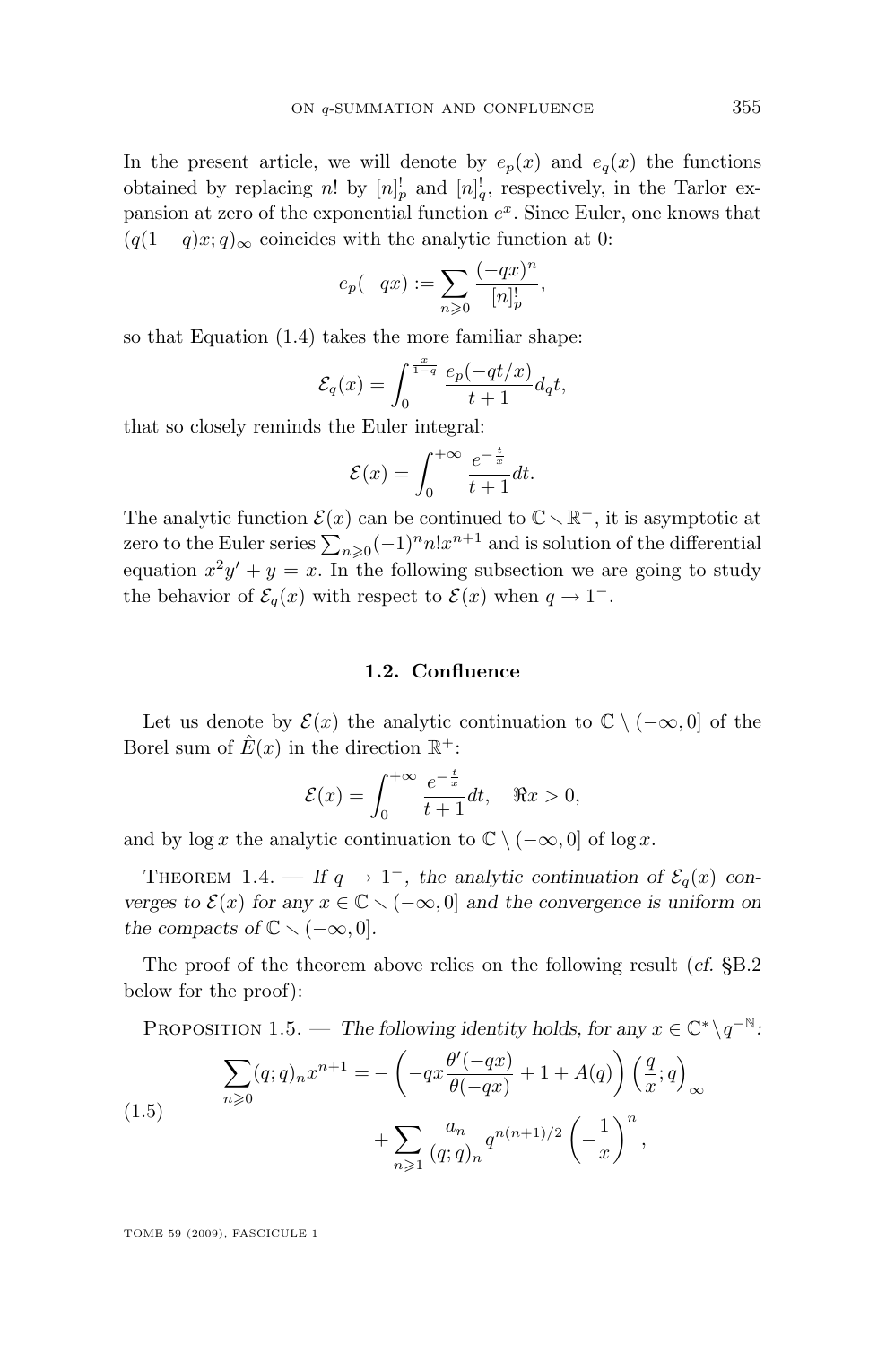In the present article, we will denote by $e_p(x)$ and $e_q(x)$ the functions obtained by replacing $n!$ by $[n]^!_p$ and $[n]^!_q$, respectively, in the Tarlor expansion at zero of the exponential function $e^x$. Since Euler, one knows that $(q(1-q)x;q)_\infty$ coincides with the analytic function at 0:

$$e_p(-qx) := \sum_{n\geqslant 0} \frac{(-qx)^n}{[n]^!_p},$$

so that Equation (1.4) takes the more familiar shape:

$$\mathcal{E}_q(x) = \int_0^{\frac{x}{1-q}} \frac{e_p(-qt/x)}{t+1} d_q t,$$

that so closely reminds the Euler integral:

$$\mathcal{E}(x) = \int_0^{+\infty} \frac{e^{-\frac{t}{x}}}{t+1} dt.$$

The analytic function $\mathcal{E}(x)$ can be continued to $\mathbb{C} \smallsetminus \mathbb{R}^-$, it is asymptotic at zero to the Euler series $\sum_{n\geqslant 0}(-1)^n n! x^{n+1}$ and is solution of the differential equation $x^2 y' + y = x$. In the following subsection we are going to study the behavior of $\mathcal{E}_q(x)$ with respect to $\mathcal{E}(x)$ when $q \to 1^-$.

### 1.2. Confluence

Let us denote by $\mathcal{E}(x)$ the analytic continuation to $\mathbb{C} \setminus (-\infty, 0]$ of the Borel sum of $\hat{E}(x)$ in the direction $\mathbb{R}^+$:

$$\mathcal{E}(x) = \int_0^{+\infty} \frac{e^{-\frac{t}{x}}}{t+1} dt, \quad \Re x > 0,$$

and by $\log x$ the analytic continuation to $\mathbb{C} \setminus (-\infty, 0]$ of $\log x$.

Theorem 1.4. — *If $q \to 1^-$, the analytic continuation of $\mathcal{E}_q(x)$ converges to $\mathcal{E}(x)$ for any $x \in \mathbb{C} \smallsetminus (-\infty, 0]$ and the convergence is uniform on the compacts of $\mathbb{C} \smallsetminus (-\infty, 0]$.*

The proof of the theorem above relies on the following result (*cf.* §B.2 below for the proof):

Proposition 1.5. — *The following identity holds, for any $x \in \mathbb{C}^* \setminus q^{-\mathbb{N}}$:*

$$\begin{aligned}\sum_{n\geqslant 0} (q;q)_n x^{n+1} = &- \left( -qx \frac{\theta'(-qx)}{\theta(-qx)} + 1 + A(q) \right) \left( \frac{q}{x}; q \right)_\infty \\ &+ \sum_{n\geqslant 1} \frac{a_n}{(q;q)_n} q^{n(n+1)/2} \left( -\frac{1}{x} \right)^n,\end{aligned} \tag{1.5}$$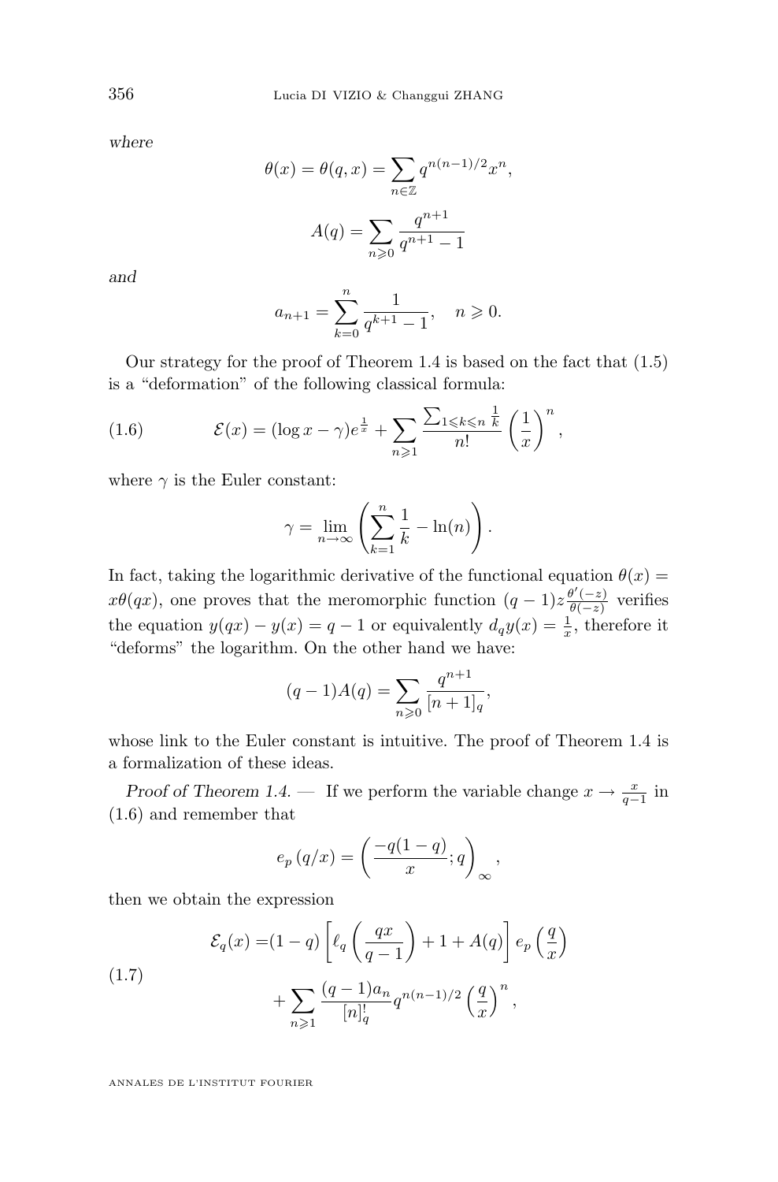*where*

$$\theta(x) = \theta(q, x) = \sum_{n \in \mathbb{Z}} q^{n(n-1)/2} x^n,$$

$$A(q) = \sum_{n \geqslant 0} \frac{q^{n+1}}{q^{n+1} - 1}$$

*and*

$$a_{n+1} = \sum_{k=0}^{n} \frac{1}{q^{k+1} - 1}, \quad n \geqslant 0.$$

Our strategy for the proof of Theorem 1.4 is based on the fact that (1.5) is a "deformation" of the following classical formula:

$$\mathcal{E}(x) = (\log x - \gamma) e^{\frac{1}{x}} + \sum_{n \geqslant 1} \frac{\sum_{1 \leqslant k \leqslant n} \frac{1}{k}}{n!} \left(\frac{1}{x}\right)^n, \tag{1.6}$$

where $\gamma$ is the Euler constant:

$$\gamma = \lim_{n \to \infty} \left( \sum_{k=1}^{n} \frac{1}{k} - \ln(n) \right).$$

In fact, taking the logarithmic derivative of the functional equation $\theta(x) = x\theta(qx)$, one proves that the meromorphic function $(q-1)z\frac{\theta'(-z)}{\theta(-z)}$ verifies the equation $y(qx) - y(x) = q - 1$ or equivalently $d_q y(x) = \frac{1}{x}$, therefore it "deforms" the logarithm. On the other hand we have:

$$(q-1)A(q) = \sum_{n \geqslant 0} \frac{q^{n+1}}{[n+1]_q},$$

whose link to the Euler constant is intuitive. The proof of Theorem 1.4 is a formalization of these ideas.

*Proof of Theorem 1.4.* — If we perform the variable change $x \to \frac{x}{q-1}$ in (1.6) and remember that

$$e_p\left(q/x\right) = \left( \frac{-q(1-q)}{x}; q \right)_\infty,$$

then we obtain the expression

$$\begin{aligned} \mathcal{E}_q(x) =& (1-q) \left[ \ell_q\left(\frac{qx}{q-1}\right) + 1 + A(q) \right] e_p\left(\frac{q}{x}\right) \\ &+ \sum_{n \geqslant 1} \frac{(q-1)a_n}{[n]_q^!} q^{n(n-1)/2} \left(\frac{q}{x}\right)^n, \end{aligned} \tag{1.7}$$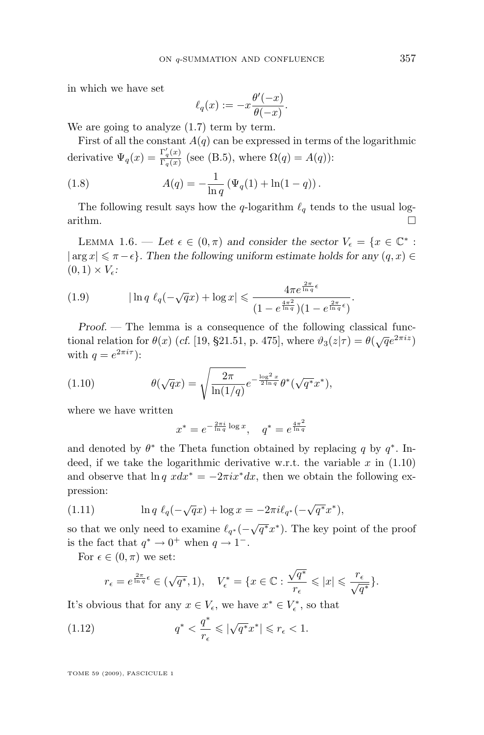in which we have set

$$\ell_q(x) := -x\frac{\theta'(-x)}{\theta(-x)}.$$

We are going to analyze (1.7) term by term.

First of all the constant $A(q)$ can be expressed in terms of the logarithmic derivative $\Psi_q(x) = \frac{\Gamma_q'(x)}{\Gamma_q(x)}$ (see (B.5), where $\Omega(q) = A(q)$):

$$A(q) = -\frac{1}{\ln q}\left(\Psi_q(1) + \ln(1-q)\right). \tag{1.8}$$

The following result says how the $q$-logarithm $\ell_q$ tends to the usual logarithm. □

Lemma 1.6. — *Let $\epsilon \in (0,\pi)$ and consider the sector $V_\epsilon = \{x \in \mathbb{C}^* : |\arg x| \leqslant \pi - \epsilon\}$. Then the following uniform estimate holds for any $(q,x) \in (0,1)\times V_\epsilon$:*

$$|\ln q\ \ell_q(-\sqrt{q}x) + \log x| \leqslant \frac{4\pi e^{\frac{2\pi}{\ln q}\epsilon}}{(1-e^{\frac{4\pi^2}{\ln q}})(1-e^{\frac{2\pi}{\ln q}\epsilon})}. \tag{1.9}$$

*Proof.* — The lemma is a consequence of the following classical functional relation for $\theta(x)$ (*cf.* [19, §21.51, p. 475], where $\vartheta_3(z|\tau) = \theta(\sqrt{q}e^{2\pi iz})$ with $q = e^{2\pi i\tau}$):

$$\theta(\sqrt{q}x) = \sqrt{\frac{2\pi}{\ln(1/q)}}e^{-\frac{\log^2 x}{2\ln q}}\theta^*(\sqrt{q^*}x^*), \tag{1.10}$$

where we have written

$$x^* = e^{-\frac{2\pi i}{\ln q}\log x}, \quad q^* = e^{\frac{4\pi^2}{\ln q}}$$

and denoted by $\theta^*$ the Theta function obtained by replacing $q$ by $q^*$. Indeed, if we take the logarithmic derivative w.r.t. the variable $x$ in (1.10) and observe that $\ln q\ xdx^* = -2\pi i x^* dx$, then we obtain the following expression:

$$\ln q\ \ell_q(-\sqrt{q}x) + \log x = -2\pi i \ell_{q^*}(-\sqrt{q^*}x^*), \tag{1.11}$$

so that we only need to examine $\ell_{q^*}(-\sqrt{q^*}x^*)$. The key point of the proof is the fact that $q^* \to 0^+$ when $q \to 1^-$.

For $\epsilon \in (0,\pi)$ we set:

$$r_\epsilon = e^{\frac{2\pi}{\ln q}\epsilon} \in (\sqrt{q^*}, 1), \quad V_\epsilon^* = \{x \in \mathbb{C} : \frac{\sqrt{q^*}}{r_\epsilon} \leqslant |x| \leqslant \frac{r_\epsilon}{\sqrt{q^*}}\}.$$

It's obvious that for any $x \in V_\epsilon$, we have $x^* \in V_\epsilon^*$, so that

$$q^* < \frac{q^*}{r_\epsilon} \leqslant |\sqrt{q^*}x^*| \leqslant r_\epsilon < 1. \tag{1.12}$$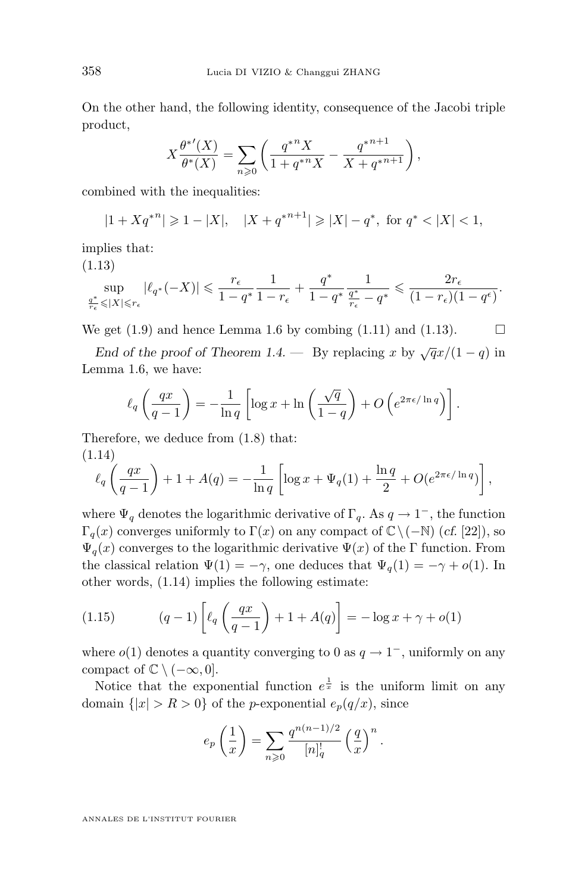On the other hand, the following identity, consequence of the Jacobi triple product,

$$X\frac{\theta^{*\prime}(X)}{\theta^*(X)}=\sum_{n\geqslant 0}\left(\frac{{q^*}^nX}{1+{q^*}^nX}-\frac{{q^*}^{n+1}}{X+{q^*}^{n+1}}\right),$$

combined with the inequalities:

$$|1+X{q^*}^n|\geqslant 1-|X|,\quad |X+{q^*}^{n+1}|\geqslant |X|-q^*,\ \text{for } q^*<|X|<1,$$

implies that:

(1.13)

$$\sup_{\frac{q^*}{r_\epsilon}\leqslant|X|\leqslant r_\epsilon}|\ell_{q^*}(-X)|\leqslant\frac{r_\epsilon}{1-q^*}\frac{1}{1-r_\epsilon}+\frac{q^*}{1-q^*}\frac{1}{\frac{q^*}{r_\epsilon}-q^*}\leqslant\frac{2r_\epsilon}{(1-r_\epsilon)(1-q^\epsilon)}.$$

We get (1.9) and hence Lemma 1.6 by combing (1.11) and (1.13). □

*End of the proof of Theorem 1.4.* — By replacing $x$ by $\sqrt{q}x/(1-q)$ in Lemma 1.6, we have:

$$\ell_q\left(\frac{qx}{q-1}\right)=-\frac{1}{\ln q}\left[\log x+\ln\left(\frac{\sqrt{q}}{1-q}\right)+O\left(e^{2\pi\epsilon/\ln q}\right)\right].$$

Therefore, we deduce from (1.8) that:

(1.14)

$$\ell_q\left(\frac{qx}{q-1}\right)+1+A(q)=-\frac{1}{\ln q}\left[\log x+\Psi_q(1)+\frac{\ln q}{2}+O(e^{2\pi\epsilon/\ln q})\right],$$

where $\Psi_q$ denotes the logarithmic derivative of $\Gamma_q$. As $q\to 1^-$, the function $\Gamma_q(x)$ converges uniformly to $\Gamma(x)$ on any compact of $\mathbb{C}\setminus(-\mathbb{N})$ (*cf.* [22]), so $\Psi_q(x)$ converges to the logarithmic derivative $\Psi(x)$ of the $\Gamma$ function. From the classical relation $\Psi(1)=-\gamma$, one deduces that $\Psi_q(1)=-\gamma+o(1)$. In other words, (1.14) implies the following estimate:

$$(q-1)\left[\ell_q\left(\frac{qx}{q-1}\right)+1+A(q)\right]=-\log x+\gamma+o(1)\tag{1.15}$$

where $o(1)$ denotes a quantity converging to 0 as $q\to 1^-$, uniformly on any compact of $\mathbb{C}\setminus(-\infty,0]$.

Notice that the exponential function $e^{\frac{1}{x}}$ is the uniform limit on any domain $\{|x|>R>0\}$ of the $p$-exponential $e_p(q/x)$, since

$$e_p\left(\frac{1}{x}\right)=\sum_{n\geqslant 0}\frac{q^{n(n-1)/2}}{[n]_q^!}\left(\frac{q}{x}\right)^n.$$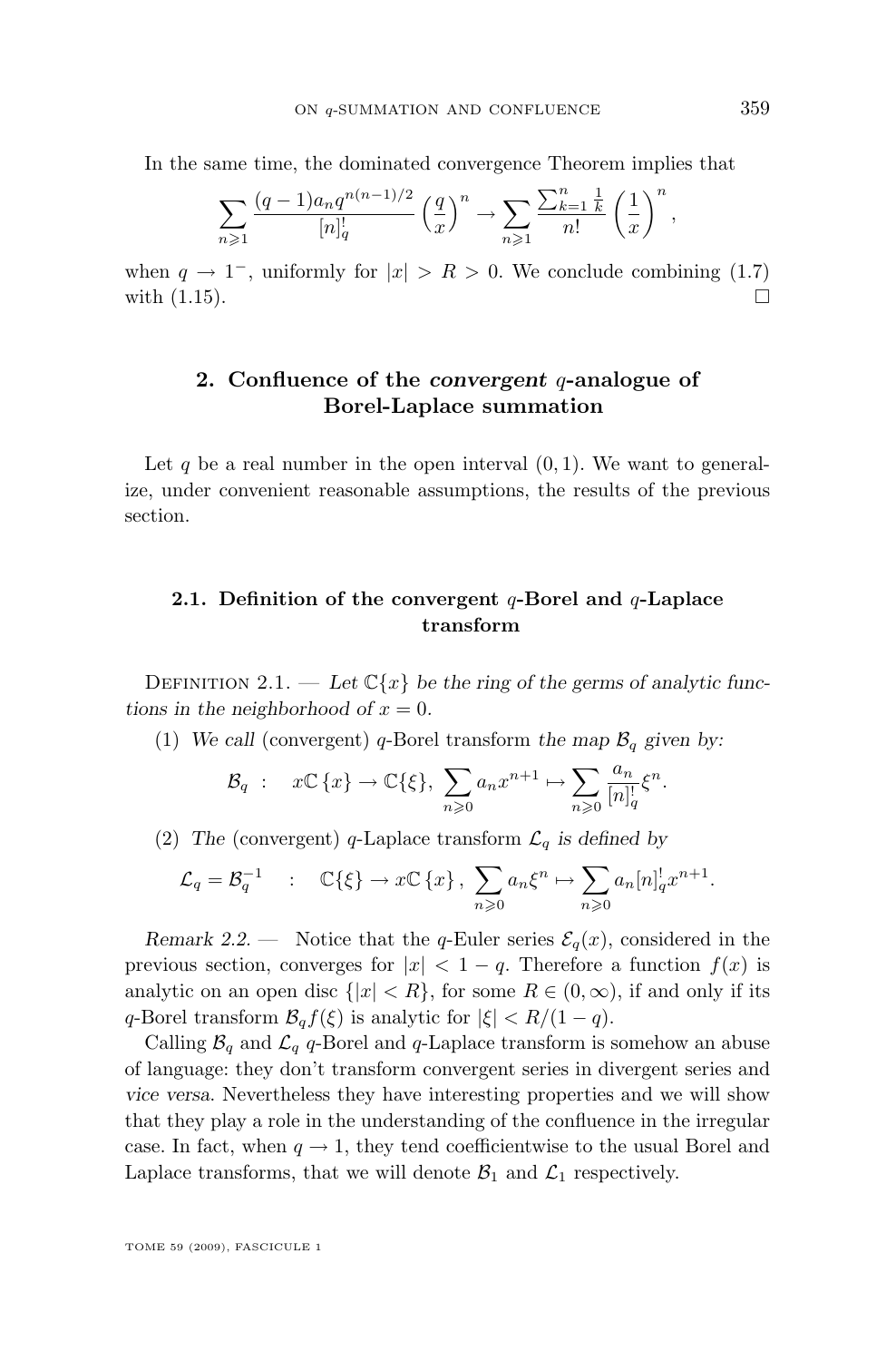In the same time, the dominated convergence Theorem implies that

$$\sum_{n\geqslant 1} \frac{(q-1)a_n q^{n(n-1)/2}}{[n]_q^!}\left(\frac{q}{x}\right)^n \to \sum_{n\geqslant 1} \frac{\sum_{k=1}^n \frac{1}{k}}{n!}\left(\frac{1}{x}\right)^n,$$

when $q\to 1^-$, uniformly for $|x|>R>0$. We conclude combining (1.7) with (1.15). $\square$

## 2. Confluence of the *convergent* $q$-analogue of Borel-Laplace summation

Let $q$ be a real number in the open interval $(0,1)$. We want to generalize, under convenient reasonable assumptions, the results of the previous section.

### 2.1. Definition of the convergent $q$-Borel and $q$-Laplace transform

Definition 2.1. — *Let $\mathbb{C}\{x\}$ be the ring of the germs of analytic functions in the neighborhood of $x=0$.*

(1) *We call* (convergent) $q$-Borel transform *the map $\mathcal{B}_q$ given by:*

$$\mathcal{B}_q \quad : \quad x\mathbb{C}\left\{x\right\}\to\mathbb{C}\{\xi\},\ \sum_{n\geqslant 0} a_n x^{n+1}\mapsto \sum_{n\geqslant 0}\frac{a_n}{[n]_q^!}\xi^n.$$

(2) *The* (convergent) $q$-Laplace transform *$\mathcal{L}_q$ is defined by*

$$\mathcal{L}_q=\mathcal{B}_q^{-1} \quad : \quad \mathbb{C}\{\xi\}\to x\mathbb{C}\left\{x\right\},\ \sum_{n\geqslant 0} a_n\xi^n\mapsto \sum_{n\geqslant 0} a_n[n]_q^! x^{n+1}.$$

*Remark 2.2.* — Notice that the $q$-Euler series $\mathcal{E}_q(x)$, considered in the previous section, converges for $|x|<1-q$. Therefore a function $f(x)$ is analytic on an open disc $\{|x|<R\}$, for some $R\in(0,\infty)$, if and only if its $q$-Borel transform $\mathcal{B}_q f(\xi)$ is analytic for $|\xi|<R/(1-q)$.

Calling $\mathcal{B}_q$ and $\mathcal{L}_q$ $q$-Borel and $q$-Laplace transform is somehow an abuse of language: they don't transform convergent series in divergent series and *vice versa*. Nevertheless they have interesting properties and we will show that they play a role in the understanding of the confluence in the irregular case. In fact, when $q\to 1$, they tend coefficientwise to the usual Borel and Laplace transforms, that we will denote $\mathcal{B}_1$ and $\mathcal{L}_1$ respectively.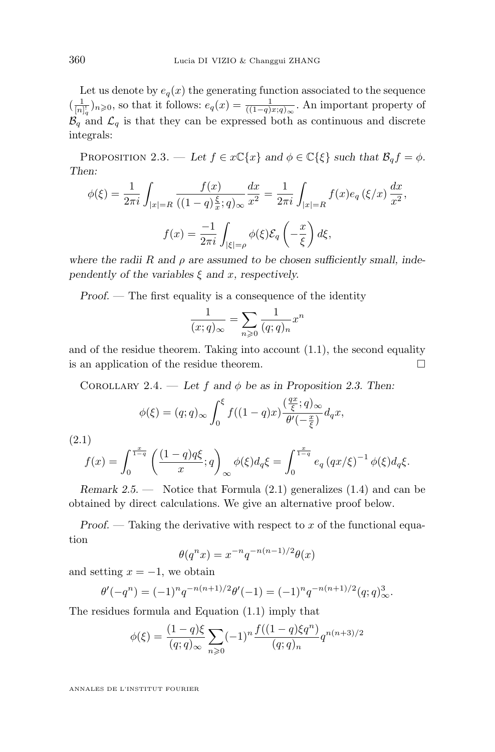Let us denote by $e_q(x)$ the generating function associated to the sequence $(\frac{1}{[n]_q^!})_{n\geqslant 0}$, so that it follows: $e_q(x)=\frac{1}{((1-q)x;q)_\infty}$. An important property of $\mathcal{B}_q$ and $\mathcal{L}_q$ is that they can be expressed both as continuous and discrete integrals:

Proposition 2.3. — *Let $f\in x\mathbb{C}\{x\}$ and $\phi\in\mathbb{C}\{\xi\}$ such that $\mathcal{B}_q f=\phi$. Then:*

$$\phi(\xi)=\frac{1}{2\pi i}\int_{|x|=R}\frac{f(x)}{((1-q)\frac{\xi}{x};q)_\infty}\frac{dx}{x^2}=\frac{1}{2\pi i}\int_{|x|=R}f(x)e_q\left(\xi/x\right)\frac{dx}{x^2},$$

$$f(x)=\frac{-1}{2\pi i}\int_{|\xi|=\rho}\phi(\xi)\mathcal{E}_q\left(-\frac{x}{\xi}\right)d\xi,$$

*where the radii $R$ and $\rho$ are assumed to be chosen sufficiently small, independently of the variables $\xi$ and $x$, respectively.*

*Proof.* — The first equality is a consequence of the identity

$$\frac{1}{(x;q)_\infty}=\sum_{n\geqslant 0}\frac{1}{(q;q)_n}x^n$$

and of the residue theorem. Taking into account (1.1), the second equality is an application of the residue theorem. □

Corollary 2.4. — *Let $f$ and $\phi$ be as in Proposition 2.3. Then:*

$$\phi(\xi)=(q;q)_\infty\int_0^\xi f((1-q)x)\frac{(\frac{qx}{\xi};q)_\infty}{\theta'(-\frac{x}{\xi})}d_qx,$$

(2.1)
$$f(x)=\int_0^{\frac{x}{1-q}}\left(\frac{(1-q)q\xi}{x};q\right)_\infty\phi(\xi)d_q\xi=\int_0^{\frac{x}{1-q}}e_q\left(qx/\xi\right)^{-1}\phi(\xi)d_q\xi.$$

*Remark 2.5.* — Notice that Formula (2.1) generalizes (1.4) and can be obtained by direct calculations. We give an alternative proof below.

*Proof.* — Taking the derivative with respect to $x$ of the functional equation

$$\theta(q^nx)=x^{-n}q^{-n(n-1)/2}\theta(x)$$

and setting $x=-1$, we obtain

$$\theta'(-q^n)=(-1)^nq^{-n(n+1)/2}\theta'(-1)=(-1)^nq^{-n(n+1)/2}(q;q)_\infty^3.$$

The residues formula and Equation (1.1) imply that

$$\phi(\xi)=\frac{(1-q)\xi}{(q;q)_\infty}\sum_{n\geqslant 0}(-1)^n\frac{f((1-q)\xi q^n)}{(q;q)_n}q^{n(n+3)/2}$$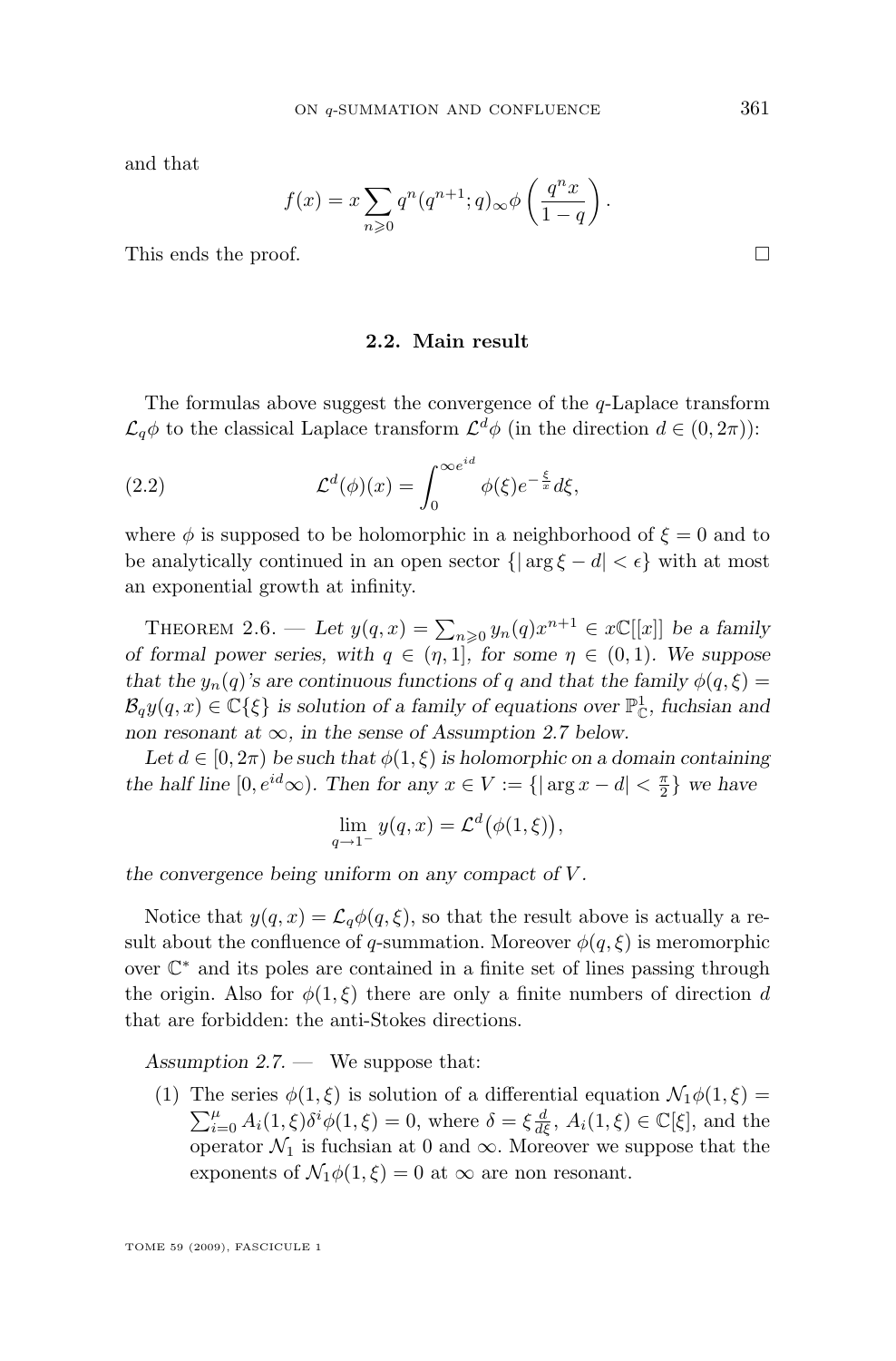and that

$$f(x) = x \sum_{n \geqslant 0} q^n (q^{n+1}; q)_\infty \phi\left(\frac{q^n x}{1-q}\right).$$

This ends the proof. □

### 2.2. Main result

The formulas above suggest the convergence of the $q$-Laplace transform $\mathcal{L}_q \phi$ to the classical Laplace transform $\mathcal{L}^d \phi$ (in the direction $d \in (0, 2\pi)$):

$$\mathcal{L}^d(\phi)(x) = \int_0^{\infty e^{id}} \phi(\xi) e^{-\frac{\xi}{x}} d\xi, \tag{2.2}$$

where $\phi$ is supposed to be holomorphic in a neighborhood of $\xi = 0$ and to be analytically continued in an open sector $\{|\arg \xi - d| < \epsilon\}$ with at most an exponential growth at infinity.

Theorem 2.6. — *Let $y(q, x) = \sum_{n \geqslant 0} y_n(q) x^{n+1} \in x\mathbb{C}[[x]]$ be a family of formal power series, with $q \in (\eta, 1]$, for some $\eta \in (0, 1)$. We suppose that the $y_n(q)$'s are continuous functions of $q$ and that the family $\phi(q, \xi) = \mathcal{B}_q y(q, x) \in \mathbb{C}\{\xi\}$ is solution of a family of equations over $\mathbb{P}^1_{\mathbb{C}}$, fuchsian and non resonant at $\infty$, in the sense of Assumption 2.7 below.*

*Let $d \in [0, 2\pi)$ be such that $\phi(1, \xi)$ is holomorphic on a domain containing the half line $[0, e^{id}\infty)$. Then for any $x \in V := \{|\arg x - d| < \frac{\pi}{2}\}$ we have*

$$\lim_{q \to 1^-} y(q, x) = \mathcal{L}^d\big(\phi(1, \xi)\big),$$

*the convergence being uniform on any compact of $V$.*

Notice that $y(q, x) = \mathcal{L}_q \phi(q, \xi)$, so that the result above is actually a result about the confluence of $q$-summation. Moreover $\phi(q, \xi)$ is meromorphic over $\mathbb{C}^*$ and its poles are contained in a finite set of lines passing through the origin. Also for $\phi(1, \xi)$ there are only a finite numbers of direction $d$ that are forbidden: the anti-Stokes directions.

*Assumption 2.7.* — We suppose that:

1. The series $\phi(1, \xi)$ is solution of a differential equation $\mathcal{N}_1 \phi(1, \xi) = \sum_{i=0}^{\mu} A_i(1, \xi) \delta^i \phi(1, \xi) = 0$, where $\delta = \xi \frac{d}{d\xi}$, $A_i(1, \xi) \in \mathbb{C}[\xi]$, and the operator $\mathcal{N}_1$ is fuchsian at 0 and $\infty$. Moreover we suppose that the exponents of $\mathcal{N}_1 \phi(1, \xi) = 0$ at $\infty$ are non resonant.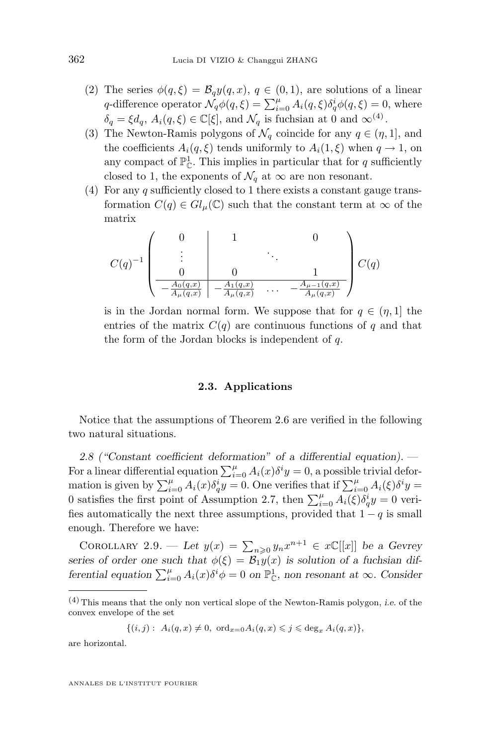(2) The series $\phi(q,\xi) = \mathcal{B}_q y(q,x)$, $q \in (0,1)$, are solutions of a linear $q$-difference operator $\mathcal{N}_q \phi(q,\xi) = \sum_{i=0}^{\mu} A_i(q,\xi)\delta_q^i \phi(q,\xi) = 0$, where $\delta_q = \xi d_q$, $A_i(q,\xi) \in \mathbb{C}[\xi]$, and $\mathcal{N}_q$ is fuchsian at 0 and $\infty$[4].

(3) The Newton-Ramis polygons of $\mathcal{N}_q$ coincide for any $q \in (\eta, 1]$, and the coefficients $A_i(q,\xi)$ tends uniformly to $A_i(1,\xi)$ when $q \to 1$, on any compact of $\mathbb{P}^1_{\mathbb{C}}$. This implies in particular that for $q$ sufficiently closed to 1, the exponents of $\mathcal{N}_q$ at $\infty$ are non resonant.

(4) For any $q$ sufficiently closed to 1 there exists a constant gauge transformation $C(q) \in Gl_\mu(\mathbb{C})$ such that the constant term at $\infty$ of the matrix

$$C(q)^{-1} \left( \begin{array}{c|ccc} 0 & 1 & & 0 \\ \vdots & & \ddots & \\ 0 & 0 & & 1 \\ \hline -\frac{A_0(q,x)}{A_\mu(q,x)} & -\frac{A_1(q,x)}{A_\mu(q,x)} & \dots & -\frac{A_{\mu-1}(q,x)}{A_\mu(q,x)} \end{array} \right) C(q)$$

is in the Jordan normal form. We suppose that for $q \in (\eta, 1]$ the entries of the matrix $C(q)$ are continuous functions of $q$ and that the form of the Jordan blocks is independent of $q$.

### 2.3. Applications

Notice that the assumptions of Theorem 2.6 are verified in the following two natural situations.

*2.8 ("Constant coefficient deformation" of a differential equation).* — For a linear differential equation $\sum_{i=0}^{\mu} A_i(x)\delta^i y = 0$, a possible trivial deformation is given by $\sum_{i=0}^{\mu} A_i(x)\delta_q^i y = 0$. One verifies that if $\sum_{i=0}^{\mu} A_i(\xi)\delta^i y = 0$ satisfies the first point of Assumption 2.7, then $\sum_{i=0}^{\mu} A_i(\xi)\delta_q^i y = 0$ verifies automatically the next three assumptions, provided that $1-q$ is small enough. Therefore we have:

Corollary 2.9. — *Let $y(x) = \sum_{n \geqslant 0} y_n x^{n+1} \in x\mathbb{C}[[x]]$ be a Gevrey series of order one such that $\phi(\xi) = \mathcal{B}_1 y(x)$ is solution of a fuchsian differential equation $\sum_{i=0}^{\mu} A_i(x)\delta^i \phi = 0$ on $\mathbb{P}^1_{\mathbb{C}}$, non resonant at $\infty$. Consider*

---

[4] This means that the only non vertical slope of the Newton-Ramis polygon, *i.e.* of the convex envelope of the set

$$\{(i,j) :\ A_i(q,x) \neq 0,\ \mathrm{ord}_{x=0} A_i(q,x) \leqslant j \leqslant \deg_x A_i(q,x)\},$$

are horizontal.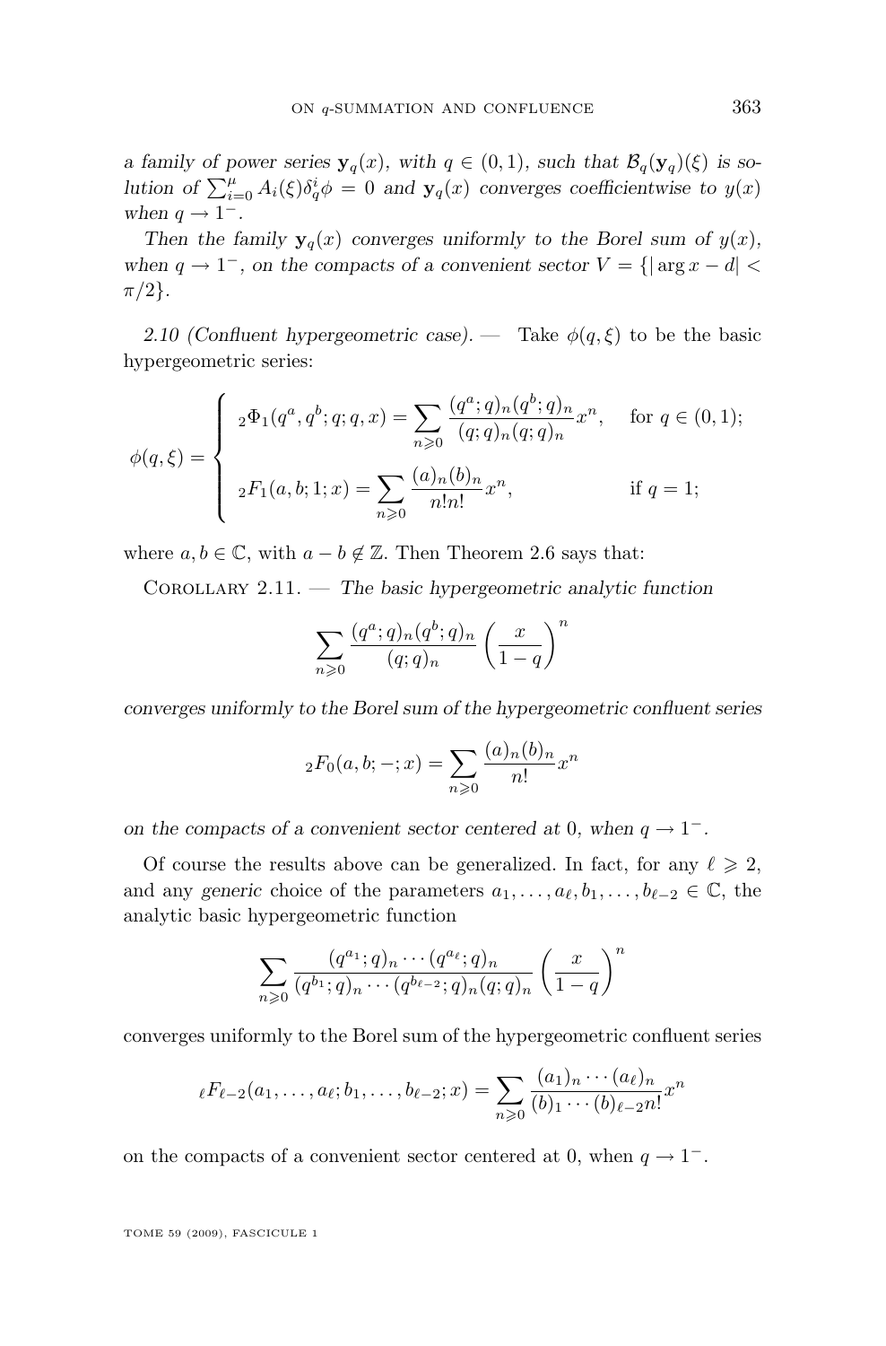*a family of power series $\mathbf{y}_q(x)$, with $q \in (0,1)$, such that $\mathcal{B}_q(\mathbf{y}_q)(\xi)$ is solution of $\sum_{i=0}^{\mu} A_i(\xi)\delta_q^i \phi = 0$ and $\mathbf{y}_q(x)$ converges coefficientwise to $y(x)$ when $q \to 1^-$.*

*Then the family $\mathbf{y}_q(x)$ converges uniformly to the Borel sum of $y(x)$, when $q \to 1^-$, on the compacts of a convenient sector $V = \{|\arg x - d| < \pi/2\}$.*

*2.10 (Confluent hypergeometric case).* — Take $\phi(q,\xi)$ to be the basic hypergeometric series:

$$\phi(q,\xi) = \begin{cases} {}_2\Phi_1(q^a, q^b; q; q, x) = \displaystyle\sum_{n \geqslant 0} \frac{(q^a;q)_n (q^b;q)_n}{(q;q)_n (q;q)_n} x^n, & \text{for } q \in (0,1); \\[2ex] {}_2F_1(a,b;1;x) = \displaystyle\sum_{n \geqslant 0} \frac{(a)_n (b)_n}{n! n!} x^n, & \text{if } q = 1; \end{cases}$$

where $a, b \in \mathbb{C}$, with $a - b \notin \mathbb{Z}$. Then Theorem 2.6 says that:

Corollary 2.11. — *The basic hypergeometric analytic function*

$$\sum_{n \geqslant 0} \frac{(q^a;q)_n (q^b;q)_n}{(q;q)_n} \left(\frac{x}{1-q}\right)^n$$

*converges uniformly to the Borel sum of the hypergeometric confluent series*

$${}_2F_0(a,b;-;x) = \sum_{n \geqslant 0} \frac{(a)_n (b)_n}{n!} x^n$$

*on the compacts of a convenient sector centered at 0, when $q \to 1^-$.*

Of course the results above can be generalized. In fact, for any $\ell \geqslant 2$, and any *generic* choice of the parameters $a_1, \dots, a_\ell, b_1, \dots, b_{\ell-2} \in \mathbb{C}$, the analytic basic hypergeometric function

$$\sum_{n \geqslant 0} \frac{(q^{a_1};q)_n \cdots (q^{a_\ell};q)_n}{(q^{b_1};q)_n \cdots (q^{b_{\ell-2}};q)_n (q;q)_n} \left(\frac{x}{1-q}\right)^n$$

converges uniformly to the Borel sum of the hypergeometric confluent series

$${}_\ell F_{\ell-2}(a_1, \dots, a_\ell; b_1, \dots, b_{\ell-2}; x) = \sum_{n \geqslant 0} \frac{(a_1)_n \cdots (a_\ell)_n}{(b)_1 \cdots (b)_{\ell-2} n!} x^n$$

on the compacts of a convenient sector centered at 0, when $q \to 1^-$.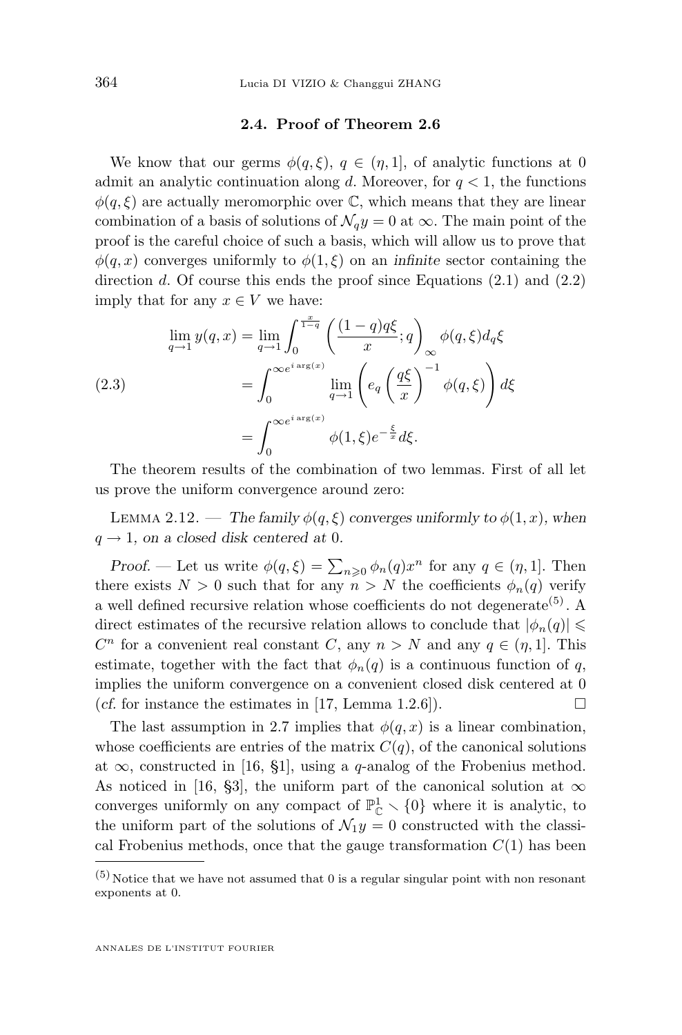### 2.4. Proof of Theorem 2.6

We know that our germs $\phi(q,\xi)$, $q \in (\eta, 1]$, of analytic functions at 0 admit an analytic continuation along $d$. Moreover, for $q < 1$, the functions $\phi(q,\xi)$ are actually meromorphic over $\mathbb{C}$, which means that they are linear combination of a basis of solutions of $\mathcal{N}_q y = 0$ at $\infty$. The main point of the proof is the careful choice of such a basis, which will allow us to prove that $\phi(q,x)$ converges uniformly to $\phi(1,\xi)$ on an *infinite* sector containing the direction $d$. Of course this ends the proof since Equations (2.1) and (2.2) imply that for any $x \in V$ we have:

$$
\begin{aligned}
\lim_{q\to 1} y(q,x) &= \lim_{q\to 1} \int_0^{\frac{x}{1-q}} \left( \frac{(1-q)q\xi}{x}; q \right)_\infty \phi(q,\xi) d_q\xi \\
&= \int_0^{\infty e^{i\arg(x)}} \lim_{q\to 1} \left( e_q\left(\frac{q\xi}{x}\right)^{-1} \phi(q,\xi) \right) d\xi \\
&= \int_0^{\infty e^{i\arg(x)}} \phi(1,\xi) e^{-\frac{\xi}{x}} d\xi.
\end{aligned} \tag{2.3}
$$

The theorem results of the combination of two lemmas. First of all let us prove the uniform convergence around zero:

Lemma 2.12. — *The family $\phi(q,\xi)$ converges uniformly to $\phi(1,x)$, when $q \to 1$, on a closed disk centered at 0.*

*Proof.* — Let us write $\phi(q,\xi) = \sum_{n\geqslant 0} \phi_n(q)x^n$ for any $q \in (\eta, 1]$. Then there exists $N > 0$ such that for any $n > N$ the coefficients $\phi_n(q)$ verify a well defined recursive relation whose coefficients do not degenerate[5]. A direct estimates of the recursive relation allows to conclude that $|\phi_n(q)| \leqslant C^n$ for a convenient real constant $C$, any $n > N$ and any $q \in (\eta, 1]$. This estimate, together with the fact that $\phi_n(q)$ is a continuous function of $q$, implies the uniform convergence on a convenient closed disk centered at 0 (*cf.* for instance the estimates in [17, Lemma 1.2.6]). □

The last assumption in 2.7 implies that $\phi(q,x)$ is a linear combination, whose coefficients are entries of the matrix $C(q)$, of the canonical solutions at $\infty$, constructed in [16, §1], using a $q$-analog of the Frobenius method. As noticed in [16, §3], the uniform part of the canonical solution at $\infty$ converges uniformly on any compact of $\mathbb{P}^1_{\mathbb{C}} \smallsetminus \{0\}$ where it is analytic, to the uniform part of the solutions of $\mathcal{N}_1 y = 0$ constructed with the classical Frobenius methods, once that the gauge transformation $C(1)$ has been

[5] Notice that we have not assumed that 0 is a regular singular point with non resonant exponents at 0.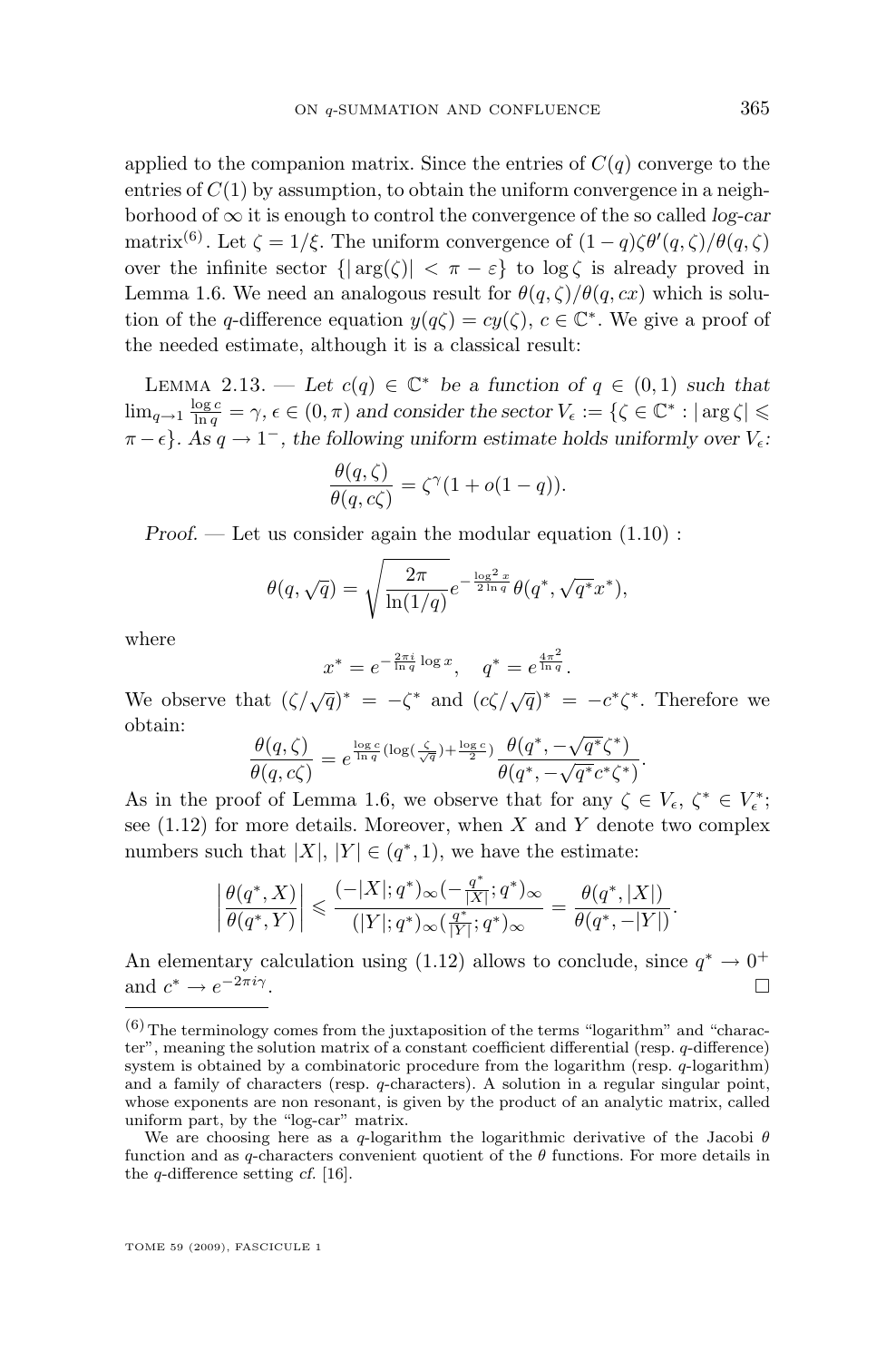applied to the companion matrix. Since the entries of $C(q)$ converge to the entries of $C(1)$ by assumption, to obtain the uniform convergence in a neighborhood of $\infty$ it is enough to control the convergence of the so called *log-car* matrix[(6)]. Let $\zeta = 1/\xi$. The uniform convergence of $(1-q)\zeta\theta'(q,\zeta)/\theta(q,\zeta)$ over the infinite sector $\{|\arg(\zeta)| < \pi - \varepsilon\}$ to $\log\zeta$ is already proved in Lemma 1.6. We need an analogous result for $\theta(q,\zeta)/\theta(q,cx)$ which is solution of the $q$-difference equation $y(q\zeta) = cy(\zeta)$, $c \in \mathbb{C}^*$. We give a proof of the needed estimate, although it is a classical result:

Lemma 2.13. — *Let $c(q) \in \mathbb{C}^*$ be a function of $q \in (0,1)$ such that $\lim_{q\to 1} \frac{\log c}{\ln q} = \gamma$, $\epsilon \in (0,\pi)$ and consider the sector $V_\epsilon := \{\zeta \in \mathbb{C}^* : |\arg\zeta| \leqslant \pi - \epsilon\}$. As $q \to 1^-$, the following uniform estimate holds uniformly over $V_\epsilon$:*

$$\frac{\theta(q,\zeta)}{\theta(q,c\zeta)} = \zeta^\gamma(1 + o(1-q)).$$

*Proof*. — Let us consider again the modular equation (1.10) :

$$\theta(q,\sqrt{q}) = \sqrt{\frac{2\pi}{\ln(1/q)}}\, e^{-\frac{\log^2 x}{2\ln q}}\, \theta(q^*, \sqrt{q^*}x^*),$$

where

$$x^* = e^{-\frac{2\pi i}{\ln q}\log x}, \quad q^* = e^{\frac{4\pi^2}{\ln q}}.$$

We observe that $(\zeta/\sqrt{q})^* = -\zeta^*$ and $(c\zeta/\sqrt{q})^* = -c^*\zeta^*$. Therefore we obtain:

$$\frac{\theta(q,\zeta)}{\theta(q,c\zeta)} = e^{\frac{\log c}{\ln q}\left(\log\left(\frac{\zeta}{\sqrt{q}}\right) + \frac{\log c}{2}\right)}\, \frac{\theta(q^*, -\sqrt{q^*}\zeta^*)}{\theta(q^*, -\sqrt{q^*}c^*\zeta^*)}.$$

As in the proof of Lemma 1.6, we observe that for any $\zeta \in V_\epsilon$, $\zeta^* \in V_\epsilon^*$; see (1.12) for more details. Moreover, when $X$ and $Y$ denote two complex numbers such that $|X|, |Y| \in (q^*, 1)$, we have the estimate:

$$\left|\frac{\theta(q^*,X)}{\theta(q^*,Y)}\right| \leqslant \frac{(-|X|;q^*)_\infty(-\frac{q^*}{|X|};q^*)_\infty}{(|Y|;q^*)_\infty(\frac{q^*}{|Y|};q^*)_\infty} = \frac{\theta(q^*,|X|)}{\theta(q^*,-|Y|)}.$$

An elementary calculation using (1.12) allows to conclude, since $q^* \to 0^+$ and $c^* \to e^{-2\pi i\gamma}$. □

---

(6) The terminology comes from the juxtaposition of the terms "logarithm" and "character", meaning the solution matrix of a constant coefficient differential (resp. $q$-difference) system is obtained by a combinatoric procedure from the logarithm (resp. $q$-logarithm) and a family of characters (resp. $q$-characters). A solution in a regular singular point, whose exponents are non resonant, is given by the product of an analytic matrix, called uniform part, by the "log-car" matrix.

We are choosing here as a $q$-logarithm the logarithmic derivative of the Jacobi $\theta$ function and as $q$-characters convenient quotient of the $\theta$ functions. For more details in the $q$-difference setting *cf.* [16].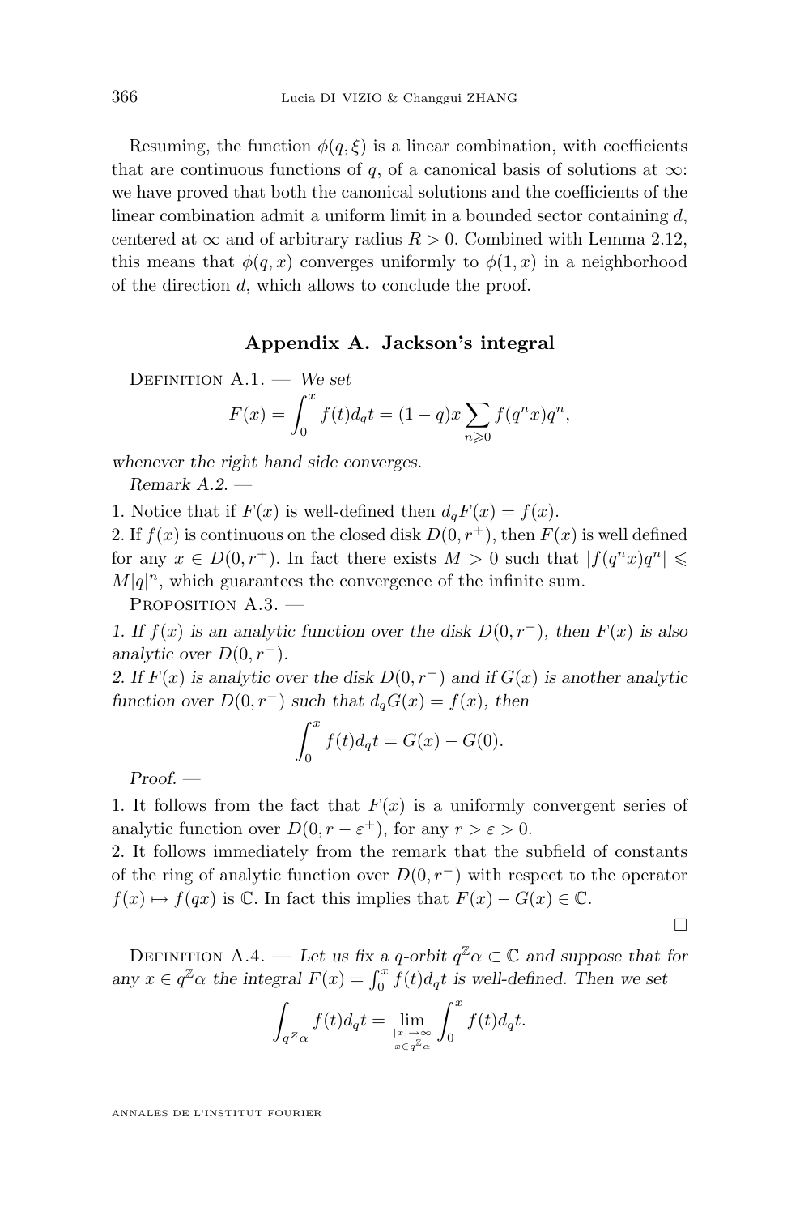Resuming, the function $\phi(q,\xi)$ is a linear combination, with coefficients that are continuous functions of $q$, of a canonical basis of solutions at $\infty$: we have proved that both the canonical solutions and the coefficients of the linear combination admit a uniform limit in a bounded sector containing $d$, centered at $\infty$ and of arbitrary radius $R>0$. Combined with Lemma 2.12, this means that $\phi(q,x)$ converges uniformly to $\phi(1,x)$ in a neighborhood of the direction $d$, which allows to conclude the proof.

## Appendix A. Jackson's integral

Definition A.1. — *We set*

$$F(x)=\int_0^x f(t)d_qt=(1-q)x\sum_{n\geqslant 0}f(q^nx)q^n,$$

*whenever the right hand side converges.*

*Remark A.2.* —

1. Notice that if $F(x)$ is well-defined then $d_qF(x)=f(x)$.
2. If $f(x)$ is continuous on the closed disk $D(0,r^+)$, then $F(x)$ is well defined for any $x\in D(0,r^+)$. In fact there exists $M>0$ such that $|f(q^nx)q^n|\leqslant M|q|^n$, which guarantees the convergence of the infinite sum.

Proposition A.3. —

*1. If $f(x)$ is an analytic function over the disk $D(0,r^-)$, then $F(x)$ is also analytic over $D(0,r^-)$.*
*2. If $F(x)$ is analytic over the disk $D(0,r^-)$ and if $G(x)$ is another analytic function over $D(0,r^-)$ such that $d_qG(x)=f(x)$, then*

$$\int_0^x f(t)d_qt=G(x)-G(0).$$

*Proof.* —

1. It follows from the fact that $F(x)$ is a uniformly convergent series of analytic function over $D(0,r-\varepsilon^+)$, for any $r>\varepsilon>0$.
2. It follows immediately from the remark that the subfield of constants of the ring of analytic function over $D(0,r^-)$ with respect to the operator $f(x)\mapsto f(qx)$ is $\mathbb{C}$. In fact this implies that $F(x)-G(x)\in\mathbb{C}$.

□

Definition A.4. — *Let us fix a $q$-orbit $q^{\mathbb{Z}}\alpha\subset\mathbb{C}$ and suppose that for any $x\in q^{\mathbb{Z}}\alpha$ the integral $F(x)=\int_0^x f(t)d_qt$ is well-defined. Then we set*

$$\int_{q^{\mathbb{Z}}\alpha}f(t)d_qt=\lim_{\substack{|x|\to\infty\\ x\in q^{\mathbb{Z}}\alpha}}\int_0^x f(t)d_qt.$$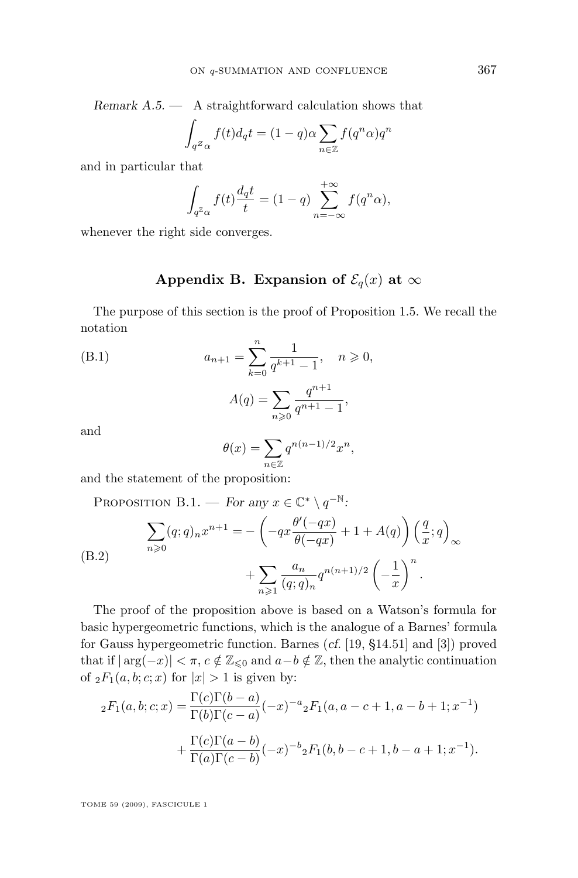*Remark A.5.* — A straightforward calculation shows that

$$\int_{q^{\mathbb{Z}}\alpha} f(t) d_q t = (1-q)\alpha \sum_{n\in\mathbb{Z}} f(q^n\alpha) q^n$$

and in particular that

$$\int_{q^{\mathbb{Z}}\alpha} f(t) \frac{d_q t}{t} = (1-q) \sum_{n=-\infty}^{+\infty} f(q^n\alpha),$$

whenever the right side converges.

## Appendix B. Expansion of $\mathcal{E}_q(x)$ at $\infty$

The purpose of this section is the proof of Proposition 1.5. We recall the notation

$$a_{n+1} = \sum_{k=0}^{n} \frac{1}{q^{k+1}-1}, \quad n \geqslant 0, \tag{B.1}$$

$$A(q) = \sum_{n\geqslant 0} \frac{q^{n+1}}{q^{n+1}-1},$$

and

$$\theta(x) = \sum_{n\in\mathbb{Z}} q^{n(n-1)/2} x^n,$$

and the statement of the proposition:

Proposition B.1. — *For any $x \in \mathbb{C}^* \setminus q^{-\mathbb{N}}$:*

$$\sum_{n\geqslant 0} (q;q)_n x^{n+1} = -\left(-qx\frac{\theta'(-qx)}{\theta(-qx)} + 1 + A(q)\right)\left(\frac{q}{x};q\right)_\infty + \sum_{n\geqslant 1} \frac{a_n}{(q;q)_n} q^{n(n+1)/2} \left(-\frac{1}{x}\right)^n. \tag{B.2}$$

The proof of the proposition above is based on a Watson's formula for basic hypergeometric functions, which is the analogue of a Barnes' formula for Gauss hypergeometric function. Barnes (*cf.* [19, §14.51] and [3]) proved that if $|\arg(-x)| < \pi$, $c \notin \mathbb{Z}_{\leqslant 0}$ and $a-b \notin \mathbb{Z}$, then the analytic continuation of ${}_2F_1(a,b;c;x)$ for $|x| > 1$ is given by:

$${}_2F_1(a,b;c;x) = \frac{\Gamma(c)\Gamma(b-a)}{\Gamma(b)\Gamma(c-a)}(-x)^{-a}{}_2F_1(a, a-c+1, a-b+1; x^{-1}) + \frac{\Gamma(c)\Gamma(a-b)}{\Gamma(a)\Gamma(c-b)}(-x)^{-b}{}_2F_1(b, b-c+1, b-a+1; x^{-1}).$$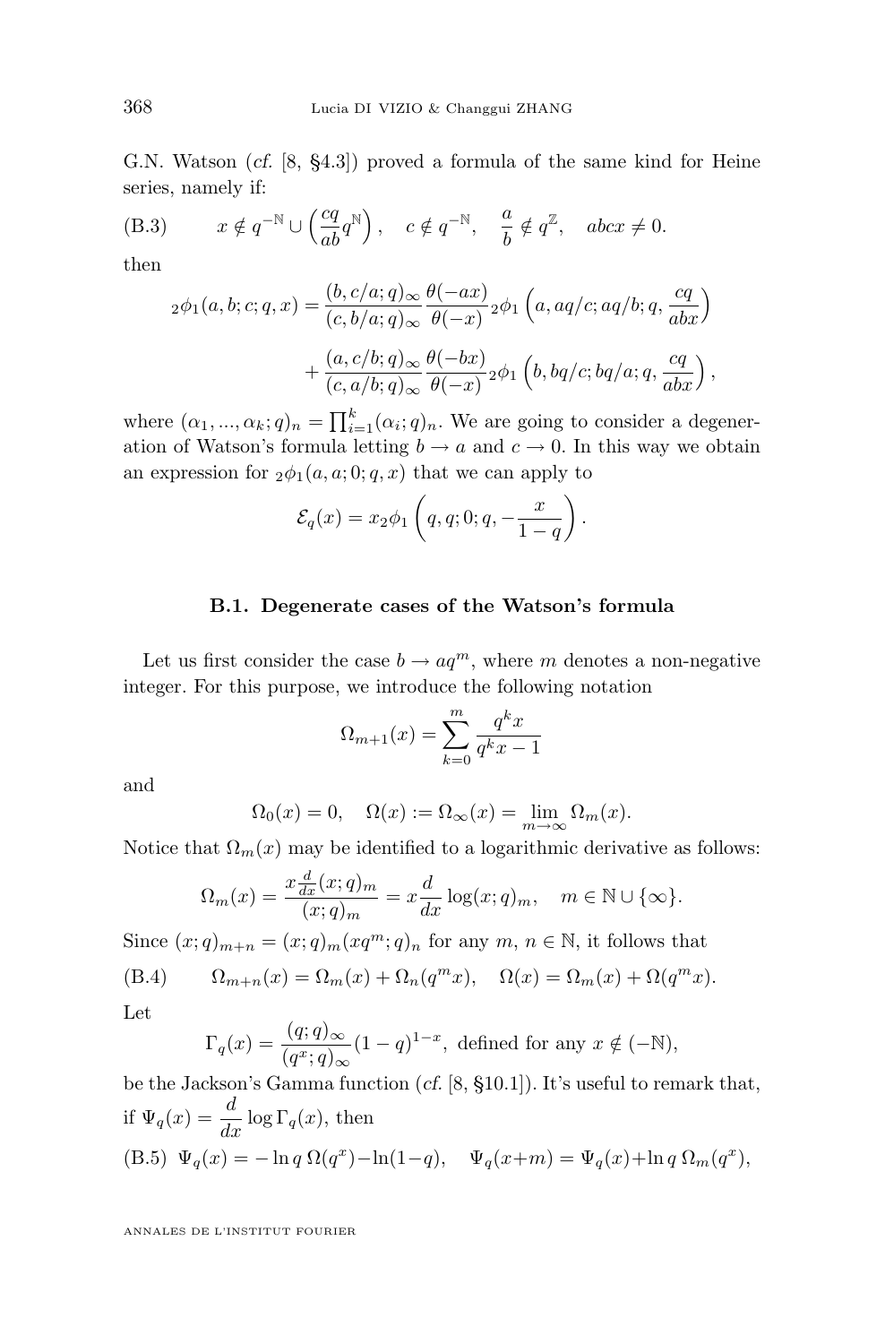G.N. Watson (*cf.* [8, §4.3]) proved a formula of the same kind for Heine series, namely if:

$$x \notin q^{-\mathbb{N}} \cup \left(\frac{cq}{ab} q^{\mathbb{N}}\right), \quad c \notin q^{-\mathbb{N}}, \quad \frac{a}{b} \notin q^{\mathbb{Z}}, \quad abcx \neq 0. \tag{B.3}$$

then

$$\begin{aligned} {}_2\phi_1(a, b; c; q, x) = &\frac{(b, c/a; q)_\infty}{(c, b/a; q)_\infty} \frac{\theta(-ax)}{\theta(-x)} {}_2\phi_1\left(a, aq/c; aq/b; q, \frac{cq}{abx}\right) \\ &+ \frac{(a, c/b; q)_\infty}{(c, a/b; q)_\infty} \frac{\theta(-bx)}{\theta(-x)} {}_2\phi_1\left(b, bq/c; bq/a; q, \frac{cq}{abx}\right), \end{aligned}$$

where $(\alpha_1, ..., \alpha_k; q)_n = \prod_{i=1}^k (\alpha_i; q)_n$. We are going to consider a degeneration of Watson's formula letting $b \to a$ and $c \to 0$. In this way we obtain an expression for ${}_2\phi_1(a, a; 0; q, x)$ that we can apply to

$$\mathcal{E}_q(x) = x\, {}_2\phi_1\left(q, q; 0; q, -\frac{x}{1-q}\right).$$

### B.1. Degenerate cases of the Watson's formula

Let us first consider the case $b \to aq^m$, where $m$ denotes a non-negative integer. For this purpose, we introduce the following notation

$$\Omega_{m+1}(x) = \sum_{k=0}^{m} \frac{q^k x}{q^k x - 1}$$

and

$$\Omega_0(x) = 0, \quad \Omega(x) := \Omega_\infty(x) = \lim_{m \to \infty} \Omega_m(x).$$

Notice that $\Omega_m(x)$ may be identified to a logarithmic derivative as follows:

$$\Omega_m(x) = \frac{x \frac{d}{dx}(x; q)_m}{(x; q)_m} = x \frac{d}{dx} \log(x; q)_m, \quad m \in \mathbb{N} \cup \{\infty\}.$$

Since $(x; q)_{m+n} = (x; q)_m (xq^m; q)_n$ for any $m$, $n \in \mathbb{N}$, it follows that

$$\Omega_{m+n}(x) = \Omega_m(x) + \Omega_n(q^m x), \quad \Omega(x) = \Omega_m(x) + \Omega(q^m x). \tag{B.4}$$

Let

$$\Gamma_q(x) = \frac{(q; q)_\infty}{(q^x; q)_\infty} (1-q)^{1-x}, \text{ defined for any } x \notin (-\mathbb{N}),$$

be the Jackson's Gamma function (*cf.* [8, §10.1]). It's useful to remark that, if $\Psi_q(x) = \dfrac{d}{dx} \log \Gamma_q(x)$, then

$$\Psi_q(x) = -\ln q\, \Omega(q^x) - \ln(1-q), \quad \Psi_q(x+m) = \Psi_q(x) + \ln q\, \Omega_m(q^x), \tag{B.5}$$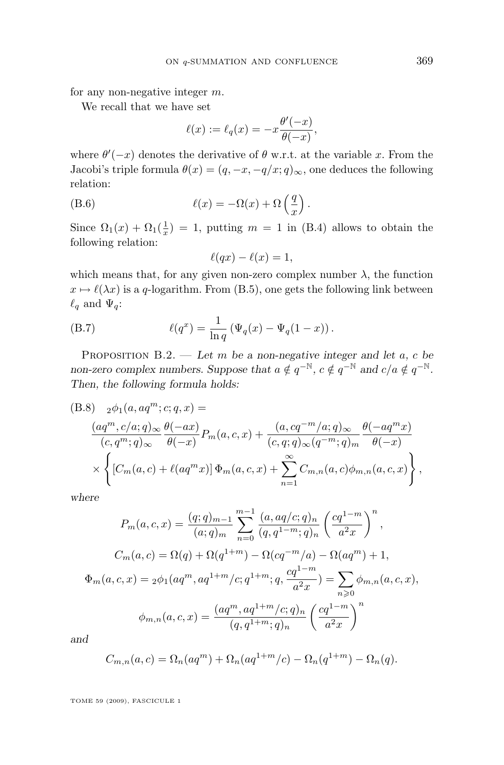for any non-negative integer $m$.

We recall that we have set

$$\ell(x) := \ell_q(x) = -x\frac{\theta'(-x)}{\theta(-x)},$$

where $\theta'(-x)$ denotes the derivative of $\theta$ w.r.t. at the variable $x$. From the Jacobi's triple formula $\theta(x) = (q, -x, -q/x; q)_\infty$, one deduces the following relation:

$$\ell(x) = -\Omega(x) + \Omega\left(\frac{q}{x}\right). \tag{B.6}$$

Since $\Omega_1(x) + \Omega_1(\frac{1}{x}) = 1$, putting $m = 1$ in (B.4) allows to obtain the following relation:

$$\ell(qx) - \ell(x) = 1,$$

which means that, for any given non-zero complex number $\lambda$, the function $x \mapsto \ell(\lambda x)$ is a $q$-logarithm. From (B.5), one gets the following link between $\ell_q$ and $\Psi_q$:

$$\ell(q^x) = \frac{1}{\ln q}\left(\Psi_q(x) - \Psi_q(1-x)\right). \tag{B.7}$$

Proposition B.2. — *Let $m$ be a non-negative integer and let $a$, $c$ be non-zero complex numbers. Suppose that $a \notin q^{-\mathbb{N}}$, $c \notin q^{-\mathbb{N}}$ and $c/a \notin q^{-\mathbb{N}}$. Then, the following formula holds:*

$$\begin{aligned}
&{}_2\phi_1(a, aq^m; c; q, x) = \\
&\quad \frac{(aq^m, c/a; q)_\infty}{(c, q^m; q)_\infty}\frac{\theta(-ax)}{\theta(-x)}P_m(a, c, x) + \frac{(a, cq^{-m}/a; q)_\infty}{(c, q; q)_\infty (q^{-m}; q)_m}\frac{\theta(-aq^m x)}{\theta(-x)} \\
&\quad \times \left\{\left[C_m(a, c) + \ell(aq^m x)\right]\Phi_m(a, c, x) + \sum_{n=1}^{\infty} C_{m,n}(a, c)\phi_{m,n}(a, c, x)\right\},
\end{aligned} \tag{B.8}$$

*where*

$$P_m(a, c, x) = \frac{(q; q)_{m-1}}{(a; q)_m}\sum_{n=0}^{m-1}\frac{(a, aq/c; q)_n}{(q, q^{1-m}; q)_n}\left(\frac{cq^{1-m}}{a^2 x}\right)^n,$$

$$C_m(a, c) = \Omega(q) + \Omega(q^{1+m}) - \Omega(cq^{-m}/a) - \Omega(aq^m) + 1,$$

$$\Phi_m(a, c, x) = {}_2\phi_1(aq^m, aq^{1+m}/c; q^{1+m}; q, \frac{cq^{1-m}}{a^2 x}) = \sum_{n \geqslant 0}\phi_{m,n}(a, c, x),$$

$$\phi_{m,n}(a, c, x) = \frac{(aq^m, aq^{1+m}/c; q)_n}{(q, q^{1+m}; q)_n}\left(\frac{cq^{1-m}}{a^2 x}\right)^n$$

*and*

$$C_{m,n}(a, c) = \Omega_n(aq^m) + \Omega_n(aq^{1+m}/c) - \Omega_n(q^{1+m}) - \Omega_n(q).$$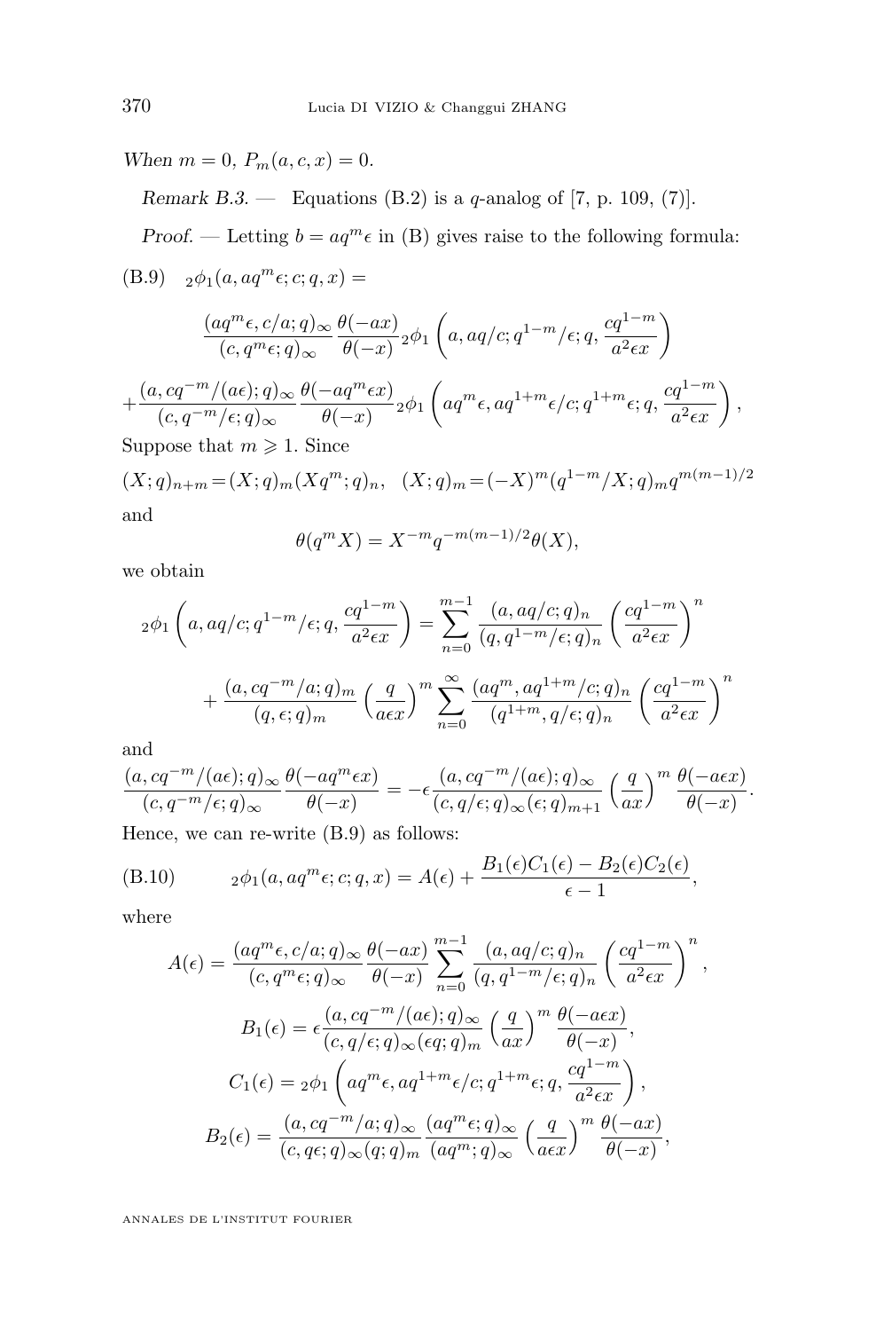*When* $m = 0$, $P_m(a, c, x) = 0$.

*Remark B.3.* — Equations (B.2) is a $q$-analog of [7, p. 109, (7)].

*Proof.* — Letting $b = aq^m\epsilon$ in (B) gives raise to the following formula:

(B.9) $\quad {}_2\phi_1(a, aq^m\epsilon; c; q, x) =$

$$\frac{(aq^m\epsilon, c/a; q)_\infty}{(c, q^m\epsilon; q)_\infty} \frac{\theta(-ax)}{\theta(-x)} {}_2\phi_1\left(a, aq/c; q^{1-m}/\epsilon; q, \frac{cq^{1-m}}{a^2\epsilon x}\right)$$

$$+ \frac{(a, cq^{-m}/(a\epsilon); q)_\infty}{(c, q^{-m}/\epsilon; q)_\infty} \frac{\theta(-aq^m\epsilon x)}{\theta(-x)} {}_2\phi_1\left(aq^m\epsilon, aq^{1+m}\epsilon/c; q^{1+m}\epsilon; q, \frac{cq^{1-m}}{a^2\epsilon x}\right),$$

Suppose that $m \geqslant 1$. Since

$$(X; q)_{n+m} = (X; q)_m (Xq^m; q)_n, \quad (X; q)_m = (-X)^m (q^{1-m}/X; q)_m q^{m(m-1)/2}$$

and

$$\theta(q^m X) = X^{-m} q^{-m(m-1)/2} \theta(X),$$

we obtain

$${}_2\phi_1\left(a, aq/c; q^{1-m}/\epsilon; q, \frac{cq^{1-m}}{a^2\epsilon x}\right) = \sum_{n=0}^{m-1} \frac{(a, aq/c; q)_n}{(q, q^{1-m}/\epsilon; q)_n} \left(\frac{cq^{1-m}}{a^2\epsilon x}\right)^n$$

$$+ \frac{(a, cq^{-m}/a; q)_m}{(q, \epsilon; q)_m} \left(\frac{q}{a\epsilon x}\right)^m \sum_{n=0}^{\infty} \frac{(aq^m, aq^{1+m}/c; q)_n}{(q^{1+m}, q/\epsilon; q)_n} \left(\frac{cq^{1-m}}{a^2\epsilon x}\right)^n$$

and

$$\frac{(a, cq^{-m}/(a\epsilon); q)_\infty}{(c, q^{-m}/\epsilon; q)_\infty} \frac{\theta(-aq^m\epsilon x)}{\theta(-x)} = -\epsilon \frac{(a, cq^{-m}/(a\epsilon); q)_\infty}{(c, q/\epsilon; q)_\infty (\epsilon; q)_{m+1}} \left(\frac{q}{ax}\right)^m \frac{\theta(-a\epsilon x)}{\theta(-x)}.$$

Hence, we can re-write (B.9) as follows:

$$\text{(B.10)} \qquad {}_2\phi_1(a, aq^m\epsilon; c; q, x) = A(\epsilon) + \frac{B_1(\epsilon)C_1(\epsilon) - B_2(\epsilon)C_2(\epsilon)}{\epsilon - 1},$$

where

$$A(\epsilon) = \frac{(aq^m\epsilon, c/a; q)_\infty}{(c, q^m\epsilon; q)_\infty} \frac{\theta(-ax)}{\theta(-x)} \sum_{n=0}^{m-1} \frac{(a, aq/c; q)_n}{(q, q^{1-m}/\epsilon; q)_n} \left(\frac{cq^{1-m}}{a^2\epsilon x}\right)^n,$$

$$B_1(\epsilon) = \epsilon \frac{(a, cq^{-m}/(a\epsilon); q)_\infty}{(c, q/\epsilon; q)_\infty (\epsilon q; q)_m} \left(\frac{q}{ax}\right)^m \frac{\theta(-a\epsilon x)}{\theta(-x)},$$

$$C_1(\epsilon) = {}_2\phi_1\left(aq^m\epsilon, aq^{1+m}\epsilon/c; q^{1+m}\epsilon; q, \frac{cq^{1-m}}{a^2\epsilon x}\right),$$

$$B_2(\epsilon) = \frac{(a, cq^{-m}/a; q)_\infty}{(c, q\epsilon; q)_\infty (q; q)_m} \frac{(aq^m\epsilon; q)_\infty}{(aq^m; q)_\infty} \left(\frac{q}{a\epsilon x}\right)^m \frac{\theta(-ax)}{\theta(-x)},$$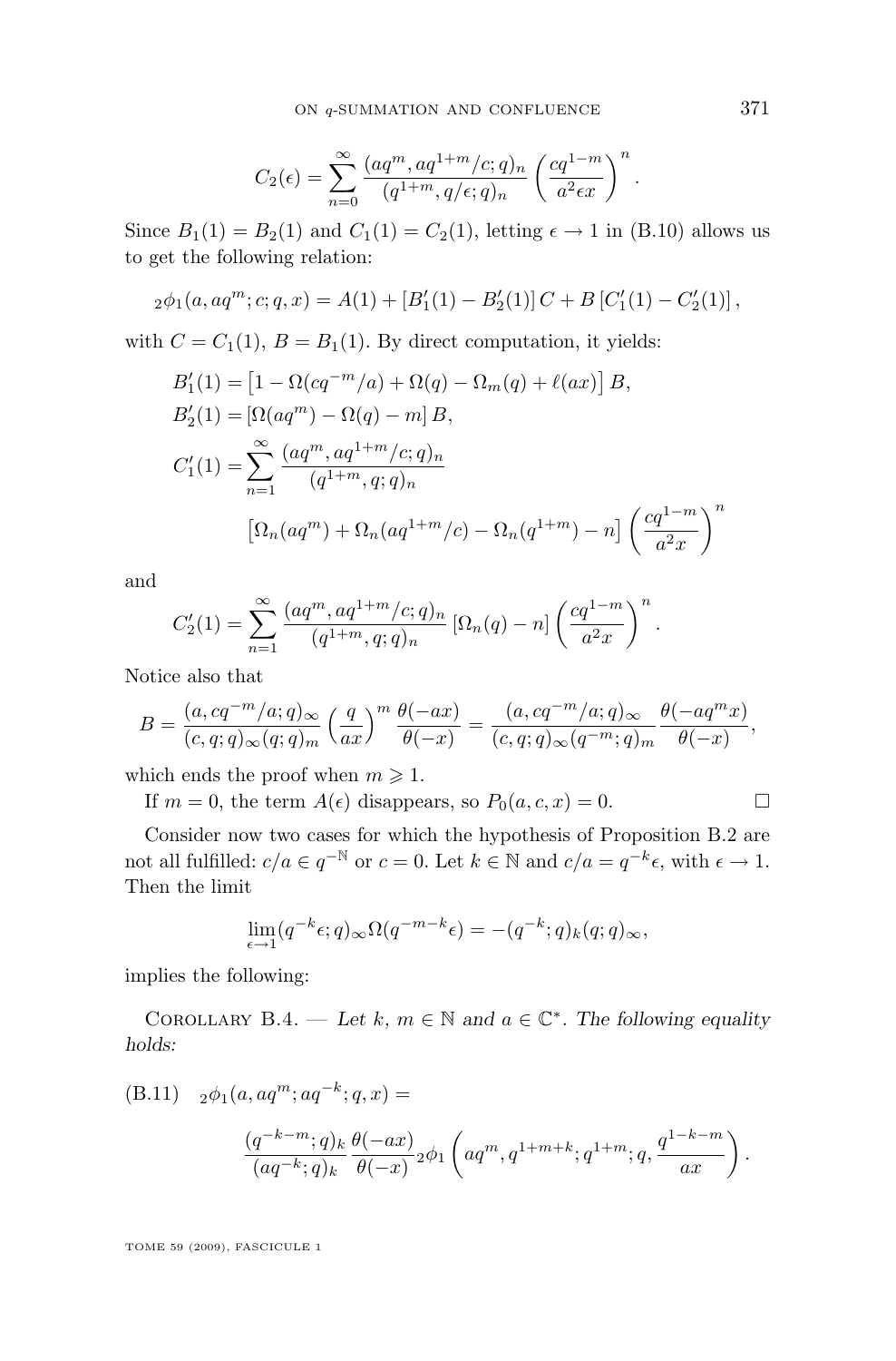$$C_2(\epsilon) = \sum_{n=0}^{\infty} \frac{(aq^m, aq^{1+m}/c;q)_n}{(q^{1+m}, q/\epsilon;q)_n} \left(\frac{cq^{1-m}}{a^2\epsilon x}\right)^n.$$

Since $B_1(1) = B_2(1)$ and $C_1(1) = C_2(1)$, letting $\epsilon \to 1$ in (B.10) allows us to get the following relation:

$${}_2\phi_1(a, aq^m; c; q, x) = A(1) + [B_1'(1) - B_2'(1)]\, C + B\, [C_1'(1) - C_2'(1)],$$

with $C = C_1(1)$, $B = B_1(1)$. By direct computation, it yields:

$$\begin{aligned}
B_1'(1) &= \left[1 - \Omega(cq^{-m}/a) + \Omega(q) - \Omega_m(q) + \ell(ax)\right] B,\\
B_2'(1) &= \left[\Omega(aq^m) - \Omega(q) - m\right] B,\\
C_1'(1) &= \sum_{n=1}^{\infty} \frac{(aq^m, aq^{1+m}/c;q)_n}{(q^{1+m}, q;q)_n}\\
&\qquad \left[\Omega_n(aq^m) + \Omega_n(aq^{1+m}/c) - \Omega_n(q^{1+m}) - n\right] \left(\frac{cq^{1-m}}{a^2x}\right)^n
\end{aligned}$$

and

$$C_2'(1) = \sum_{n=1}^{\infty} \frac{(aq^m, aq^{1+m}/c;q)_n}{(q^{1+m}, q;q)_n} \left[\Omega_n(q) - n\right] \left(\frac{cq^{1-m}}{a^2x}\right)^n.$$

Notice also that

$$B = \frac{(a, cq^{-m}/a;q)_\infty}{(c,q;q)_\infty (q;q)_m} \left(\frac{q}{ax}\right)^m \frac{\theta(-ax)}{\theta(-x)} = \frac{(a, cq^{-m}/a;q)_\infty}{(c,q;q)_\infty (q^{-m};q)_m} \frac{\theta(-aq^m x)}{\theta(-x)},$$

which ends the proof when $m \geqslant 1$.

If $m = 0$, the term $A(\epsilon)$ disappears, so $P_0(a,c,x) = 0$. $\square$

Consider now two cases for which the hypothesis of Proposition B.2 are not all fulfilled: $c/a \in q^{-\mathbb{N}}$ or $c = 0$. Let $k \in \mathbb{N}$ and $c/a = q^{-k}\epsilon$, with $\epsilon \to 1$. Then the limit

$$\lim_{\epsilon \to 1} (q^{-k}\epsilon;q)_\infty \Omega(q^{-m-k}\epsilon) = -(q^{-k};q)_k (q;q)_\infty,$$

implies the following:

Corollary B.4. — *Let $k$, $m \in \mathbb{N}$ and $a \in \mathbb{C}^*$. The following equality holds:*

$$\text{(B.11)} \quad {}_2\phi_1(a, aq^m; aq^{-k}; q, x) = \frac{(q^{-k-m};q)_k}{(aq^{-k};q)_k} \frac{\theta(-ax)}{\theta(-x)} {}_2\phi_1\left(aq^m, q^{1+m+k}; q^{1+m}; q, \frac{q^{1-k-m}}{ax}\right).$$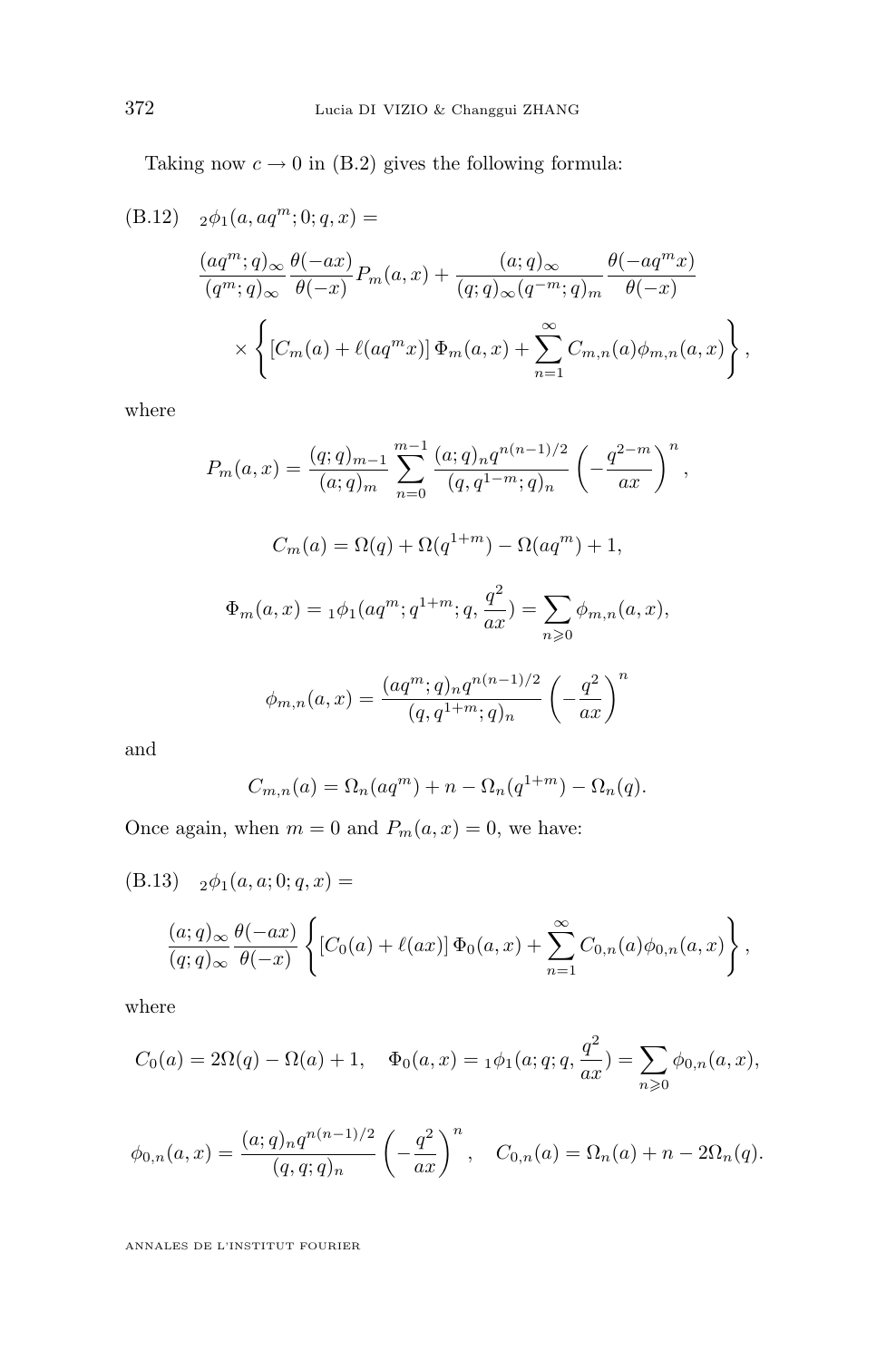Taking now $c \to 0$ in (B.2) gives the following formula:

$$
\text{(B.12)}\quad {}_2\phi_1(a, aq^m; 0; q, x) =
$$

$$
\frac{(aq^m;q)_\infty}{(q^m;q)_\infty}\frac{\theta(-ax)}{\theta(-x)}P_m(a,x) + \frac{(a;q)_\infty}{(q;q)_\infty(q^{-m};q)_m}\frac{\theta(-aq^mx)}{\theta(-x)}
$$

$$
\times \left\{ \left[C_m(a) + \ell(aq^mx)\right]\Phi_m(a,x) + \sum_{n=1}^{\infty} C_{m,n}(a)\phi_{m,n}(a,x) \right\},
$$

where

$$
P_m(a,x) = \frac{(q;q)_{m-1}}{(a;q)_m}\sum_{n=0}^{m-1}\frac{(a;q)_n q^{n(n-1)/2}}{(q,q^{1-m};q)_n}\left(-\frac{q^{2-m}}{ax}\right)^n,
$$

$$
C_m(a) = \Omega(q) + \Omega(q^{1+m}) - \Omega(aq^m) + 1,
$$

$$
\Phi_m(a,x) = {}_1\phi_1(aq^m; q^{1+m}; q, \frac{q^2}{ax}) = \sum_{n\geqslant 0}\phi_{m,n}(a,x),
$$

$$
\phi_{m,n}(a,x) = \frac{(aq^m;q)_n q^{n(n-1)/2}}{(q,q^{1+m};q)_n}\left(-\frac{q^2}{ax}\right)^n
$$

and

$$
C_{m,n}(a) = \Omega_n(aq^m) + n - \Omega_n(q^{1+m}) - \Omega_n(q).
$$

Once again, when $m = 0$ and $P_m(a,x) = 0$, we have:

$$
\text{(B.13)}\quad {}_2\phi_1(a, a; 0; q, x) =
$$

$$
\frac{(a;q)_\infty}{(q;q)_\infty}\frac{\theta(-ax)}{\theta(-x)}\left\{ \left[C_0(a) + \ell(ax)\right]\Phi_0(a,x) + \sum_{n=1}^{\infty} C_{0,n}(a)\phi_{0,n}(a,x) \right\},
$$

where

$$
C_0(a) = 2\Omega(q) - \Omega(a) + 1, \quad \Phi_0(a,x) = {}_1\phi_1(a; q; q, \frac{q^2}{ax}) = \sum_{n\geqslant 0}\phi_{0,n}(a,x),
$$

$$
\phi_{0,n}(a,x) = \frac{(a;q)_n q^{n(n-1)/2}}{(q,q;q)_n}\left(-\frac{q^2}{ax}\right)^n, \quad C_{0,n}(a) = \Omega_n(a) + n - 2\Omega_n(q).
$$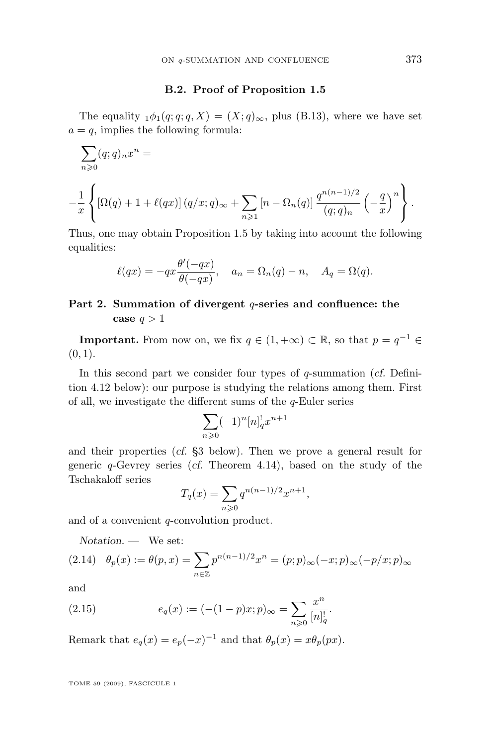### B.2. Proof of Proposition 1.5

The equality ${}_1\phi_1(q;q;q,X) = (X;q)_\infty$, plus (B.13), where we have set $a = q$, implies the following formula:

$$\sum_{n\geqslant 0}(q;q)_n x^n =$$

$$-\frac{1}{x}\left\{\left[\Omega(q)+1+\ell(qx)\right](q/x;q)_\infty + \sum_{n\geqslant 1}\left[n-\Omega_n(q)\right]\frac{q^{n(n-1)/2}}{(q;q)_n}\left(-\frac{q}{x}\right)^n\right\}.$$

Thus, one may obtain Proposition 1.5 by taking into account the following equalities:

$$\ell(qx) = -qx\frac{\theta'(-qx)}{\theta(-qx)}, \quad a_n = \Omega_n(q) - n, \quad A_q = \Omega(q).$$

## Part 2. Summation of divergent $q$-series and confluence: the case $q > 1$

**Important.** From now on, we fix $q \in (1,+\infty) \subset \mathbb{R}$, so that $p = q^{-1} \in (0,1)$.

In this second part we consider four types of $q$-summation (*cf.* Definition 4.12 below): our purpose is studying the relations among them. First of all, we investigate the different sums of the $q$-Euler series

$$\sum_{n\geqslant 0}(-1)^n [n]_q^! x^{n+1}$$

and their properties (*cf.* §3 below). Then we prove a general result for generic $q$-Gevrey series (*cf.* Theorem 4.14), based on the study of the Tschakaloff series

$$T_q(x) = \sum_{n\geqslant 0} q^{n(n-1)/2} x^{n+1},$$

and of a convenient $q$-convolution product.

*Notation.* — We set:

$$\theta_p(x) := \theta(p,x) = \sum_{n\in\mathbb{Z}} p^{n(n-1)/2}x^n = (p;p)_\infty(-x;p)_\infty(-p/x;p)_\infty \tag{2.14}$$

and

$$e_q(x) := (-(1-p)x;p)_\infty = \sum_{n\geqslant 0}\frac{x^n}{[n]_q^!}. \tag{2.15}$$

Remark that $e_q(x) = e_p(-x)^{-1}$ and that $\theta_p(x) = x\theta_p(px)$.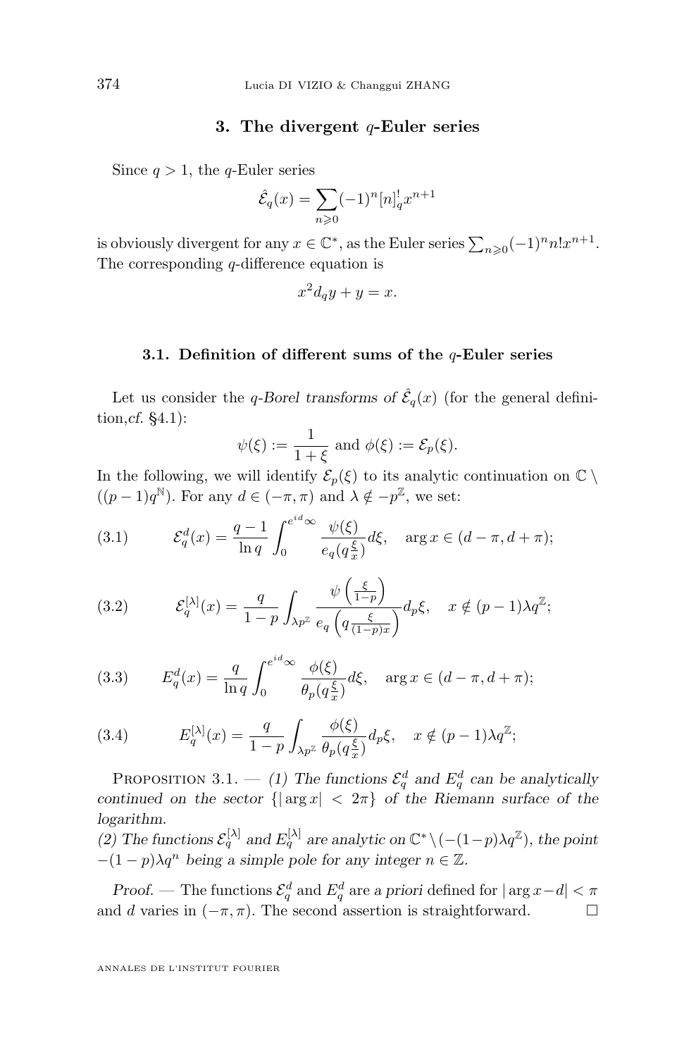## 3. The divergent $q$-Euler series

Since $q > 1$, the $q$-Euler series

$$\hat{\mathcal{E}}_q(x) = \sum_{n\geqslant 0}(-1)^n [n]_q^! x^{n+1}$$

is obviously divergent for any $x \in \mathbb{C}^*$, as the Euler series $\sum_{n\geqslant 0}(-1)^n n! x^{n+1}$. The corresponding $q$-difference equation is

$$x^2 d_q y + y = x.$$

### 3.1. Definition of different sums of the $q$-Euler series

Let us consider the *$q$-Borel transforms of $\hat{\mathcal{E}}_q(x)$* (for the general definition,*cf.* §4.1):

$$\psi(\xi) := \frac{1}{1+\xi} \text{ and } \phi(\xi) := \mathcal{E}_p(\xi).$$

In the following, we will identify $\mathcal{E}_p(\xi)$ to its analytic continuation on $\mathbb{C} \setminus ((p-1)q^{\mathbb{N}})$. For any $d \in (-\pi, \pi)$ and $\lambda \notin -p^{\mathbb{Z}}$, we set:

$$\mathcal{E}_q^d(x) = \frac{q-1}{\ln q} \int_0^{e^{id}\infty} \frac{\psi(\xi)}{e_q(q\frac{\xi}{x})} d\xi, \quad \arg x \in (d-\pi, d+\pi); \tag{3.1}$$

$$\mathcal{E}_q^{[\lambda]}(x) = \frac{q}{1-p} \int_{\lambda p^{\mathbb{Z}}} \frac{\psi\left(\frac{\xi}{1-p}\right)}{e_q\left(q\frac{\xi}{(1-p)x}\right)} d_p\xi, \quad x \notin (p-1)\lambda q^{\mathbb{Z}}; \tag{3.2}$$

$$E_q^d(x) = \frac{q}{\ln q} \int_0^{e^{id}\infty} \frac{\phi(\xi)}{\theta_p(q\frac{\xi}{x})} d\xi, \quad \arg x \in (d-\pi, d+\pi); \tag{3.3}$$

$$E_q^{[\lambda]}(x) = \frac{q}{1-p} \int_{\lambda p^{\mathbb{Z}}} \frac{\phi(\xi)}{\theta_p(q\frac{\xi}{x})} d_p\xi, \quad x \notin (p-1)\lambda q^{\mathbb{Z}}; \tag{3.4}$$

Proposition 3.1. — *(1) The functions $\mathcal{E}_q^d$ and $E_q^d$ can be analytically continued on the sector $\{|\arg x| < 2\pi\}$ of the Riemann surface of the logarithm.*
*(2) The functions $\mathcal{E}_q^{[\lambda]}$ and $E_q^{[\lambda]}$ are analytic on $\mathbb{C}^* \setminus (-(1-p)\lambda q^{\mathbb{Z}})$, the point $-(1-p)\lambda q^n$ being a simple pole for any integer $n \in \mathbb{Z}$.*

*Proof.* — The functions $\mathcal{E}_q^d$ and $E_q^d$ are *a priori* defined for $|\arg x - d| < \pi$ and $d$ varies in $(-\pi, \pi)$. The second assertion is straightforward. □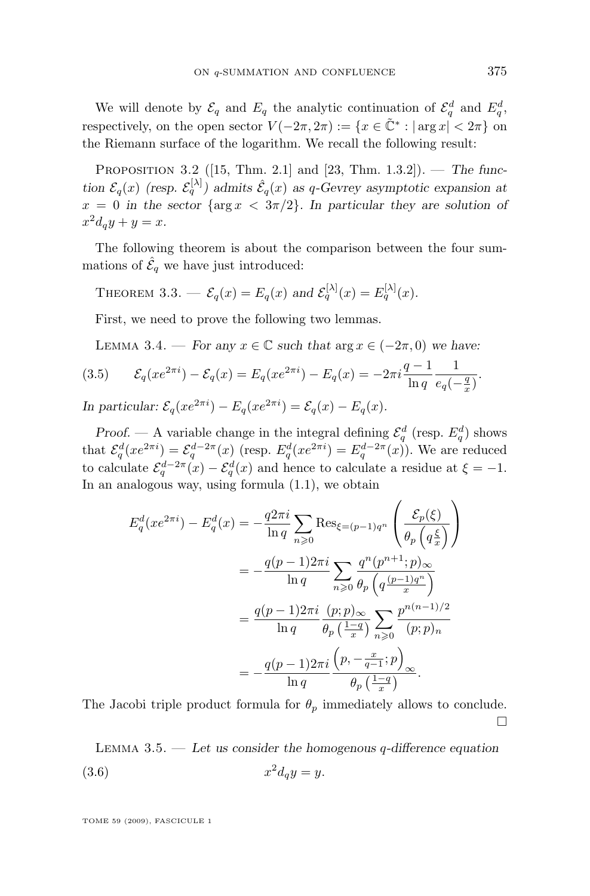We will denote by $\mathcal{E}_q$ and $E_q$ the analytic continuation of $\mathcal{E}_q^d$ and $E_q^d$, respectively, on the open sector $V(-2\pi, 2\pi) := \{x \in \tilde{\mathbb{C}}^* : |\arg x| < 2\pi\}$ on the Riemann surface of the logarithm. We recall the following result:

Proposition 3.2 ([15, Thm. 2.1] and [23, Thm. 1.3.2]). — *The function $\mathcal{E}_q(x)$ (resp. $\mathcal{E}_q^{[\lambda]}$) admits $\hat{\mathcal{E}}_q(x)$ as $q$-Gevrey asymptotic expansion at $x = 0$ in the sector $\{\arg x < 3\pi/2\}$. In particular they are solution of $x^2 d_q y + y = x$.*

The following theorem is about the comparison between the four summations of $\hat{\mathcal{E}}_q$ we have just introduced:

Theorem 3.3. — *$\mathcal{E}_q(x) = E_q(x)$ and $\mathcal{E}_q^{[\lambda]}(x) = E_q^{[\lambda]}(x)$.*

First, we need to prove the following two lemmas.

Lemma 3.4. — *For any $x \in \mathbb{C}$ such that $\arg x \in (-2\pi, 0)$ we have:*

$$\mathcal{E}_q(xe^{2\pi i}) - \mathcal{E}_q(x) = E_q(xe^{2\pi i}) - E_q(x) = -2\pi i \frac{q-1}{\ln q} \frac{1}{e_q(-\frac{q}{x})}. \tag{3.5}$$

*In particular: $\mathcal{E}_q(xe^{2\pi i}) - E_q(xe^{2\pi i}) = \mathcal{E}_q(x) - E_q(x)$.*

*Proof.* — A variable change in the integral defining $\mathcal{E}_q^d$ (resp. $E_q^d$) shows that $\mathcal{E}_q^d(xe^{2\pi i}) = \mathcal{E}_q^{d-2\pi}(x)$ (resp. $E_q^d(xe^{2\pi i}) = E_q^{d-2\pi}(x)$). We are reduced to calculate $\mathcal{E}_q^{d-2\pi}(x) - \mathcal{E}_q^d(x)$ and hence to calculate a residue at $\xi = -1$. In an analogous way, using formula (1.1), we obtain

$$\begin{aligned}
E_q^d(xe^{2\pi i}) - E_q^d(x) &= -\frac{q 2\pi i}{\ln q} \sum_{n \geqslant 0} \mathrm{Res}_{\xi = (p-1)q^n} \left( \frac{\mathcal{E}_p(\xi)}{\theta_p\left(q\frac{\xi}{x}\right)} \right) \\
&= -\frac{q(p-1)2\pi i}{\ln q} \sum_{n \geqslant 0} \frac{q^n (p^{n+1};p)_\infty}{\theta_p\left(q\frac{(p-1)q^n}{x}\right)} \\
&= \frac{q(p-1)2\pi i}{\ln q} \frac{(p;p)_\infty}{\theta_p\left(\frac{1-q}{x}\right)} \sum_{n \geqslant 0} \frac{p^{n(n-1)/2}}{(p;p)_n} \\
&= -\frac{q(p-1)2\pi i}{\ln q} \frac{\left(p, -\frac{x}{q-1}; p\right)_\infty}{\theta_p\left(\frac{1-q}{x}\right)}.
\end{aligned}$$

The Jacobi triple product formula for $\theta_p$ immediately allows to conclude. □

Lemma 3.5. — *Let us consider the homogenous $q$-difference equation*

$$x^2 d_q y = y. \tag{3.6}$$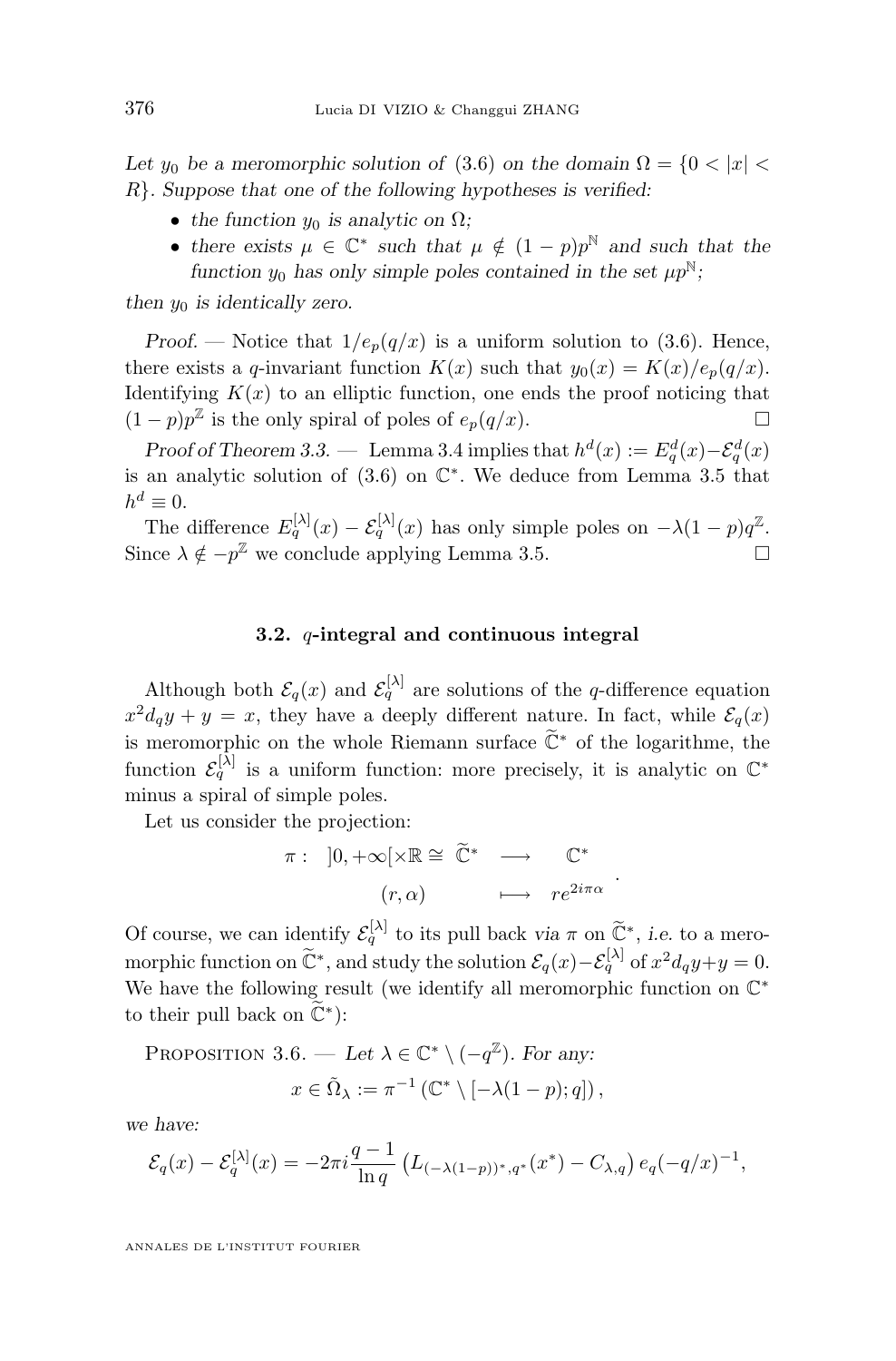*Let $y_0$ be a meromorphic solution of (3.6) on the domain $\Omega = \{0 < |x| < R\}$. Suppose that one of the following hypotheses is verified:*

- *the function $y_0$ is analytic on $\Omega$;*
- *there exists $\mu \in \mathbb{C}^*$ such that $\mu \notin (1-p)p^{\mathbb{N}}$ and such that the function $y_0$ has only simple poles contained in the set $\mu p^{\mathbb{N}}$;*

*then $y_0$ is identically zero.*

*Proof.* — Notice that $1/e_p(q/x)$ is a uniform solution to (3.6). Hence, there exists a $q$-invariant function $K(x)$ such that $y_0(x) = K(x)/e_p(q/x)$. Identifying $K(x)$ to an elliptic function, one ends the proof noticing that $(1-p)p^{\mathbb{Z}}$ is the only spiral of poles of $e_p(q/x)$. □

*Proof of Theorem 3.3.* — Lemma 3.4 implies that $h^d(x) := E_q^d(x) - \mathcal{E}_q^d(x)$ is an analytic solution of (3.6) on $\mathbb{C}^*$. We deduce from Lemma 3.5 that $h^d \equiv 0$.

The difference $E_q^{[\lambda]}(x) - \mathcal{E}_q^{[\lambda]}(x)$ has only simple poles on $-\lambda(1-p)q^{\mathbb{Z}}$. Since $\lambda \notin -p^{\mathbb{Z}}$ we conclude applying Lemma 3.5. □

### 3.2. $q$-integral and continuous integral

Although both $\mathcal{E}_q(x)$ and $\mathcal{E}_q^{[\lambda]}$ are solutions of the $q$-difference equation $x^2 d_q y + y = x$, they have a deeply different nature. In fact, while $\mathcal{E}_q(x)$ is meromorphic on the whole Riemann surface $\widetilde{\mathbb{C}}^*$ of the logarithme, the function $\mathcal{E}_q^{[\lambda]}$ is a uniform function: more precisely, it is analytic on $\mathbb{C}^*$ minus a spiral of simple poles.

Let us consider the projection:

$$\begin{array}{rccc} \pi: & ]0,+\infty[\times\mathbb{R} \cong \widetilde{\mathbb{C}}^* & \longrightarrow & \mathbb{C}^* \\ & (r,\alpha) & \longmapsto & re^{2i\pi\alpha} \end{array}.$$

Of course, we can identify $\mathcal{E}_q^{[\lambda]}$ to its pull back *via* $\pi$ on $\widetilde{\mathbb{C}}^*$, *i.e.* to a meromorphic function on $\widetilde{\mathbb{C}}^*$, and study the solution $\mathcal{E}_q(x) - \mathcal{E}_q^{[\lambda]}$ of $x^2 d_q y + y = 0$. We have the following result (we identify all meromorphic function on $\mathbb{C}^*$ to their pull back on $\widetilde{\mathbb{C}}^*$):

Proposition 3.6. — *Let $\lambda \in \mathbb{C}^* \setminus (-q^{\mathbb{Z}})$. For any:*

$$x \in \tilde{\Omega}_\lambda := \pi^{-1}\left(\mathbb{C}^* \setminus [-\lambda(1-p); q]\right),$$

*we have:*

$$\mathcal{E}_q(x) - \mathcal{E}_q^{[\lambda]}(x) = -2\pi i \frac{q-1}{\ln q}\left(L_{(-\lambda(1-p))^*, q^*}(x^*) - C_{\lambda,q}\right) e_q(-q/x)^{-1},$$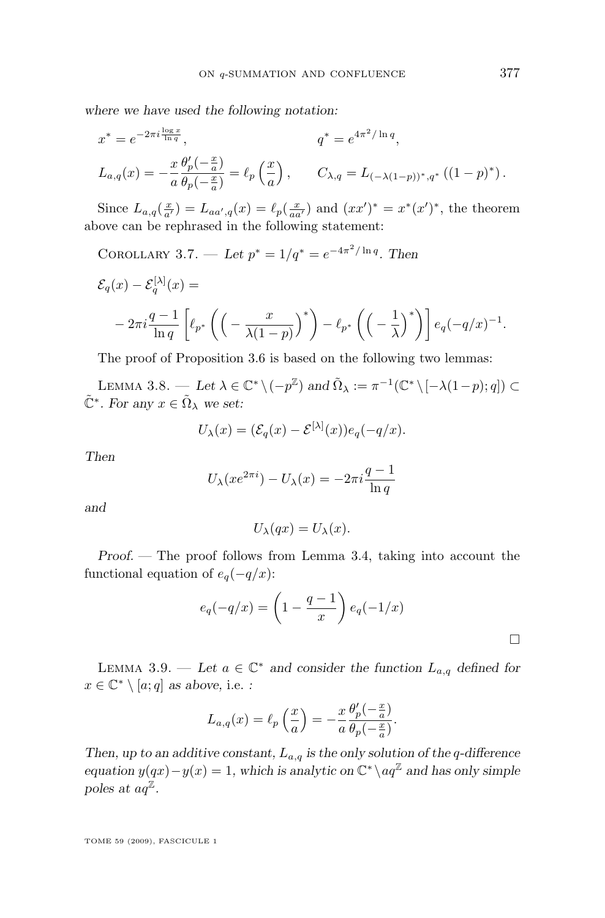*where we have used the following notation:*

$$x^* = e^{-2\pi i \frac{\log x}{\ln q}}, \qquad\qquad q^* = e^{4\pi^2/\ln q},$$

$$L_{a,q}(x) = -\frac{x}{a}\frac{\theta_p'(-\frac{x}{a})}{\theta_p(-\frac{x}{a})} = \ell_p\left(\frac{x}{a}\right), \qquad C_{\lambda,q} = L_{(-\lambda(1-p))^*,q^*}\left((1-p)^*\right).$$

Since $L_{a,q}(\frac{x}{a'}) = L_{aa',q}(x) = \ell_p(\frac{x}{aa'})$ and $(xx')^* = x^*(x')^*$, the theorem above can be rephrased in the following statement:

Corollary 3.7. — *Let $p^* = 1/q^* = e^{-4\pi^2/\ln q}$. Then*

$$\mathcal{E}_q(x) - \mathcal{E}_q^{[\lambda]}(x) =$$

$$-2\pi i \frac{q-1}{\ln q}\left[\ell_{p^*}\left(\Big(-\frac{x}{\lambda(1-p)}\Big)^*\right) - \ell_{p^*}\left(\Big(-\frac{1}{\lambda}\Big)^*\right)\right] e_q(-q/x)^{-1}.$$

The proof of Proposition 3.6 is based on the following two lemmas:

Lemma 3.8. — *Let $\lambda \in \mathbb{C}^* \setminus (-p^{\mathbb{Z}})$ and $\tilde{\Omega}_\lambda := \pi^{-1}(\mathbb{C}^* \setminus [-\lambda(1-p);q]) \subset \tilde{\mathbb{C}}^*$. For any $x \in \tilde{\Omega}_\lambda$ we set:*

$$U_\lambda(x) = (\mathcal{E}_q(x) - \mathcal{E}^{[\lambda]}(x))e_q(-q/x).$$

*Then*

$$U_\lambda(xe^{2\pi i}) - U_\lambda(x) = -2\pi i \frac{q-1}{\ln q}$$

*and*

$$U_\lambda(qx) = U_\lambda(x).$$

*Proof.* — The proof follows from Lemma 3.4, taking into account the functional equation of $e_q(-q/x)$:

$$e_q(-q/x) = \left(1 - \frac{q-1}{x}\right)e_q(-1/x)$$

□

Lemma 3.9. — *Let $a \in \mathbb{C}^*$ and consider the function $L_{a,q}$ defined for $x \in \mathbb{C}^* \setminus [a;q]$ as above,* i.e. *:*

$$L_{a,q}(x) = \ell_p\left(\frac{x}{a}\right) = -\frac{x}{a}\frac{\theta_p'(-\frac{x}{a})}{\theta_p(-\frac{x}{a})}.$$

*Then, up to an additive constant, $L_{a,q}$ is the only solution of the $q$-difference equation $y(qx)-y(x) = 1$, which is analytic on $\mathbb{C}^* \setminus aq^{\mathbb{Z}}$ and has only simple poles at $aq^{\mathbb{Z}}$.*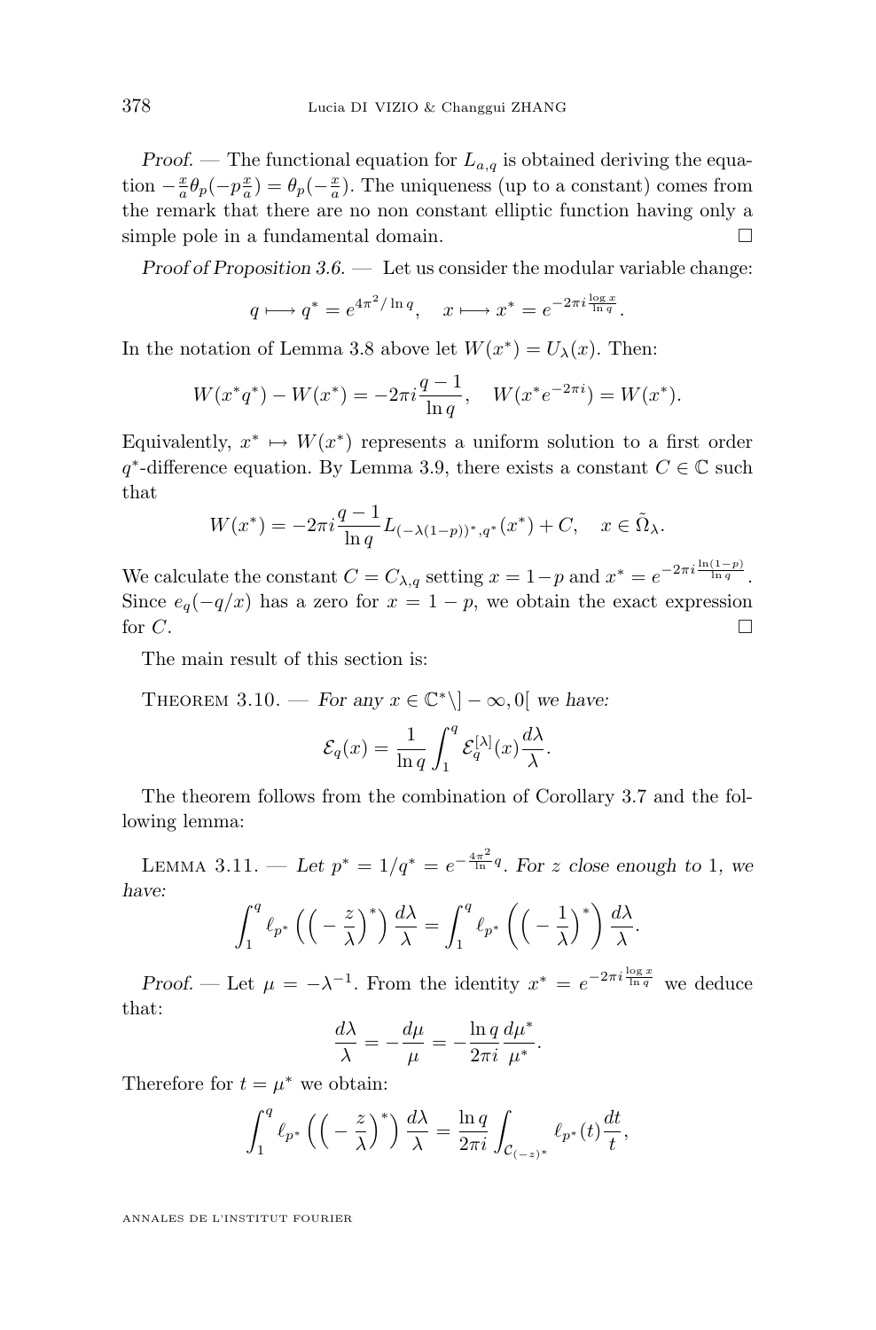*Proof.* — The functional equation for $L_{a,q}$ is obtained deriving the equation $-\frac{x}{a}\theta_p(-p\frac{x}{a}) = \theta_p(-\frac{x}{a})$. The uniqueness (up to a constant) comes from the remark that there are no non constant elliptic function having only a simple pole in a fundamental domain. □

*Proof of Proposition 3.6.* — Let us consider the modular variable change:

$$q \longmapsto q^* = e^{4\pi^2/\ln q}, \quad x \longmapsto x^* = e^{-2\pi i \frac{\log x}{\ln q}}.$$

In the notation of Lemma 3.8 above let $W(x^*) = U_\lambda(x)$. Then:

$$W(x^* q^*) - W(x^*) = -2\pi i \frac{q-1}{\ln q}, \quad W(x^* e^{-2\pi i}) = W(x^*).$$

Equivalently, $x^* \mapsto W(x^*)$ represents a uniform solution to a first order $q^*$-difference equation. By Lemma 3.9, there exists a constant $C \in \mathbb{C}$ such that

$$W(x^*) = -2\pi i \frac{q-1}{\ln q} L_{(-\lambda(1-p))^*, q^*}(x^*) + C, \quad x \in \tilde{\Omega}_\lambda.$$

We calculate the constant $C = C_{\lambda,q}$ setting $x = 1-p$ and $x^* = e^{-2\pi i \frac{\ln(1-p)}{\ln q}}$. Since $e_q(-q/x)$ has a zero for $x = 1-p$, we obtain the exact expression for $C$. □

The main result of this section is:

Theorem 3.10. — *For any $x \in \mathbb{C}^* \setminus ]-\infty, 0[$ we have:*

$$\mathcal{E}_q(x) = \frac{1}{\ln q} \int_1^q \mathcal{E}_q^{[\lambda]}(x) \frac{d\lambda}{\lambda}.$$

The theorem follows from the combination of Corollary 3.7 and the following lemma:

Lemma 3.11. — *Let $p^* = 1/q^* = e^{-\frac{4\pi^2}{\ln} q}$. For $z$ close enough to 1, we have:*

$$\int_1^q \ell_{p^*}\left(\left(-\frac{z}{\lambda}\right)^*\right) \frac{d\lambda}{\lambda} = \int_1^q \ell_{p^*}\left(\left(-\frac{1}{\lambda}\right)^*\right) \frac{d\lambda}{\lambda}.$$

*Proof.* — Let $\mu = -\lambda^{-1}$. From the identity $x^* = e^{-2\pi i \frac{\log x}{\ln q}}$ we deduce that:

$$\frac{d\lambda}{\lambda} = -\frac{d\mu}{\mu} = -\frac{\ln q}{2\pi i} \frac{d\mu^*}{\mu^*}.$$

Therefore for $t = \mu^*$ we obtain:

$$\int_1^q \ell_{p^*}\left(\left(-\frac{z}{\lambda}\right)^*\right) \frac{d\lambda}{\lambda} = \frac{\ln q}{2\pi i} \int_{\mathcal{C}_{(-z)^*}} \ell_{p^*}(t) \frac{dt}{t},$$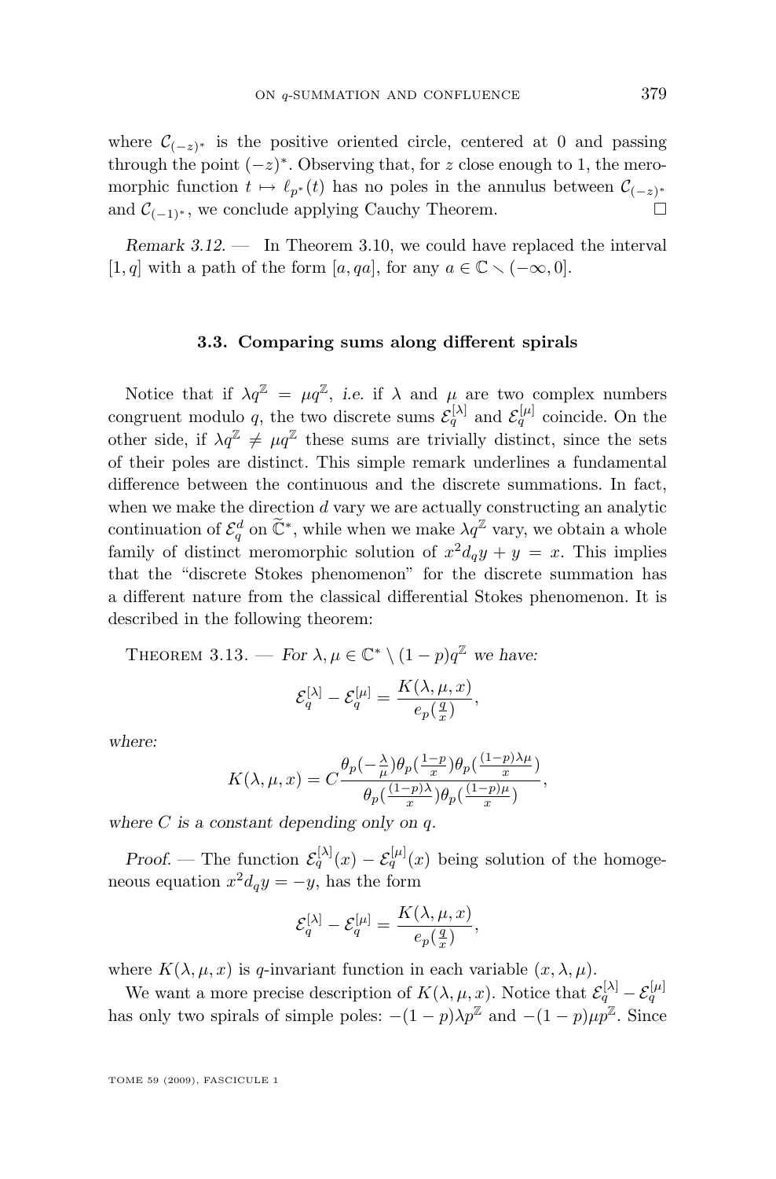where $\mathcal{C}_{(-z)^*}$ is the positive oriented circle, centered at 0 and passing through the point $(-z)^*$. Observing that, for $z$ close enough to 1, the meromorphic function $t \mapsto \ell_{p^*}(t)$ has no poles in the annulus between $\mathcal{C}_{(-z)^*}$ and $\mathcal{C}_{(-1)^*}$, we conclude applying Cauchy Theorem. □

*Remark 3.12.* — In Theorem 3.10, we could have replaced the interval $[1, q]$ with a path of the form $[a, qa]$, for any $a \in \mathbb{C} \smallsetminus (-\infty, 0]$.

### 3.3. Comparing sums along different spirals

Notice that if $\lambda q^{\mathbb{Z}} = \mu q^{\mathbb{Z}}$, *i.e.* if $\lambda$ and $\mu$ are two complex numbers congruent modulo $q$, the two discrete sums $\mathcal{E}_q^{[\lambda]}$ and $\mathcal{E}_q^{[\mu]}$ coincide. On the other side, if $\lambda q^{\mathbb{Z}} \neq \mu q^{\mathbb{Z}}$ these sums are trivially distinct, since the sets of their poles are distinct. This simple remark underlines a fundamental difference between the continuous and the discrete summations. In fact, when we make the direction $d$ vary we are actually constructing an analytic continuation of $\mathcal{E}_q^d$ on $\widetilde{\mathbb{C}}^*$, while when we make $\lambda q^{\mathbb{Z}}$ vary, we obtain a whole family of distinct meromorphic solution of $x^2 d_q y + y = x$. This implies that the "discrete Stokes phenomenon" for the discrete summation has a different nature from the classical differential Stokes phenomenon. It is described in the following theorem:

Theorem 3.13. — *For $\lambda, \mu \in \mathbb{C}^* \setminus (1-p)q^{\mathbb{Z}}$ we have:*

$$\mathcal{E}_q^{[\lambda]} - \mathcal{E}_q^{[\mu]} = \frac{K(\lambda, \mu, x)}{e_p(\frac{q}{x})},$$

*where:*

$$K(\lambda, \mu, x) = C \frac{\theta_p(-\frac{\lambda}{\mu})\theta_p(\frac{1-p}{x})\theta_p(\frac{(1-p)\lambda\mu}{x})}{\theta_p(\frac{(1-p)\lambda}{x})\theta_p(\frac{(1-p)\mu}{x})},$$

*where $C$ is a constant depending only on $q$.*

*Proof.* — The function $\mathcal{E}_q^{[\lambda]}(x) - \mathcal{E}_q^{[\mu]}(x)$ being solution of the homogeneous equation $x^2 d_q y = -y$, has the form

$$\mathcal{E}_q^{[\lambda]} - \mathcal{E}_q^{[\mu]} = \frac{K(\lambda, \mu, x)}{e_p(\frac{q}{x})},$$

where $K(\lambda, \mu, x)$ is $q$-invariant function in each variable $(x, \lambda, \mu)$.

We want a more precise description of $K(\lambda, \mu, x)$. Notice that $\mathcal{E}_q^{[\lambda]} - \mathcal{E}_q^{[\mu]}$ has only two spirals of simple poles: $-(1-p)\lambda p^{\mathbb{Z}}$ and $-(1-p)\mu p^{\mathbb{Z}}$. Since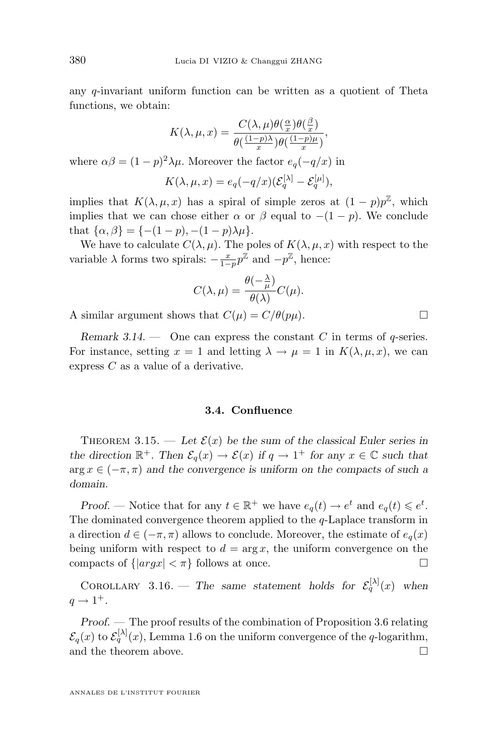any $q$-invariant uniform function can be written as a quotient of Theta functions, we obtain:

$$K(\lambda,\mu,x)=\frac{C(\lambda,\mu)\theta(\frac{\alpha}{x})\theta(\frac{\beta}{x})}{\theta(\frac{(1-p)\lambda}{x})\theta(\frac{(1-p)\mu}{x})},$$

where $\alpha\beta=(1-p)^2\lambda\mu$. Moreover the factor $e_q(-q/x)$ in

$$K(\lambda,\mu,x)=e_q(-q/x)(\mathcal{E}_q^{[\lambda]}-\mathcal{E}_q^{[\mu]}),$$

implies that $K(\lambda,\mu,x)$ has a spiral of simple zeros at $(1-p)p^{\mathbb{Z}}$, which implies that we can chose either $\alpha$ or $\beta$ equal to $-(1-p)$. We conclude that $\{\alpha,\beta\}=\{-(1-p),-(1-p)\lambda\mu\}$.

We have to calculate $C(\lambda,\mu)$. The poles of $K(\lambda,\mu,x)$ with respect to the variable $\lambda$ forms two spirals: $-\frac{x}{1-p}p^{\mathbb{Z}}$ and $-p^{\mathbb{Z}}$, hence:

$$C(\lambda,\mu)=\frac{\theta(-\frac{\lambda}{\mu})}{\theta(\lambda)}C(\mu).$$

A similar argument shows that $C(\mu)=C/\theta(p\mu)$. □

*Remark 3.14.* — One can express the constant $C$ in terms of $q$-series. For instance, setting $x=1$ and letting $\lambda\to\mu=1$ in $K(\lambda,\mu,x)$, we can express $C$ as a value of a derivative.

### 3.4. Confluence

Theorem 3.15. — *Let $\mathcal{E}(x)$ be the sum of the classical Euler series in the direction $\mathbb{R}^+$. Then $\mathcal{E}_q(x)\to\mathcal{E}(x)$ if $q\to 1^+$ for any $x\in\mathbb{C}$ such that $\arg x\in(-\pi,\pi)$ and the convergence is uniform on the compacts of such a domain.*

*Proof.* — Notice that for any $t\in\mathbb{R}^+$ we have $e_q(t)\to e^t$ and $e_q(t)\leqslant e^t$. The dominated convergence theorem applied to the $q$-Laplace transform in a direction $d\in(-\pi,\pi)$ allows to conclude. Moreover, the estimate of $e_q(x)$ being uniform with respect to $d=\arg x$, the uniform convergence on the compacts of $\{|argx|<\pi\}$ follows at once. □

Corollary 3.16. — *The same statement holds for $\mathcal{E}_q^{[\lambda]}(x)$ when $q\to 1^+$.*

*Proof.* — The proof results of the combination of Proposition 3.6 relating $\mathcal{E}_q(x)$ to $\mathcal{E}_q^{[\lambda]}(x)$, Lemma 1.6 on the uniform convergence of the $q$-logarithm, and the theorem above. □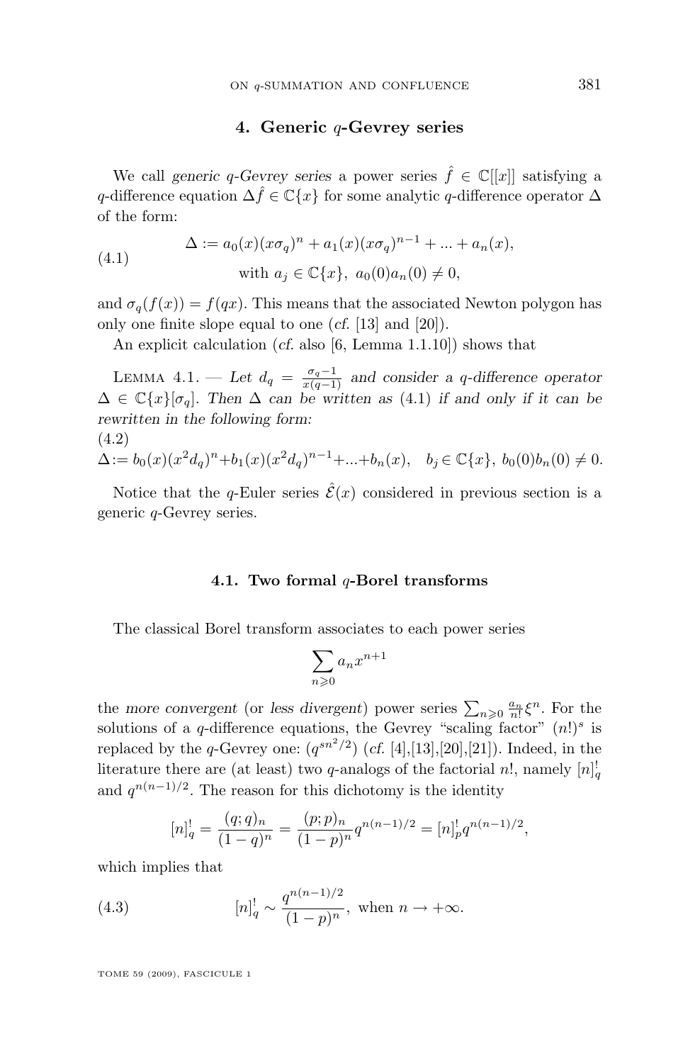## 4. Generic $q$-Gevrey series

We call *generic $q$-Gevrey series* a power series $\hat{f} \in \mathbb{C}[[x]]$ satisfying a $q$-difference equation $\Delta\hat{f} \in \mathbb{C}\{x\}$ for some analytic $q$-difference operator $\Delta$ of the form:

$$
\Delta := a_0(x)(x\sigma_q)^n + a_1(x)(x\sigma_q)^{n-1} + ... + a_n(x), \quad \text{with } a_j \in \mathbb{C}\{x\},\ a_0(0)a_n(0) \neq 0, \tag{4.1}
$$

and $\sigma_q(f(x)) = f(qx)$. This means that the associated Newton polygon has only one finite slope equal to one (*cf.* [13] and [20]).

An explicit calculation (*cf.* also [6, Lemma 1.1.10]) shows that

Lemma 4.1. — *Let $d_q = \frac{\sigma_q - 1}{x(q-1)}$ and consider a $q$-difference operator $\Delta \in \mathbb{C}\{x\}[\sigma_q]$. Then $\Delta$ can be written as* (4.1) *if and only if it can be rewritten in the following form:*

$$
\Delta := b_0(x)(x^2 d_q)^n + b_1(x)(x^2 d_q)^{n-1} + ... + b_n(x), \quad b_j \in \mathbb{C}\{x\},\ b_0(0)b_n(0) \neq 0. \tag{4.2}
$$

Notice that the $q$-Euler series $\hat{\mathcal{E}}(x)$ considered in previous section is a generic $q$-Gevrey series.

### 4.1. Two formal $q$-Borel transforms

The classical Borel transform associates to each power series

$$
\sum_{n \geqslant 0} a_n x^{n+1}
$$

the *more convergent* (or *less divergent*) power series $\sum_{n \geqslant 0} \frac{a_n}{n!}\xi^n$. For the solutions of a $q$-difference equations, the Gevrey "scaling factor" $(n!)^s$ is replaced by the $q$-Gevrey one: $(q^{sn^2/2})$ (*cf.* [4],[13],[20],[21]). Indeed, in the literature there are (at least) two $q$-analogs of the factorial $n!$, namely $[n]_q^!$ and $q^{n(n-1)/2}$. The reason for this dichotomy is the identity

$$
[n]_q^! = \frac{(q;q)_n}{(1-q)^n} = \frac{(p;p)_n}{(1-p)^n} q^{n(n-1)/2} = [n]_p^! q^{n(n-1)/2},
$$

which implies that

$$
[n]_q^! \sim \frac{q^{n(n-1)/2}}{(1-p)^n}, \text{ when } n \to +\infty. \tag{4.3}
$$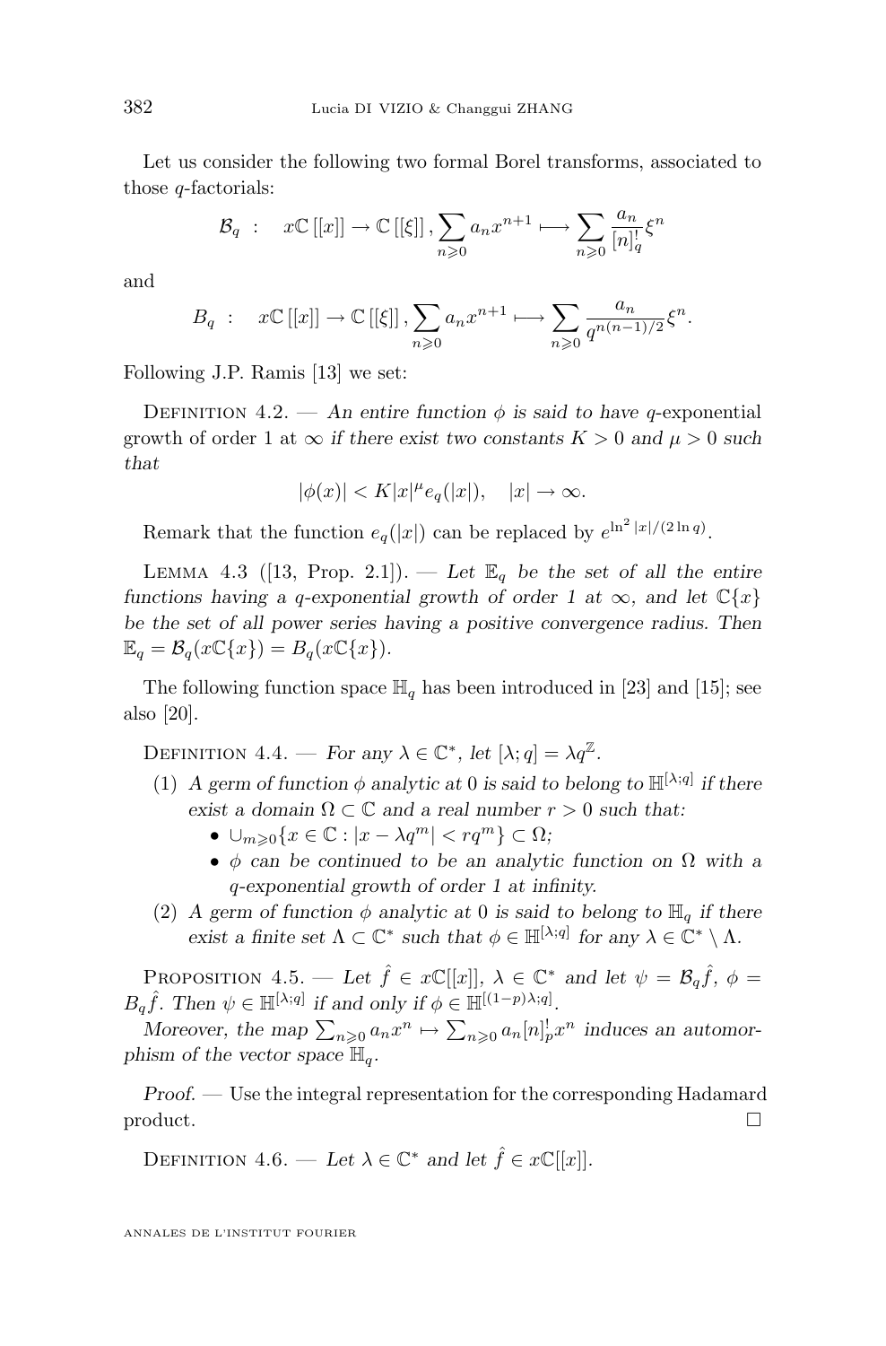Let us consider the following two formal Borel transforms, associated to those $q$-factorials:

$$\mathcal{B}_q \quad : \quad x\mathbb{C}\left[[x]\right] \to \mathbb{C}\left[[\xi]\right], \sum_{n\geqslant 0} a_n x^{n+1} \longmapsto \sum_{n\geqslant 0} \frac{a_n}{[n]_q^!}\xi^n$$

and

$$B_q \quad : \quad x\mathbb{C}\left[[x]\right] \to \mathbb{C}\left[[\xi]\right], \sum_{n\geqslant 0} a_n x^{n+1} \longmapsto \sum_{n\geqslant 0} \frac{a_n}{q^{n(n-1)/2}}\xi^n.$$

Following J.P. Ramis [13] we set:

Definition 4.2. — *An entire function $\phi$ is said to have* $q$-exponential growth of order 1 at $\infty$ *if there exist two constants $K > 0$ and $\mu > 0$ such that*

$$|\phi(x)| < K|x|^{\mu} e_q(|x|), \quad |x| \to \infty.$$

Remark that the function $e_q(|x|)$ can be replaced by $e^{\ln^2 |x|/(2\ln q)}$.

Lemma 4.3 ([13, Prop. 2.1]). — *Let $\mathbb{E}_q$ be the set of all the entire functions having a $q$-exponential growth of order 1 at $\infty$, and let $\mathbb{C}\{x\}$ be the set of all power series having a positive convergence radius. Then $\mathbb{E}_q = \mathcal{B}_q(x\mathbb{C}\{x\}) = B_q(x\mathbb{C}\{x\})$.*

The following function space $\mathbb{H}_q$ has been introduced in [23] and [15]; see also [20].

Definition 4.4. — *For any $\lambda \in \mathbb{C}^*$, let $[\lambda; q] = \lambda q^{\mathbb{Z}}$.*

1. *A germ of function $\phi$ analytic at 0 is said to belong to $\mathbb{H}^{[\lambda;q]}$ if there exist a domain $\Omega \subset \mathbb{C}$ and a real number $r > 0$ such that:*
   - $\cup_{m\geqslant 0}\{x \in \mathbb{C} : |x - \lambda q^m| < r q^m\} \subset \Omega$;
   - *$\phi$ can be continued to be an analytic function on $\Omega$ with a $q$-exponential growth of order 1 at infinity.*
2. *A germ of function $\phi$ analytic at 0 is said to belong to $\mathbb{H}_q$ if there exist a finite set $\Lambda \subset \mathbb{C}^*$ such that $\phi \in \mathbb{H}^{[\lambda;q]}$ for any $\lambda \in \mathbb{C}^* \setminus \Lambda$.*

Proposition 4.5. — *Let $\hat{f} \in x\mathbb{C}[[x]]$, $\lambda \in \mathbb{C}^*$ and let $\psi = \mathcal{B}_q\hat{f}$, $\phi = B_q\hat{f}$. Then $\psi \in \mathbb{H}^{[\lambda;q]}$ if and only if $\phi \in \mathbb{H}^{[(1-p)\lambda;q]}$.*

*Moreover, the map $\sum_{n\geqslant 0} a_n x^n \mapsto \sum_{n\geqslant 0} a_n [n]_p^! x^n$ induces an automorphism of the vector space $\mathbb{H}_q$.*

*Proof.* — Use the integral representation for the corresponding Hadamard product. □

Definition 4.6. — *Let $\lambda \in \mathbb{C}^*$ and let $\hat{f} \in x\mathbb{C}[[x]]$.*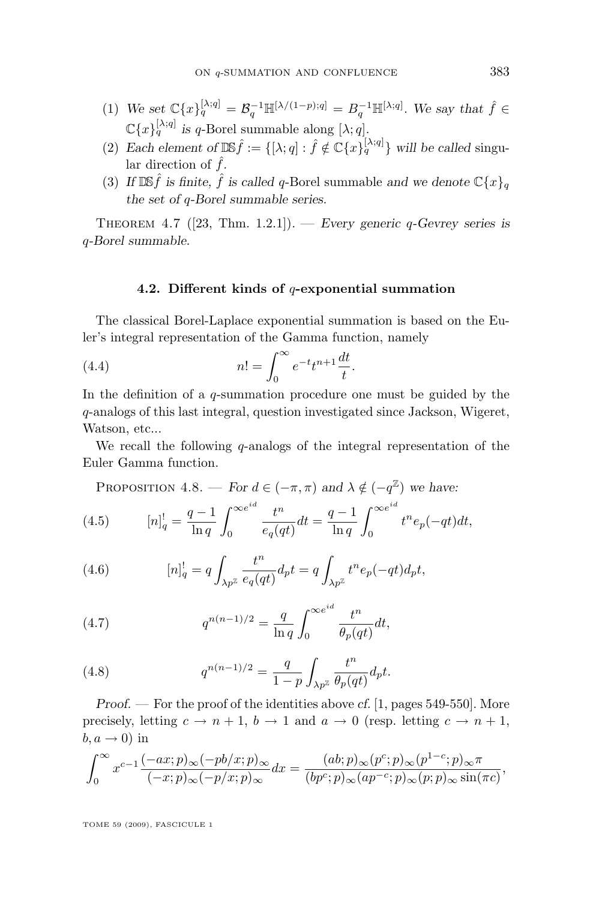(1) *We set* $\mathbb{C}\{x\}_q^{[\lambda;q]} = \mathcal{B}_q^{-1}\mathbb{H}^{[\lambda/(1-p);q]} = B_q^{-1}\mathbb{H}^{[\lambda;q]}$. *We say that* $\hat{f} \in \mathbb{C}\{x\}_q^{[\lambda;q]}$ *is* $q$-Borel summable along $[\lambda;q]$.

(2) *Each element of* $\mathbb{DS}\hat{f} := \{[\lambda;q] : \hat{f} \notin \mathbb{C}\{x\}_q^{[\lambda;q]}\}$ *will be called* singular direction of $\hat{f}$.

(3) *If* $\mathbb{DS}\hat{f}$ *is finite,* $\hat{f}$ *is called* $q$-Borel summable *and we denote* $\mathbb{C}\{x\}_q$ *the set of* $q$*-Borel summable series.*

Theorem 4.7 ([23, Thm. 1.2.1]). — *Every generic* $q$*-Gevrey series is* $q$*-Borel summable.*

## 4.2. Different kinds of $q$-exponential summation

The classical Borel-Laplace exponential summation is based on the Euler's integral representation of the Gamma function, namely

$$n! = \int_0^\infty e^{-t} t^{n+1} \frac{dt}{t}. \tag{4.4}$$

In the definition of a $q$-summation procedure one must be guided by the $q$-analogs of this last integral, question investigated since Jackson, Wigeret, Watson, etc...

We recall the following $q$-analogs of the integral representation of the Euler Gamma function.

Proposition 4.8. — *For* $d \in (-\pi, \pi)$ *and* $\lambda \notin (-q^{\mathbb{Z}})$ *we have:*

$$[n]_q^! = \frac{q-1}{\ln q} \int_0^{\infty e^{id}} \frac{t^n}{e_q(qt)} dt = \frac{q-1}{\ln q} \int_0^{\infty e^{id}} t^n e_p(-qt) dt, \tag{4.5}$$

$$[n]_q^! = q \int_{\lambda p^{\mathbb{Z}}} \frac{t^n}{e_q(qt)} d_p t = q \int_{\lambda p^{\mathbb{Z}}} t^n e_p(-qt) d_p t, \tag{4.6}$$

$$q^{n(n-1)/2} = \frac{q}{\ln q} \int_0^{\infty e^{id}} \frac{t^n}{\theta_p(qt)} dt, \tag{4.7}$$

$$q^{n(n-1)/2} = \frac{q}{1-p} \int_{\lambda p^{\mathbb{Z}}} \frac{t^n}{\theta_p(qt)} d_p t. \tag{4.8}$$

*Proof.* — For the proof of the identities above *cf.* [1, pages 549-550]. More precisely, letting $c \to n+1$, $b \to 1$ and $a \to 0$ (resp. letting $c \to n+1$, $b, a \to 0$) in

$$\int_0^\infty x^{c-1} \frac{(-ax;p)_\infty(-pb/x;p)_\infty}{(-x;p)_\infty(-p/x;p)_\infty} dx = \frac{(ab;p)_\infty(p^c;p)_\infty(p^{1-c};p)_\infty \pi}{(bp^c;p)_\infty(ap^{-c};p)_\infty(p;p)_\infty \sin(\pi c)},$$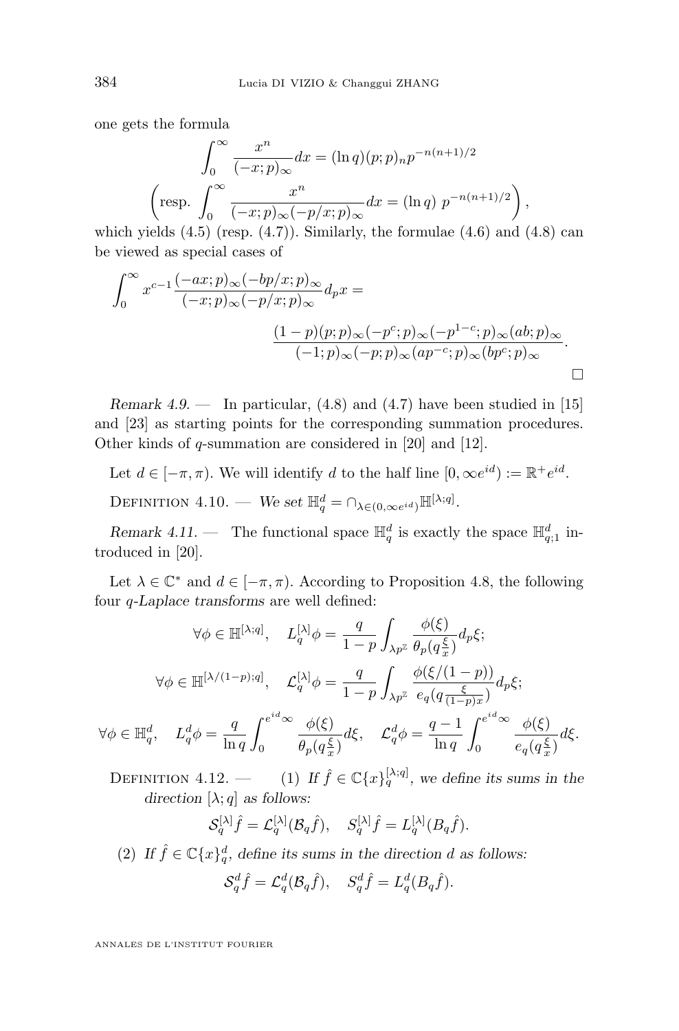one gets the formula

$$\int_0^\infty \frac{x^n}{(-x;p)_\infty}dx = (\ln q)(p;p)_n p^{-n(n+1)/2}$$

$$\left(\text{resp. } \int_0^\infty \frac{x^n}{(-x;p)_\infty(-p/x;p)_\infty}dx = (\ln q)\ p^{-n(n+1)/2}\right),$$

which yields (4.5) (resp. (4.7)). Similarly, the formulae (4.6) and (4.8) can be viewed as special cases of

$$\int_0^\infty x^{c-1}\frac{(-ax;p)_\infty(-bp/x;p)_\infty}{(-x;p)_\infty(-p/x;p)_\infty}d_px = \frac{(1-p)(p;p)_\infty(-p^c;p)_\infty(-p^{1-c};p)_\infty(ab;p)_\infty}{(-1;p)_\infty(-p;p)_\infty(ap^{-c};p)_\infty(bp^c;p)_\infty}.$$

□

*Remark 4.9.* — In particular, (4.8) and (4.7) have been studied in [15] and [23] as starting points for the corresponding summation procedures. Other kinds of $q$-summation are considered in [20] and [12].

Let $d \in [-\pi, \pi)$. We will identify $d$ to the half line $[0, \infty e^{id}) := \mathbb{R}^+e^{id}$.

Definition 4.10. — *We set $\mathbb{H}_q^d = \cap_{\lambda \in (0,\infty e^{id})}\mathbb{H}^{[\lambda;q]}$.*

*Remark 4.11.* — The functional space $\mathbb{H}_q^d$ is exactly the space $\mathbb{H}_{q;1}^d$ introduced in [20].

Let $\lambda \in \mathbb{C}^*$ and $d \in [-\pi, \pi)$. According to Proposition 4.8, the following four *q-Laplace transforms* are well defined:

$$\forall \phi \in \mathbb{H}^{[\lambda;q]}, \quad L_q^{[\lambda]}\phi = \frac{q}{1-p}\int_{\lambda p^{\mathbb{Z}}} \frac{\phi(\xi)}{\theta_p(q\frac{\xi}{x})}d_p\xi;$$

$$\forall \phi \in \mathbb{H}^{[\lambda/(1-p);q]}, \quad \mathcal{L}_q^{[\lambda]}\phi = \frac{q}{1-p}\int_{\lambda p^{\mathbb{Z}}} \frac{\phi(\xi/(1-p))}{e_q(q\frac{\xi}{(1-p)x})}d_p\xi;$$

$$\forall \phi \in \mathbb{H}_q^d, \quad L_q^d\phi = \frac{q}{\ln q}\int_0^{e^{id}\infty}\frac{\phi(\xi)}{\theta_p(q\frac{\xi}{x})}d\xi, \quad \mathcal{L}_q^d\phi = \frac{q-1}{\ln q}\int_0^{e^{id}\infty}\frac{\phi(\xi)}{e_q(q\frac{\xi}{x})}d\xi.$$

Definition 4.12. — (1) *If $\hat{f} \in \mathbb{C}\{x\}_q^{[\lambda;q]}$, we define its sums in the direction $[\lambda; q]$ as follows:*

$$\mathcal{S}_q^{[\lambda]}\hat{f} = \mathcal{L}_q^{[\lambda]}(\mathcal{B}_q\hat{f}), \quad S_q^{[\lambda]}\hat{f} = L_q^{[\lambda]}(B_q\hat{f}).$$

(2) *If $\hat{f} \in \mathbb{C}\{x\}_q^d$, define its sums in the direction $d$ as follows:*

$$\mathcal{S}_q^d\hat{f} = \mathcal{L}_q^d(\mathcal{B}_q\hat{f}), \quad S_q^d\hat{f} = L_q^d(B_q\hat{f}).$$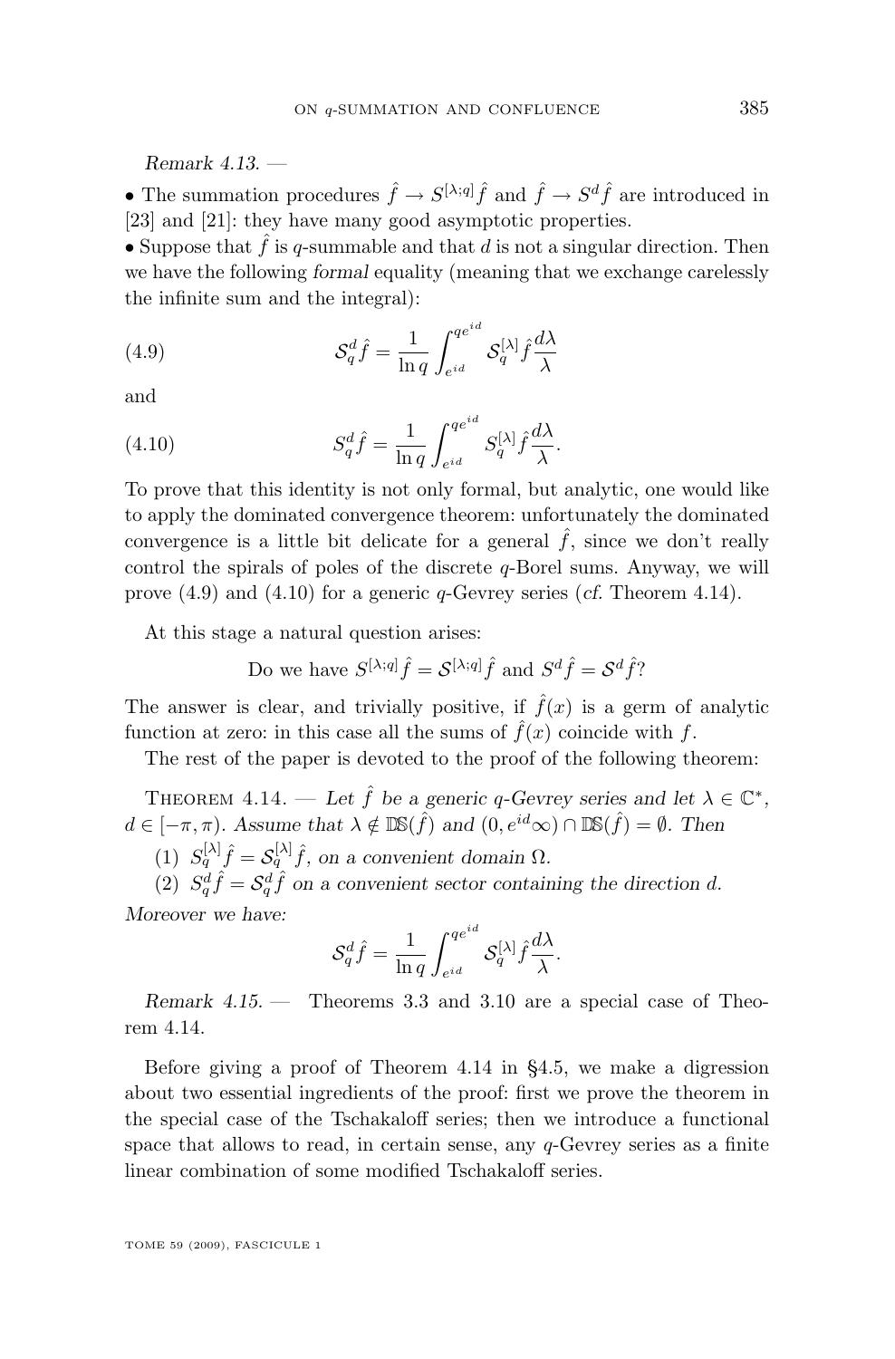*Remark 4.13.* —

- The summation procedures $\hat{f} \to S^{[\lambda;q]}\hat{f}$ and $\hat{f} \to S^{d}\hat{f}$ are introduced in [23] and [21]: they have many good asymptotic properties.
- Suppose that $\hat{f}$ is $q$-summable and that $d$ is not a singular direction. Then we have the following *formal* equality (meaning that we exchange carelessly the infinite sum and the integral):

$$\mathcal{S}_q^d \hat{f} = \frac{1}{\ln q} \int_{e^{id}}^{qe^{id}} \mathcal{S}_q^{[\lambda]} \hat{f} \frac{d\lambda}{\lambda} \tag{4.9}$$

and

$$S_q^d \hat{f} = \frac{1}{\ln q} \int_{e^{id}}^{qe^{id}} S_q^{[\lambda]} \hat{f} \frac{d\lambda}{\lambda}. \tag{4.10}$$

To prove that this identity is not only formal, but analytic, one would like to apply the dominated convergence theorem: unfortunately the dominated convergence is a little bit delicate for a general $\hat{f}$, since we don't really control the spirals of poles of the discrete $q$-Borel sums. Anyway, we will prove (4.9) and (4.10) for a generic $q$-Gevrey series (*cf.* Theorem 4.14).

At this stage a natural question arises:

$$\text{Do we have } S^{[\lambda;q]}\hat{f} = \mathcal{S}^{[\lambda;q]}\hat{f} \text{ and } S^{d}\hat{f} = \mathcal{S}^{d}\hat{f}?$$

The answer is clear, and trivially positive, if $\hat{f}(x)$ is a germ of analytic function at zero: in this case all the sums of $\hat{f}(x)$ coincide with $f$.

The rest of the paper is devoted to the proof of the following theorem:

**Theorem 4.14.** — *Let $\hat{f}$ be a generic $q$-Gevrey series and let $\lambda \in \mathbb{C}^*$, $d \in [-\pi, \pi)$. Assume that $\lambda \notin \mathbb{DS}(\hat{f})$ and $(0, e^{id}\infty) \cap \mathbb{DS}(\hat{f}) = \emptyset$. Then*

1. *$S_q^{[\lambda]}\hat{f} = \mathcal{S}_q^{[\lambda]}\hat{f}$, on a convenient domain $\Omega$.*
2. *$S_q^d \hat{f} = \mathcal{S}_q^d \hat{f}$ on a convenient sector containing the direction $d$.*

*Moreover we have:*

$$\mathcal{S}_q^d \hat{f} = \frac{1}{\ln q} \int_{e^{id}}^{qe^{id}} \mathcal{S}_q^{[\lambda]} \hat{f} \frac{d\lambda}{\lambda}.$$

*Remark 4.15.* — Theorems 3.3 and 3.10 are a special case of Theorem 4.14.

Before giving a proof of Theorem 4.14 in §4.5, we make a digression about two essential ingredients of the proof: first we prove the theorem in the special case of the Tschakaloff series; then we introduce a functional space that allows to read, in certain sense, any $q$-Gevrey series as a finite linear combination of some modified Tschakaloff series.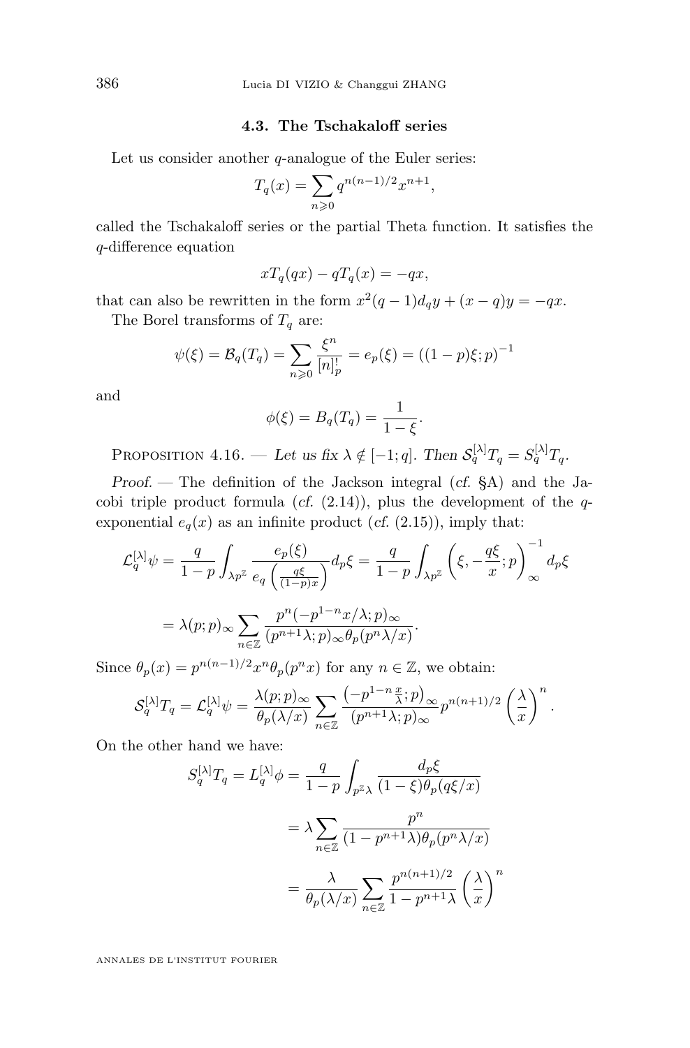### 4.3. The Tschakaloff series

Let us consider another $q$-analogue of the Euler series:

$$T_q(x) = \sum_{n\geqslant 0} q^{n(n-1)/2} x^{n+1},$$

called the Tschakaloff series or the partial Theta function. It satisfies the $q$-difference equation

$$xT_q(qx) - qT_q(x) = -qx,$$

that can also be rewritten in the form $x^2(q-1)d_q y + (x-q)y = -qx$.

The Borel transforms of $T_q$ are:

$$\psi(\xi) = \mathcal{B}_q(T_q) = \sum_{n\geqslant 0} \frac{\xi^n}{[n]_p^!} = e_p(\xi) = ((1-p)\xi; p)^{-1}$$

and

$$\phi(\xi) = B_q(T_q) = \frac{1}{1-\xi}.$$

Proposition 4.16. — *Let us fix $\lambda \notin [-1; q]$. Then $\mathcal{S}_q^{[\lambda]} T_q = S_q^{[\lambda]} T_q$.*

*Proof*. — The definition of the Jackson integral (*cf.* §A) and the Jacobi triple product formula (*cf.* (2.14)), plus the development of the $q$-exponential $e_q(x)$ as an infinite product (*cf.* (2.15)), imply that:

$$\mathcal{L}_q^{[\lambda]}\psi = \frac{q}{1-p}\int_{\lambda p^{\mathbb{Z}}} \frac{e_p(\xi)}{e_q\left(\frac{q\xi}{(1-p)x}\right)} d_p\xi = \frac{q}{1-p}\int_{\lambda p^{\mathbb{Z}}} \left(\xi, -\frac{q\xi}{x}; p\right)_\infty^{-1} d_p\xi$$

$$= \lambda (p;p)_\infty \sum_{n\in\mathbb{Z}} \frac{p^n(-p^{1-n}x/\lambda; p)_\infty}{(p^{n+1}\lambda; p)_\infty \theta_p(p^n\lambda/x)}.$$

Since $\theta_p(x) = p^{n(n-1)/2}x^n\theta_p(p^n x)$ for any $n\in\mathbb{Z}$, we obtain:

$$\mathcal{S}_q^{[\lambda]} T_q = \mathcal{L}_q^{[\lambda]}\psi = \frac{\lambda(p;p)_\infty}{\theta_p(\lambda/x)} \sum_{n\in\mathbb{Z}} \frac{\left(-p^{1-n}\frac{x}{\lambda}; p\right)_\infty}{(p^{n+1}\lambda; p)_\infty} p^{n(n+1)/2}\left(\frac{\lambda}{x}\right)^n.$$

On the other hand we have:

$$\begin{aligned} S_q^{[\lambda]} T_q = L_q^{[\lambda]}\phi &= \frac{q}{1-p}\int_{p^{\mathbb{Z}}\lambda} \frac{d_p\xi}{(1-\xi)\theta_p(q\xi/x)} \\ &= \lambda \sum_{n\in\mathbb{Z}} \frac{p^n}{(1-p^{n+1}\lambda)\theta_p(p^n\lambda/x)} \\ &= \frac{\lambda}{\theta_p(\lambda/x)} \sum_{n\in\mathbb{Z}} \frac{p^{n(n+1)/2}}{1-p^{n+1}\lambda}\left(\frac{\lambda}{x}\right)^n \end{aligned}$$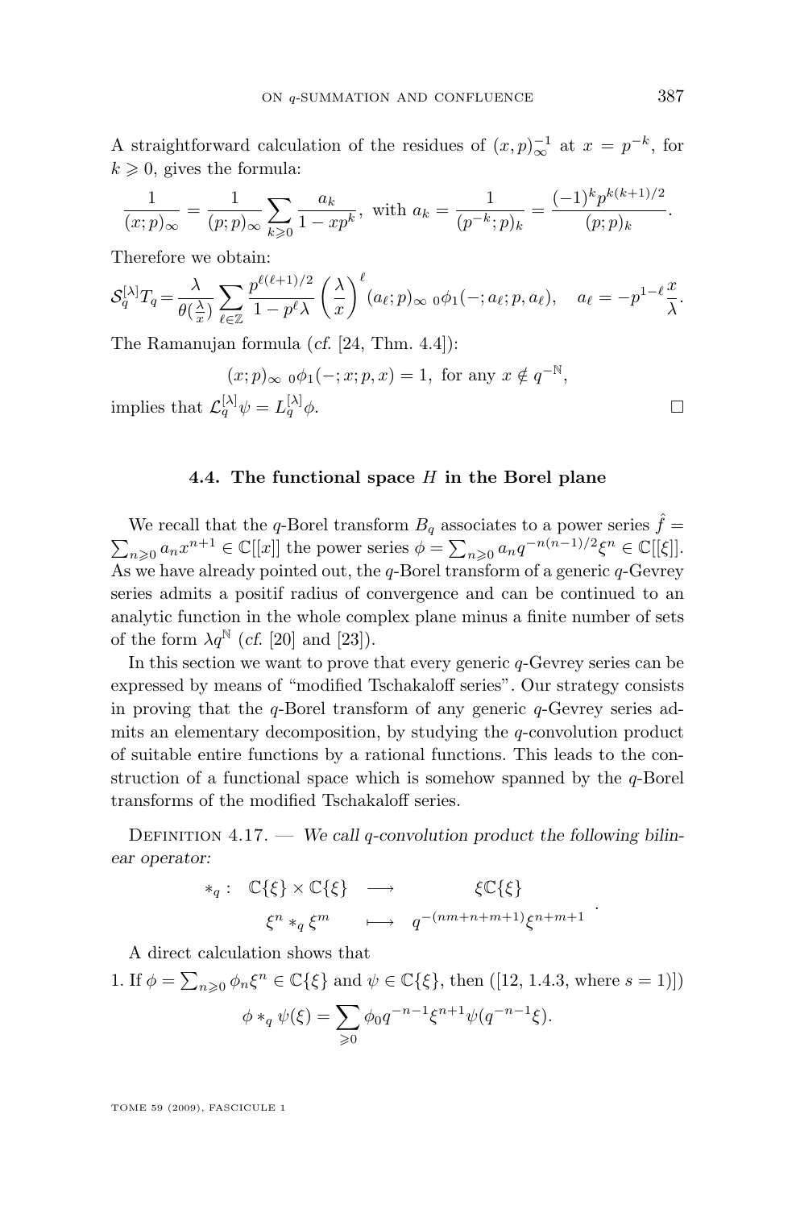A straightforward calculation of the residues of $(x,p)_\infty^{-1}$ at $x = p^{-k}$, for $k \geqslant 0$, gives the formula:

$$\frac{1}{(x;p)_\infty} = \frac{1}{(p;p)_\infty} \sum_{k\geqslant 0} \frac{a_k}{1-xp^k}, \text{ with } a_k = \frac{1}{(p^{-k};p)_k} = \frac{(-1)^k p^{k(k+1)/2}}{(p;p)_k}.$$

Therefore we obtain:

$$\mathcal{S}_q^{[\lambda]} T_q = \frac{\lambda}{\theta(\frac{\lambda}{x})} \sum_{\ell\in\mathbb{Z}} \frac{p^{\ell(\ell+1)/2}}{1-p^\ell\lambda} \left(\frac{\lambda}{x}\right)^\ell (a_\ell;p)_\infty \, {}_0\phi_1(-;a_\ell;p,a_\ell), \quad a_\ell = -p^{1-\ell}\frac{x}{\lambda}.$$

The Ramanujan formula (*cf.* [24, Thm. 4.4]):

$$(x;p)_\infty \, {}_0\phi_1(-;x;p,x) = 1, \text{ for any } x \notin q^{-\mathbb{N}},$$

implies that $\mathcal{L}_q^{[\lambda]}\psi = L_q^{[\lambda]}\phi$. □

### 4.4. The functional space $H$ in the Borel plane

We recall that the $q$-Borel transform $B_q$ associates to a power series $\hat{f} = \sum_{n\geqslant 0} a_n x^{n+1} \in \mathbb{C}[[x]]$ the power series $\phi = \sum_{n\geqslant 0} a_n q^{-n(n-1)/2}\xi^n \in \mathbb{C}[[\xi]]$. As we have already pointed out, the $q$-Borel transform of a generic $q$-Gevrey series admits a positif radius of convergence and can be continued to an analytic function in the whole complex plane minus a finite number of sets of the form $\lambda q^{\mathbb{N}}$ (*cf.* [20] and [23]).

In this section we want to prove that every generic $q$-Gevrey series can be expressed by means of "modified Tschakaloff series". Our strategy consists in proving that the $q$-Borel transform of any generic $q$-Gevrey series admits an elementary decomposition, by studying the $q$-convolution product of suitable entire functions by a rational functions. This leads to the construction of a functional space which is somehow spanned by the $q$-Borel transforms of the modified Tschakaloff series.

Definition 4.17. — *We call $q$-convolution product the following bilinear operator:*

$$\begin{array}{rccc} *_q : & \mathbb{C}\{\xi\} \times \mathbb{C}\{\xi\} & \longrightarrow & \xi\mathbb{C}\{\xi\} \\ & \xi^n *_q \xi^m & \longmapsto & q^{-(nm+n+m+1)}\xi^{n+m+1} \end{array}.$$

A direct calculation shows that

1. If $\phi = \sum_{n\geqslant 0}\phi_n\xi^n \in \mathbb{C}\{\xi\}$ and $\psi \in \mathbb{C}\{\xi\}$, then ([12, 1.4.3, where $s=1$)])

$$\phi *_q \psi(\xi) = \sum_{\geqslant 0} \phi_0 q^{-n-1}\xi^{n+1}\psi(q^{-n-1}\xi).$$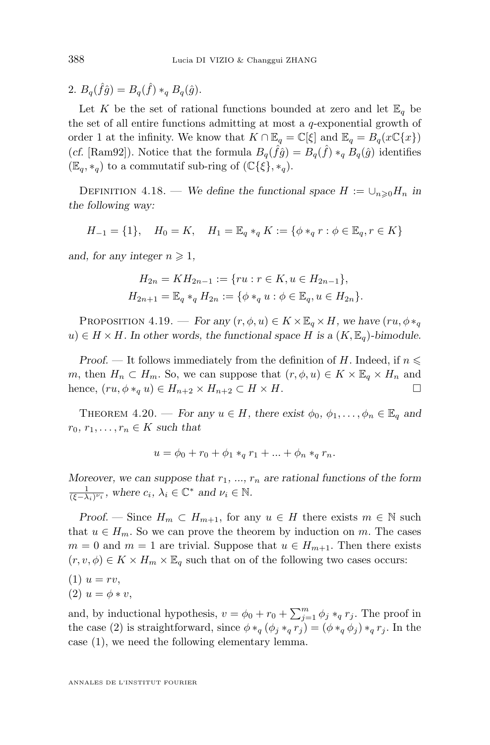2. $B_q(\hat{f}\hat{g}) = B_q(\hat{f}) *_q B_q(\hat{g})$.

Let $K$ be the set of rational functions bounded at zero and let $\mathbb{E}_q$ be the set of all entire functions admitting at most a $q$-exponential growth of order 1 at the infinity. We know that $K \cap \mathbb{E}_q = \mathbb{C}[\xi]$ and $\mathbb{E}_q = B_q(x\mathbb{C}\{x\})$ (*cf.* [Ram92]). Notice that the formula $B_q(\hat{f}\hat{g}) = B_q(\hat{f}) *_q B_q(\hat{g})$ identifies $(\mathbb{E}_q, *_q)$ to a commutatif sub-ring of $(\mathbb{C}\{\xi\}, *_q)$.

Definition 4.18. — *We define the functional space $H := \cup_{n\geqslant 0} H_n$ in the following way:*

$$H_{-1} = \{1\}, \quad H_0 = K, \quad H_1 = \mathbb{E}_q *_q K := \{\phi *_q r : \phi \in \mathbb{E}_q, r \in K\}$$

*and, for any integer $n \geqslant 1$,*

$$H_{2n} = KH_{2n-1} := \{ru : r \in K, u \in H_{2n-1}\},$$
$$H_{2n+1} = \mathbb{E}_q *_q H_{2n} := \{\phi *_q u : \phi \in \mathbb{E}_q, u \in H_{2n}\}.$$

Proposition 4.19. — *For any $(r, \phi, u) \in K \times \mathbb{E}_q \times H$, we have $(ru, \phi *_q u) \in H \times H$. In other words, the functional space $H$ is a $(K, \mathbb{E}_q)$-bimodule.*

*Proof.* — It follows immediately from the definition of $H$. Indeed, if $n \leqslant m$, then $H_n \subset H_m$. So, we can suppose that $(r, \phi, u) \in K \times \mathbb{E}_q \times H_n$ and hence, $(ru, \phi *_q u) \in H_{n+2} \times H_{n+2} \subset H \times H$. □

Theorem 4.20. — *For any $u \in H$, there exist $\phi_0, \phi_1, \ldots, \phi_n \in \mathbb{E}_q$ and $r_0, r_1, \ldots, r_n \in K$ such that*

$$u = \phi_0 + r_0 + \phi_1 *_q r_1 + ... + \phi_n *_q r_n.$$

*Moreover, we can suppose that $r_1$, ..., $r_n$ are rational functions of the form $\frac{1}{(\xi-\lambda_i)^{\nu_i}}$, where $c_i$, $\lambda_i \in \mathbb{C}^*$ and $\nu_i \in \mathbb{N}$.*

*Proof.* — Since $H_m \subset H_{m+1}$, for any $u \in H$ there exists $m \in \mathbb{N}$ such that $u \in H_m$. So we can prove the theorem by induction on $m$. The cases $m = 0$ and $m = 1$ are trivial. Suppose that $u \in H_{m+1}$. Then there exists $(r, v, \phi) \in K \times H_m \times \mathbb{E}_q$ such that on of the following two cases occurs:

(1) $u = rv$,

(2) $u = \phi * v$,

and, by inductional hypothesis, $v = \phi_0 + r_0 + \sum_{j=1}^{m} \phi_j *_q r_j$. The proof in the case (2) is straightforward, since $\phi *_q (\phi_j *_q r_j) = (\phi *_q \phi_j) *_q r_j$. In the case (1), we need the following elementary lemma.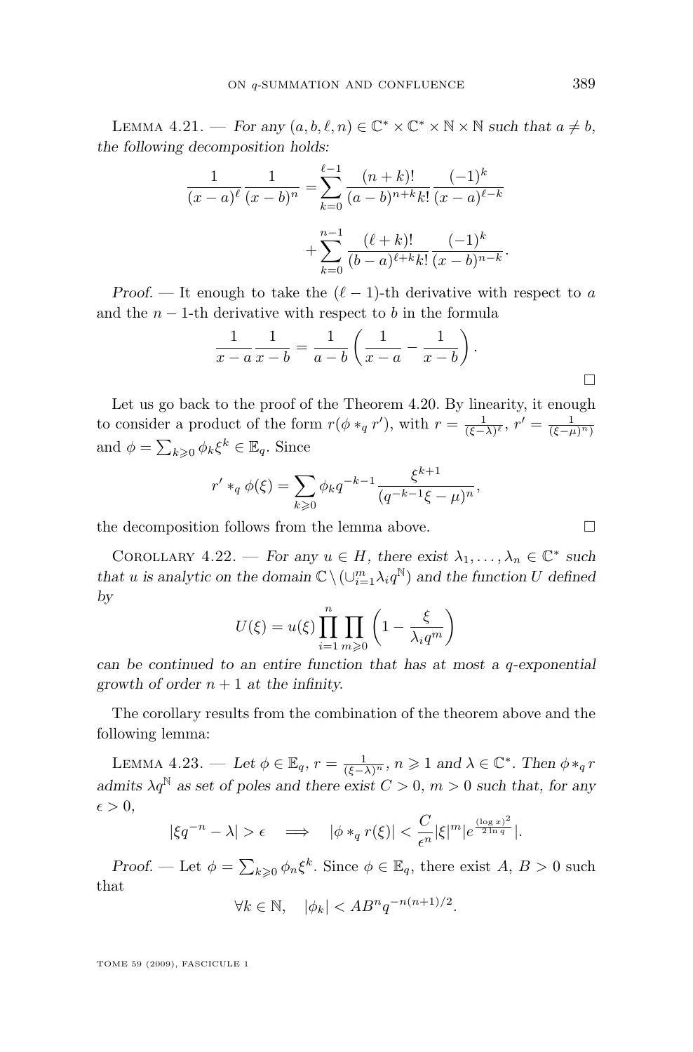Lemma 4.21. — *For any $(a, b, \ell, n) \in \mathbb{C}^* \times \mathbb{C}^* \times \mathbb{N} \times \mathbb{N}$ such that $a \neq b$, the following decomposition holds:*

$$\frac{1}{(x-a)^\ell}\frac{1}{(x-b)^n} = \sum_{k=0}^{\ell-1} \frac{(n+k)!}{(a-b)^{n+k}k!}\frac{(-1)^k}{(x-a)^{\ell-k}} + \sum_{k=0}^{n-1} \frac{(\ell+k)!}{(b-a)^{\ell+k}k!}\frac{(-1)^k}{(x-b)^{n-k}}.$$

*Proof.* — It enough to take the $(\ell-1)$-th derivative with respect to $a$ and the $n-1$-th derivative with respect to $b$ in the formula

$$\frac{1}{x-a}\frac{1}{x-b} = \frac{1}{a-b}\left(\frac{1}{x-a} - \frac{1}{x-b}\right).$$

□

Let us go back to the proof of the Theorem 4.20. By linearity, it enough to consider a product of the form $r(\phi *_q r')$, with $r = \frac{1}{(\xi-\lambda)^\ell}$, $r' = \frac{1}{(\xi-\mu)^n)}$ and $\phi = \sum_{k\geqslant 0} \phi_k \xi^k \in \mathbb{E}_q$. Since

$$r' *_q \phi(\xi) = \sum_{k\geqslant 0} \phi_k q^{-k-1} \frac{\xi^{k+1}}{(q^{-k-1}\xi - \mu)^n},$$

the decomposition follows from the lemma above. □

Corollary 4.22. — *For any $u \in H$, there exist $\lambda_1, \ldots, \lambda_n \in \mathbb{C}^*$ such that $u$ is analytic on the domain $\mathbb{C} \setminus (\cup_{i=1}^m \lambda_i q^{\mathbb{N}})$ and the function $U$ defined by*

$$U(\xi) = u(\xi) \prod_{i=1}^n \prod_{m\geqslant 0} \left(1 - \frac{\xi}{\lambda_i q^m}\right)$$

*can be continued to an entire function that has at most a $q$-exponential growth of order $n+1$ at the infinity.*

The corollary results from the combination of the theorem above and the following lemma:

Lemma 4.23. — *Let $\phi \in \mathbb{E}_q$, $r = \frac{1}{(\xi-\lambda)^n}$, $n \geqslant 1$ and $\lambda \in \mathbb{C}^*$. Then $\phi *_q r$ admits $\lambda q^{\mathbb{N}}$ as set of poles and there exist $C > 0$, $m > 0$ such that, for any $\epsilon > 0$,*

$$|\xi q^{-n} - \lambda| > \epsilon \quad \Longrightarrow \quad |\phi *_q r(\xi)| < \frac{C}{\epsilon^n}|\xi|^m |e^{\frac{(\log x)^2}{2\ln q}}|.$$

*Proof.* — Let $\phi = \sum_{k\geqslant 0} \phi_n \xi^k$. Since $\phi \in \mathbb{E}_q$, there exist $A$, $B > 0$ such that

$$\forall k \in \mathbb{N}, \quad |\phi_k| < AB^n q^{-n(n+1)/2}.$$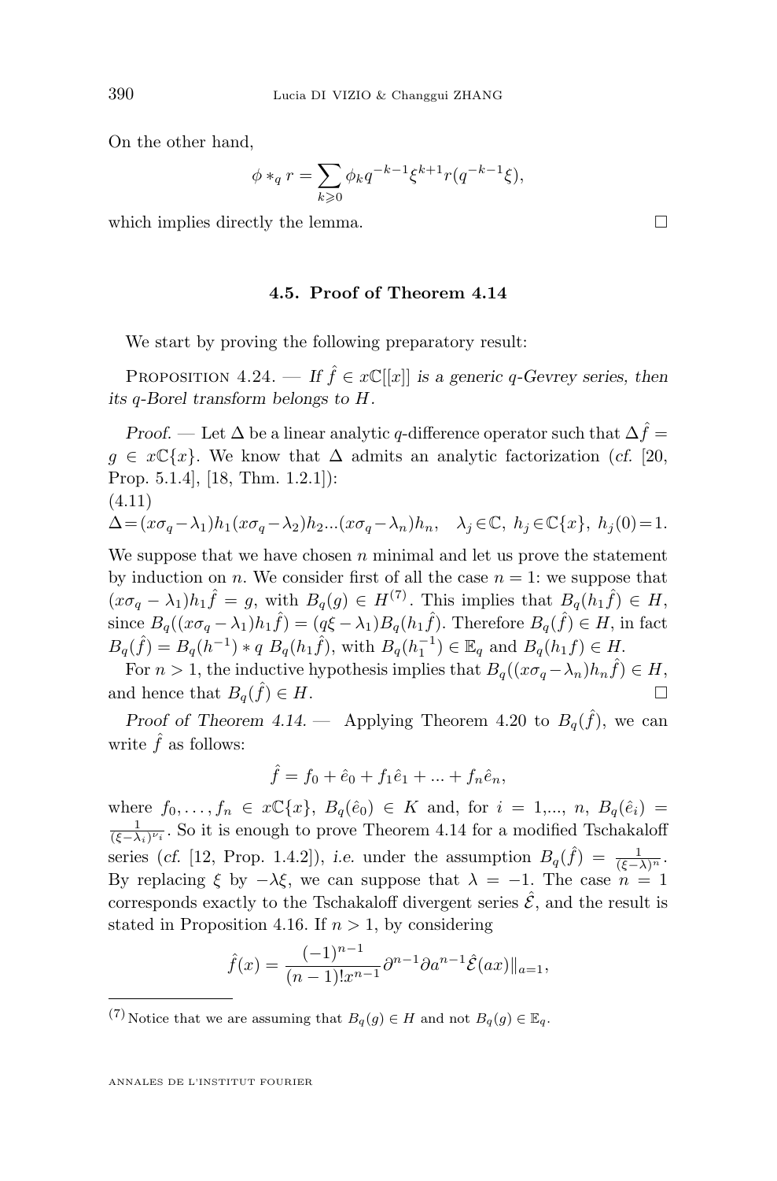On the other hand,

$$\phi *_q r = \sum_{k\geqslant 0} \phi_k q^{-k-1}\xi^{k+1} r(q^{-k-1}\xi),$$

which implies directly the lemma. □

### 4.5. Proof of Theorem 4.14

We start by proving the following preparatory result:

Proposition 4.24. — *If $\hat{f} \in x\mathbb{C}[[x]]$ is a generic $q$-Gevrey series, then its $q$-Borel transform belongs to $H$.*

*Proof.* — Let $\Delta$ be a linear analytic $q$-difference operator such that $\Delta \hat{f} = g \in x\mathbb{C}\{x\}$. We know that $\Delta$ admits an analytic factorization (*cf.* [20, Prop. 5.1.4], [18, Thm. 1.2.1]):

(4.11)

$$\Delta = (x\sigma_q - \lambda_1)h_1(x\sigma_q - \lambda_2)h_2 ...(x\sigma_q - \lambda_n)h_n, \quad \lambda_j \in \mathbb{C},\ h_j \in \mathbb{C}\{x\},\ h_j(0) = 1.$$

We suppose that we have chosen $n$ minimal and let us prove the statement by induction on $n$. We consider first of all the case $n = 1$: we suppose that $(x\sigma_q - \lambda_1)h_1\hat{f} = g$, with $B_q(g) \in H$[7]. This implies that $B_q(h_1\hat{f}) \in H$, since $B_q((x\sigma_q - \lambda_1)h_1\hat{f}) = (q\xi - \lambda_1)B_q(h_1\hat{f})$. Therefore $B_q(\hat{f}) \in H$, in fact $B_q(\hat{f}) = B_q(h^{-1}) * q\ B_q(h_1\hat{f})$, with $B_q(h_1^{-1}) \in \mathbb{E}_q$ and $B_q(h_1 f) \in H$.

For $n > 1$, the inductive hypothesis implies that $B_q((x\sigma_q - \lambda_n)h_n\hat{f}) \in H$, and hence that $B_q(\hat{f}) \in H$. □

*Proof of Theorem 4.14.* — Applying Theorem 4.20 to $B_q(\hat{f})$, we can write $\hat{f}$ as follows:

$$\hat{f} = f_0 + \hat{e}_0 + f_1\hat{e}_1 + ... + f_n\hat{e}_n,$$

where $f_0, \ldots, f_n \in x\mathbb{C}\{x\}$, $B_q(\hat{e}_0) \in K$ and, for $i = 1,..., n$, $B_q(\hat{e}_i) = \frac{1}{(\xi-\lambda_i)^{\nu_i}}$. So it is enough to prove Theorem 4.14 for a modified Tschakaloff series (*cf.* [12, Prop. 1.4.2]), *i.e.* under the assumption $B_q(\hat{f}) = \frac{1}{(\xi-\lambda)^n}$. By replacing $\xi$ by $-\lambda\xi$, we can suppose that $\lambda = -1$. The case $n = 1$ corresponds exactly to the Tschakaloff divergent series $\hat{\mathcal{E}}$, and the result is stated in Proposition 4.16. If $n > 1$, by considering

$$\hat{f}(x) = \frac{(-1)^{n-1}}{(n-1)!x^{n-1}} \partial^{n-1}\partial a^{n-1}\hat{\mathcal{E}}(ax)\|_{a=1},$$

[7] Notice that we are assuming that $B_q(g) \in H$ and not $B_q(g) \in \mathbb{E}_q$.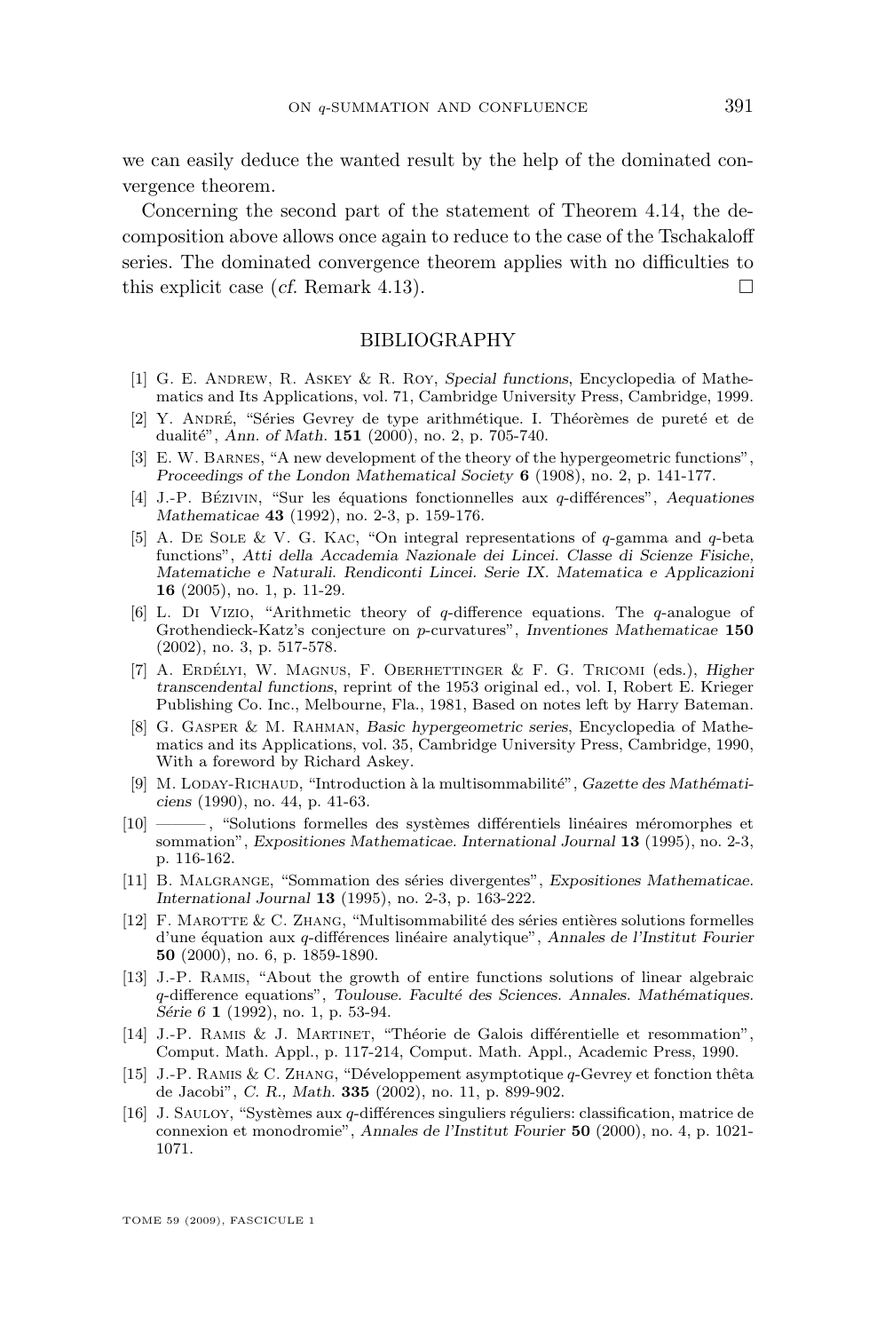we can easily deduce the wanted result by the help of the dominated convergence theorem.

Concerning the second part of the statement of Theorem 4.14, the decomposition above allows once again to reduce to the case of the Tschakaloff series. The dominated convergence theorem applies with no difficulties to this explicit case (*cf.* Remark 4.13). □

## BIBLIOGRAPHY

[1] G. E. Andrew, R. Askey & R. Roy, *Special functions*, Encyclopedia of Mathematics and Its Applications, vol. 71, Cambridge University Press, Cambridge, 1999.

[2] Y. André, "Séries Gevrey de type arithmétique. I. Théorèmes de pureté et de dualité", *Ann. of Math.* **151** (2000), no. 2, p. 705-740.

[3] E. W. Barnes, "A new development of the theory of the hypergeometric functions", *Proceedings of the London Mathematical Society* **6** (1908), no. 2, p. 141-177.

[4] J.-P. Bézivin, "Sur les équations fonctionnelles aux $q$-différences", *Aequationes Mathematicae* **43** (1992), no. 2-3, p. 159-176.

[5] A. De Sole & V. G. Kac, "On integral representations of $q$-gamma and $q$-beta functions", *Atti della Accademia Nazionale dei Lincei. Classe di Scienze Fisiche, Matematiche e Naturali. Rendiconti Lincei. Serie IX. Matematica e Applicazioni* **16** (2005), no. 1, p. 11-29.

[6] L. Di Vizio, "Arithmetic theory of $q$-difference equations. The $q$-analogue of Grothendieck-Katz's conjecture on $p$-curvatures", *Inventiones Mathematicae* **150** (2002), no. 3, p. 517-578.

[7] A. Erdélyi, W. Magnus, F. Oberhettinger & F. G. Tricomi (eds.), *Higher transcendental functions*, reprint of the 1953 original ed., vol. I, Robert E. Krieger Publishing Co. Inc., Melbourne, Fla., 1981, Based on notes left by Harry Bateman.

[8] G. Gasper & M. Rahman, *Basic hypergeometric series*, Encyclopedia of Mathematics and its Applications, vol. 35, Cambridge University Press, Cambridge, 1990, With a foreword by Richard Askey.

[9] M. Loday-Richaud, "Introduction à la multisommabilité", *Gazette des Mathématiciens* (1990), no. 44, p. 41-63.

[10] ———, "Solutions formelles des systèmes différentiels linéaires méromorphes et sommation", *Expositiones Mathematicae. International Journal* **13** (1995), no. 2-3, p. 116-162.

[11] B. Malgrange, "Sommation des séries divergentes", *Expositiones Mathematicae. International Journal* **13** (1995), no. 2-3, p. 163-222.

[12] F. Marotte & C. Zhang, "Multisommabilité des séries entières solutions formelles d'une équation aux $q$-différences linéaire analytique", *Annales de l'Institut Fourier* **50** (2000), no. 6, p. 1859-1890.

[13] J.-P. Ramis, "About the growth of entire functions solutions of linear algebraic $q$-difference equations", *Toulouse. Faculté des Sciences. Annales. Mathématiques. Série 6* **1** (1992), no. 1, p. 53-94.

[14] J.-P. Ramis & J. Martinet, "Théorie de Galois différentielle et resommation", Comput. Math. Appl., p. 117-214, Comput. Math. Appl., Academic Press, 1990.

[15] J.-P. Ramis & C. Zhang, "Développement asymptotique $q$-Gevrey et fonction thêta de Jacobi", *C. R., Math.* **335** (2002), no. 11, p. 899-902.

[16] J. Sauloy, "Systèmes aux $q$-différences singuliers réguliers: classification, matrice de connexion et monodromie", *Annales de l'Institut Fourier* **50** (2000), no. 4, p. 1021-1071.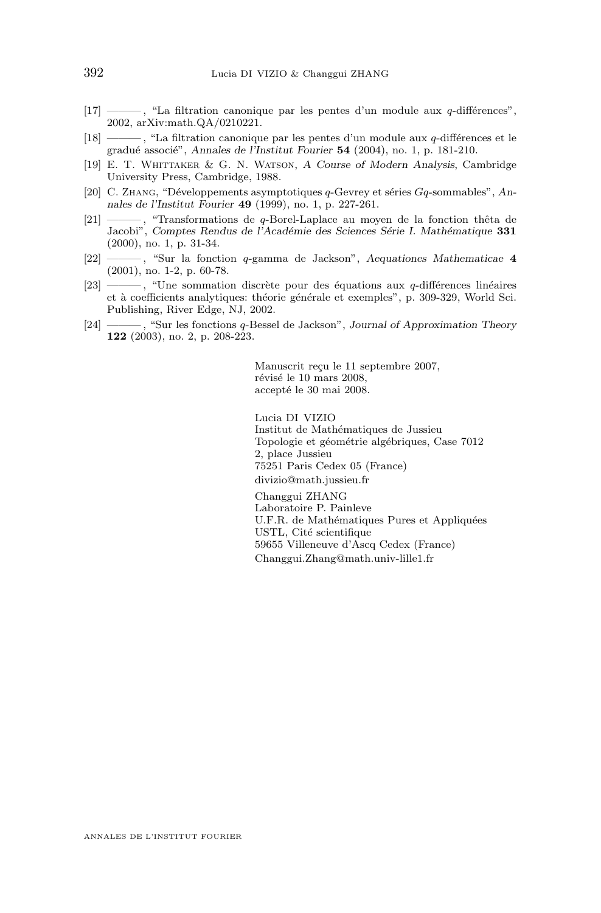[17] ———, "La filtration canonique par les pentes d'un module aux $q$-différences", 2002, arXiv:math.QA/0210221.

[18] ———, "La filtration canonique par les pentes d'un module aux $q$-différences et le gradué associé", *Annales de l'Institut Fourier* **54** (2004), no. 1, p. 181-210.

[19] E. T. Whittaker & G. N. Watson, *A Course of Modern Analysis*, Cambridge University Press, Cambridge, 1988.

[20] C. Zhang, "Développements asymptotiques $q$-Gevrey et séries $Gq$-sommables", *Annales de l'Institut Fourier* **49** (1999), no. 1, p. 227-261.

[21] ———, "Transformations de $q$-Borel-Laplace au moyen de la fonction thêta de Jacobi", *Comptes Rendus de l'Académie des Sciences Série I. Mathématique* **331** (2000), no. 1, p. 31-34.

[22] ———, "Sur la fonction $q$-gamma de Jackson", *Aequationes Mathematicae* **4** (2001), no. 1-2, p. 60-78.

[23] ———, "Une sommation discrète pour des équations aux $q$-différences linéaires et à coefficients analytiques: théorie générale et exemples", p. 309-329, World Sci. Publishing, River Edge, NJ, 2002.

[24] ———, "Sur les fonctions $q$-Bessel de Jackson", *Journal of Approximation Theory* **122** (2003), no. 2, p. 208-223.

Manuscrit reçu le 11 septembre 2007,
révisé le 10 mars 2008,
accepté le 30 mai 2008.

Lucia DI VIZIO
Institut de Mathématiques de Jussieu
Topologie et géométrie algébriques, Case 7012
2, place Jussieu
75251 Paris Cedex 05 (France)
divizio@math.jussieu.fr

Changgui ZHANG
Laboratoire P. Painleve
U.F.R. de Mathématiques Pures et Appliquées
USTL, Cité scientifique
59655 Villeneuve d'Ascq Cedex (France)
Changgui.Zhang@math.univ-lille1.fr